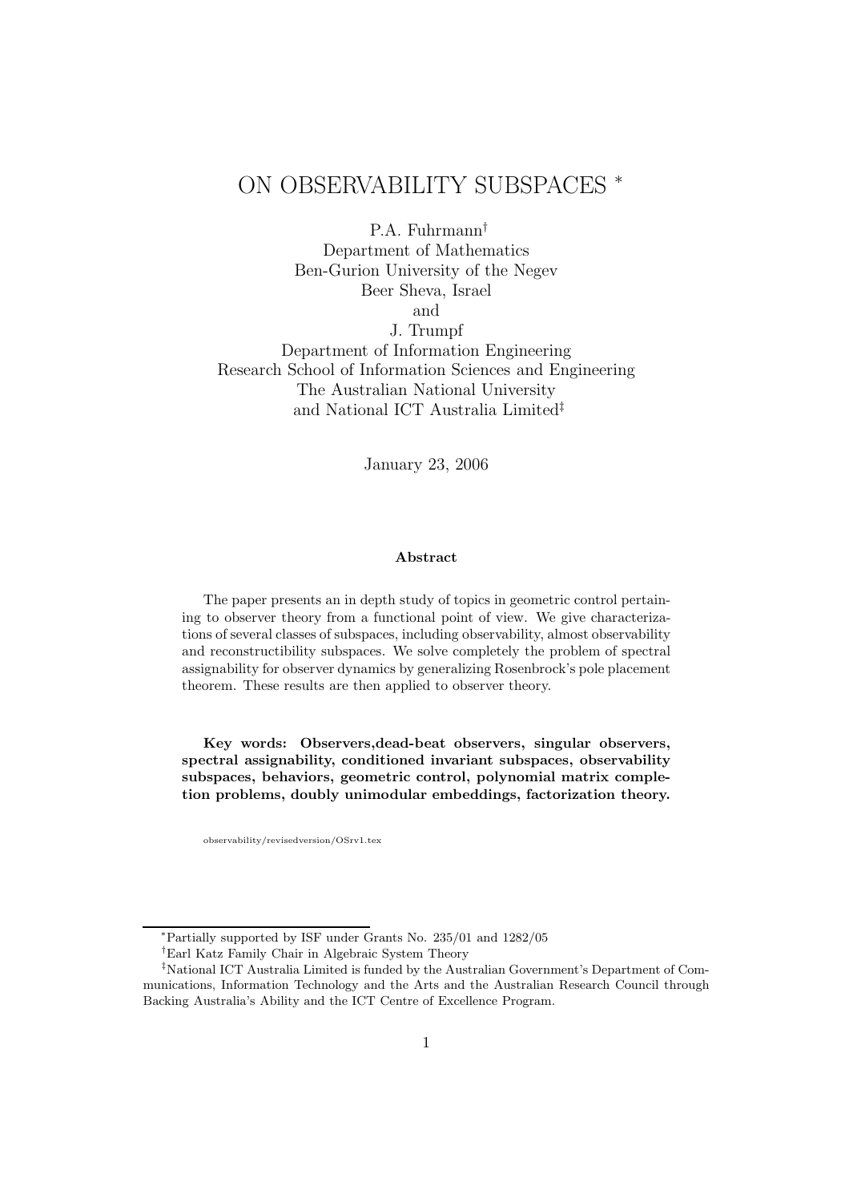# ON OBSERVABILITY SUBSPACES *

P.A. Fuhrmann†
Department of Mathematics
Ben-Gurion University of the Negev
Beer Sheva, Israel
and
J. Trumpf
Department of Information Engineering
Research School of Information Sciences and Engineering
The Australian National University
and National ICT Australia Limited‡

January 23, 2006

**Abstract**

The paper presents an in depth study of topics in geometric control pertaining to observer theory from a functional point of view. We give characterizations of several classes of subspaces, including observability, almost observability and reconstructibility subspaces. We solve completely the problem of spectral assignability for observer dynamics by generalizing Rosenbrock's pole placement theorem. These results are then applied to observer theory.

**Key words: Observers,dead-beat observers, singular observers, spectral assignability, conditioned invariant subspaces, observability subspaces, behaviors, geometric control, polynomial matrix completion problems, doubly unimodular embeddings, factorization theory.**

observability/revisedversion/OSrv1.tex

*Partially supported by ISF under Grants No. 235/01 and 1282/05

†Earl Katz Family Chair in Algebraic System Theory

‡National ICT Australia Limited is funded by the Australian Government's Department of Communications, Information Technology and the Arts and the Australian Research Council through Backing Australia's Ability and the ICT Centre of Excellence Program.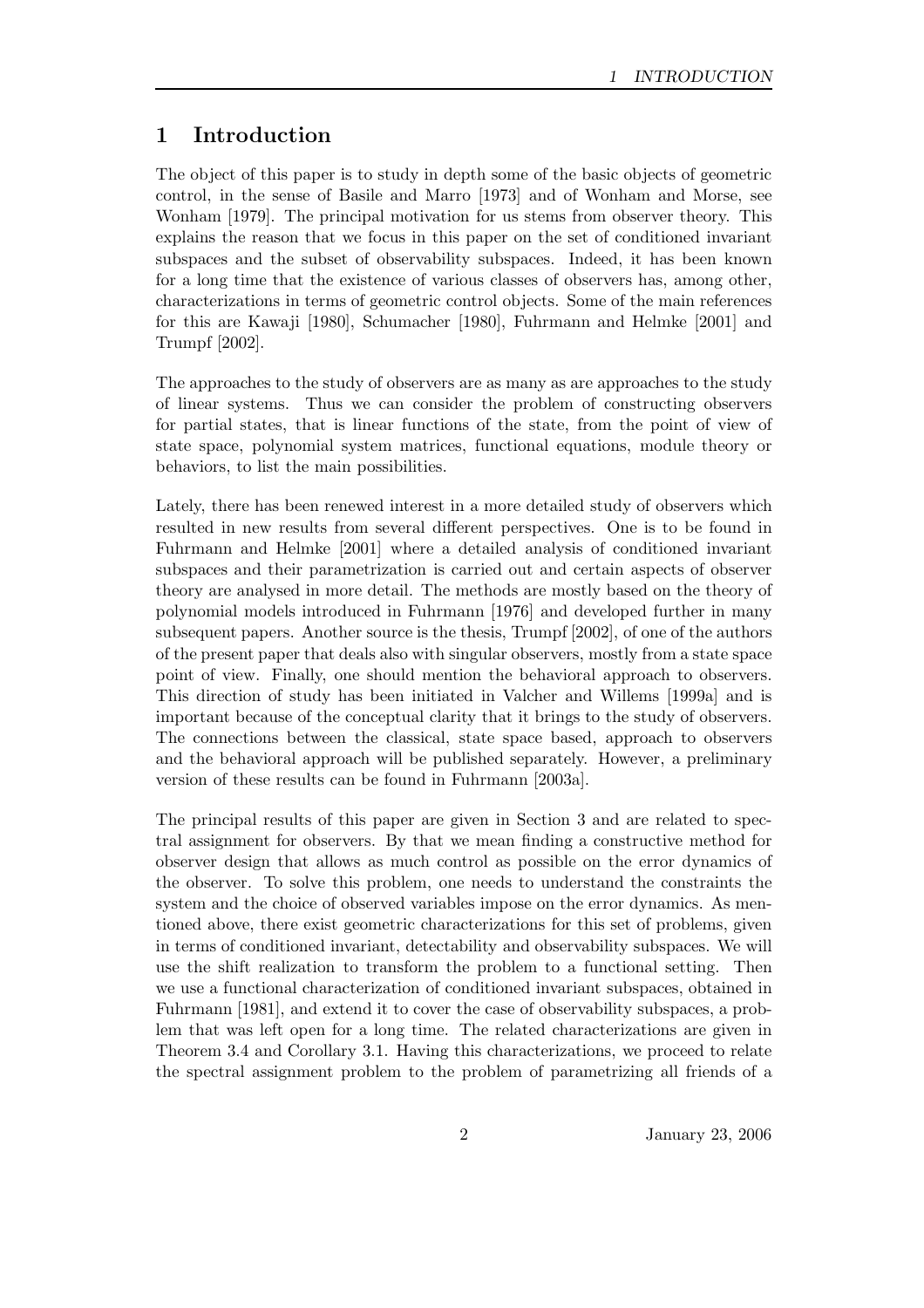# 1 Introduction

The object of this paper is to study in depth some of the basic objects of geometric control, in the sense of Basile and Marro [1973] and of Wonham and Morse, see Wonham [1979]. The principal motivation for us stems from observer theory. This explains the reason that we focus in this paper on the set of conditioned invariant subspaces and the subset of observability subspaces. Indeed, it has been known for a long time that the existence of various classes of observers has, among other, characterizations in terms of geometric control objects. Some of the main references for this are Kawaji [1980], Schumacher [1980], Fuhrmann and Helmke [2001] and Trumpf [2002].

The approaches to the study of observers are as many as are approaches to the study of linear systems. Thus we can consider the problem of constructing observers for partial states, that is linear functions of the state, from the point of view of state space, polynomial system matrices, functional equations, module theory or behaviors, to list the main possibilities.

Lately, there has been renewed interest in a more detailed study of observers which resulted in new results from several different perspectives. One is to be found in Fuhrmann and Helmke [2001] where a detailed analysis of conditioned invariant subspaces and their parametrization is carried out and certain aspects of observer theory are analysed in more detail. The methods are mostly based on the theory of polynomial models introduced in Fuhrmann [1976] and developed further in many subsequent papers. Another source is the thesis, Trumpf [2002], of one of the authors of the present paper that deals also with singular observers, mostly from a state space point of view. Finally, one should mention the behavioral approach to observers. This direction of study has been initiated in Valcher and Willems [1999a] and is important because of the conceptual clarity that it brings to the study of observers. The connections between the classical, state space based, approach to observers and the behavioral approach will be published separately. However, a preliminary version of these results can be found in Fuhrmann [2003a].

The principal results of this paper are given in Section 3 and are related to spectral assignment for observers. By that we mean finding a constructive method for observer design that allows as much control as possible on the error dynamics of the observer. To solve this problem, one needs to understand the constraints the system and the choice of observed variables impose on the error dynamics. As mentioned above, there exist geometric characterizations for this set of problems, given in terms of conditioned invariant, detectability and observability subspaces. We will use the shift realization to transform the problem to a functional setting. Then we use a functional characterization of conditioned invariant subspaces, obtained in Fuhrmann [1981], and extend it to cover the case of observability subspaces, a problem that was left open for a long time. The related characterizations are given in Theorem 3.4 and Corollary 3.1. Having this characterizations, we proceed to relate the spectral assignment problem to the problem of parametrizing all friends of a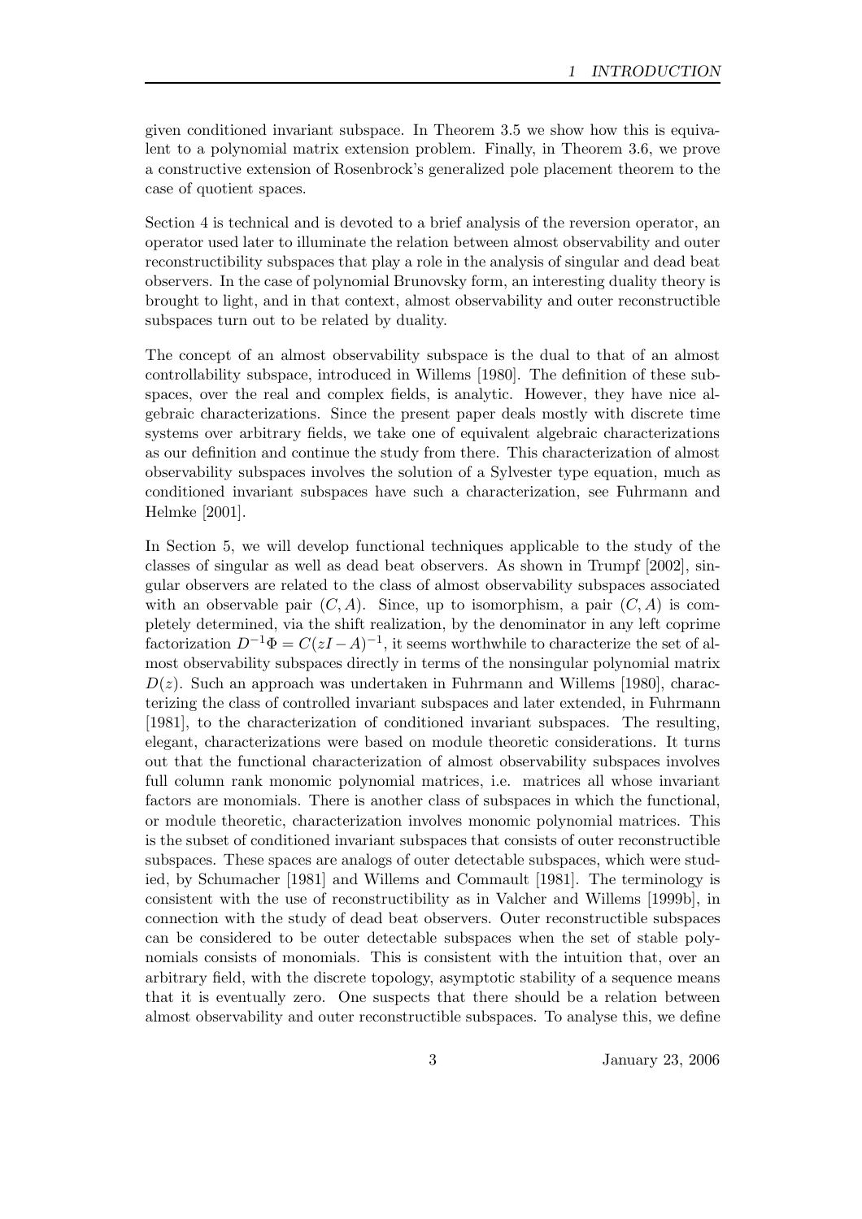given conditioned invariant subspace. In Theorem 3.5 we show how this is equivalent to a polynomial matrix extension problem. Finally, in Theorem 3.6, we prove a constructive extension of Rosenbrock's generalized pole placement theorem to the case of quotient spaces.

Section 4 is technical and is devoted to a brief analysis of the reversion operator, an operator used later to illuminate the relation between almost observability and outer reconstructibility subspaces that play a role in the analysis of singular and dead beat observers. In the case of polynomial Brunovsky form, an interesting duality theory is brought to light, and in that context, almost observability and outer reconstructible subspaces turn out to be related by duality.

The concept of an almost observability subspace is the dual to that of an almost controllability subspace, introduced in Willems [1980]. The definition of these subspaces, over the real and complex fields, is analytic. However, they have nice algebraic characterizations. Since the present paper deals mostly with discrete time systems over arbitrary fields, we take one of equivalent algebraic characterizations as our definition and continue the study from there. This characterization of almost observability subspaces involves the solution of a Sylvester type equation, much as conditioned invariant subspaces have such a characterization, see Fuhrmann and Helmke [2001].

In Section 5, we will develop functional techniques applicable to the study of the classes of singular as well as dead beat observers. As shown in Trumpf [2002], singular observers are related to the class of almost observability subspaces associated with an observable pair $(C, A)$. Since, up to isomorphism, a pair $(C, A)$ is completely determined, via the shift realization, by the denominator in any left coprime factorization $D^{-1}\Phi = C(zI - A)^{-1}$, it seems worthwhile to characterize the set of almost observability subspaces directly in terms of the nonsingular polynomial matrix $D(z)$. Such an approach was undertaken in Fuhrmann and Willems [1980], characterizing the class of controlled invariant subspaces and later extended, in Fuhrmann [1981], to the characterization of conditioned invariant subspaces. The resulting, elegant, characterizations were based on module theoretic considerations. It turns out that the functional characterization of almost observability subspaces involves full column rank monomic polynomial matrices, i.e. matrices all whose invariant factors are monomials. There is another class of subspaces in which the functional, or module theoretic, characterization involves monomic polynomial matrices. This is the subset of conditioned invariant subspaces that consists of outer reconstructible subspaces. These spaces are analogs of outer detectable subspaces, which were studied, by Schumacher [1981] and Willems and Commault [1981]. The terminology is consistent with the use of reconstructibility as in Valcher and Willems [1999b], in connection with the study of dead beat observers. Outer reconstructible subspaces can be considered to be outer detectable subspaces when the set of stable polynomials consists of monomials. This is consistent with the intuition that, over an arbitrary field, with the discrete topology, asymptotic stability of a sequence means that it is eventually zero. One suspects that there should be a relation between almost observability and outer reconstructible subspaces. To analyse this, we define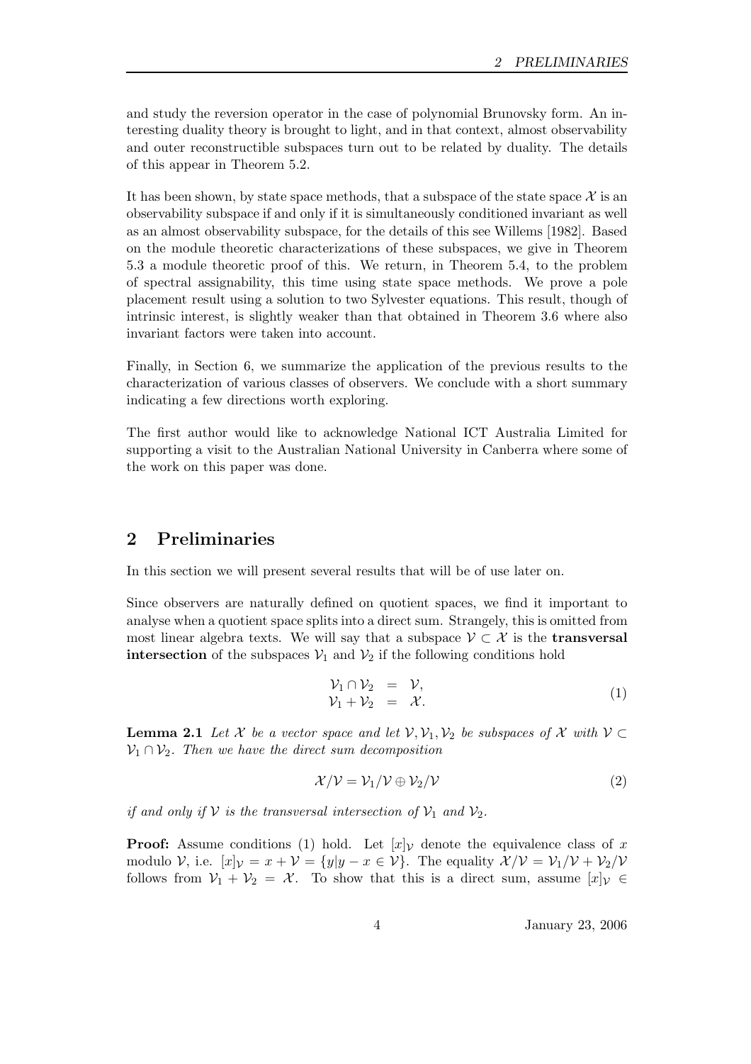and study the reversion operator in the case of polynomial Brunovsky form. An interesting duality theory is brought to light, and in that context, almost observability and outer reconstructible subspaces turn out to be related by duality. The details of this appear in Theorem 5.2.

It has been shown, by state space methods, that a subspace of the state space $\mathcal{X}$ is an observability subspace if and only if it is simultaneously conditioned invariant as well as an almost observability subspace, for the details of this see Willems [1982]. Based on the module theoretic characterizations of these subspaces, we give in Theorem 5.3 a module theoretic proof of this. We return, in Theorem 5.4, to the problem of spectral assignability, this time using state space methods. We prove a pole placement result using a solution to two Sylvester equations. This result, though of intrinsic interest, is slightly weaker than that obtained in Theorem 3.6 where also invariant factors were taken into account.

Finally, in Section 6, we summarize the application of the previous results to the characterization of various classes of observers. We conclude with a short summary indicating a few directions worth exploring.

The first author would like to acknowledge National ICT Australia Limited for supporting a visit to the Australian National University in Canberra where some of the work on this paper was done.

## 2 Preliminaries

In this section we will present several results that will be of use later on.

Since observers are naturally defined on quotient spaces, we find it important to analyse when a quotient space splits into a direct sum. Strangely, this is omitted from most linear algebra texts. We will say that a subspace $\mathcal{V} \subset \mathcal{X}$ is the **transversal intersection** of the subspaces $\mathcal{V}_1$ and $\mathcal{V}_2$ if the following conditions hold

$$\begin{aligned} \mathcal{V}_1 \cap \mathcal{V}_2 &= \mathcal{V}, \\ \mathcal{V}_1 + \mathcal{V}_2 &= \mathcal{X}. \end{aligned} \tag{1}$$

**Lemma 2.1** *Let $\mathcal{X}$ be a vector space and let $\mathcal{V}, \mathcal{V}_1, \mathcal{V}_2$ be subspaces of $\mathcal{X}$ with $\mathcal{V} \subset \mathcal{V}_1 \cap \mathcal{V}_2$. Then we have the direct sum decomposition*

$$\mathcal{X}/\mathcal{V} = \mathcal{V}_1/\mathcal{V} \oplus \mathcal{V}_2/\mathcal{V} \tag{2}$$

*if and only if $\mathcal{V}$ is the transversal intersection of $\mathcal{V}_1$ and $\mathcal{V}_2$.*

**Proof:** Assume conditions (1) hold. Let $[x]_{\mathcal{V}}$ denote the equivalence class of $x$ modulo $\mathcal{V}$, i.e. $[x]_{\mathcal{V}} = x + \mathcal{V} = \{y | y - x \in \mathcal{V}\}$. The equality $\mathcal{X}/\mathcal{V} = \mathcal{V}_1/\mathcal{V} + \mathcal{V}_2/\mathcal{V}$ follows from $\mathcal{V}_1 + \mathcal{V}_2 = \mathcal{X}$. To show that this is a direct sum, assume $[x]_{\mathcal{V}} \in$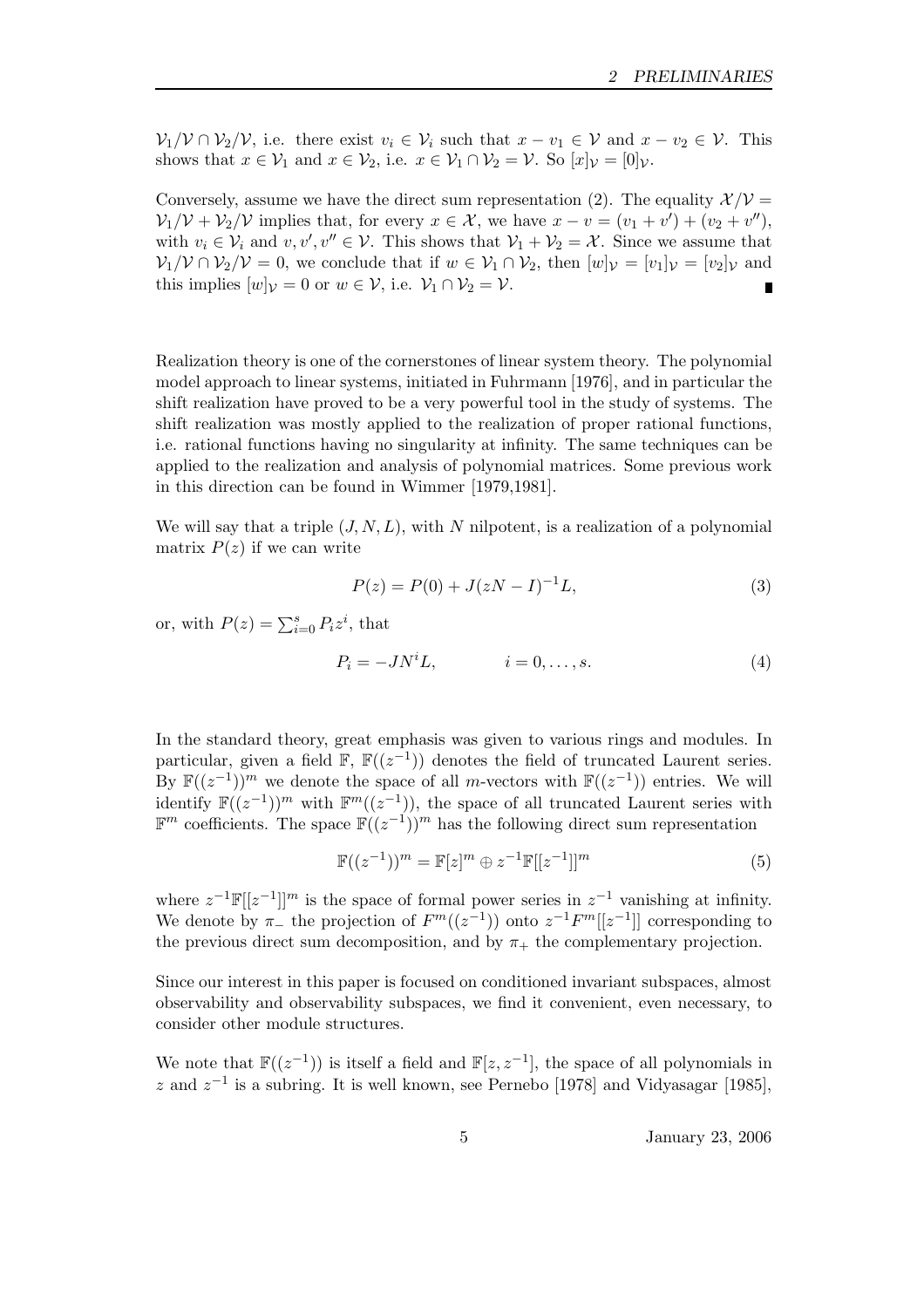$\mathcal{V}_1/\mathcal{V} \cap \mathcal{V}_2/\mathcal{V}$, i.e. there exist $v_i \in \mathcal{V}_i$ such that $x - v_1 \in \mathcal{V}$ and $x - v_2 \in \mathcal{V}$. This shows that $x \in \mathcal{V}_1$ and $x \in \mathcal{V}_2$, i.e. $x \in \mathcal{V}_1 \cap \mathcal{V}_2 = \mathcal{V}$. So $[x]_\mathcal{V} = [0]_\mathcal{V}$.

Conversely, assume we have the direct sum representation (2). The equality $\mathcal{X}/\mathcal{V} = \mathcal{V}_1/\mathcal{V} + \mathcal{V}_2/\mathcal{V}$ implies that, for every $x \in \mathcal{X}$, we have $x - v = (v_1 + v') + (v_2 + v'')$, with $v_i \in \mathcal{V}_i$ and $v, v', v'' \in \mathcal{V}$. This shows that $\mathcal{V}_1 + \mathcal{V}_2 = \mathcal{X}$. Since we assume that $\mathcal{V}_1/\mathcal{V} \cap \mathcal{V}_2/\mathcal{V} = 0$, we conclude that if $w \in \mathcal{V}_1 \cap \mathcal{V}_2$, then $[w]_\mathcal{V} = [v_1]_\mathcal{V} = [v_2]_\mathcal{V}$ and this implies $[w]_\mathcal{V} = 0$ or $w \in \mathcal{V}$, i.e. $\mathcal{V}_1 \cap \mathcal{V}_2 = \mathcal{V}$. ∎

Realization theory is one of the cornerstones of linear system theory. The polynomial model approach to linear systems, initiated in Fuhrmann [1976], and in particular the shift realization have proved to be a very powerful tool in the study of systems. The shift realization was mostly applied to the realization of proper rational functions, i.e. rational functions having no singularity at infinity. The same techniques can be applied to the realization and analysis of polynomial matrices. Some previous work in this direction can be found in Wimmer [1979,1981].

We will say that a triple $(J, N, L)$, with $N$ nilpotent, is a realization of a polynomial matrix $P(z)$ if we can write

$$P(z) = P(0) + J(zN - I)^{-1}L, \tag{3}$$

or, with $P(z) = \sum_{i=0}^{s} P_i z^i$, that

$$P_i = -JN^i L, \qquad i = 0, \ldots, s. \tag{4}$$

In the standard theory, great emphasis was given to various rings and modules. In particular, given a field $\mathbb{F}$, $\mathbb{F}((z^{-1}))$ denotes the field of truncated Laurent series. By $\mathbb{F}((z^{-1}))^m$ we denote the space of all $m$-vectors with $\mathbb{F}((z^{-1}))$ entries. We will identify $\mathbb{F}((z^{-1}))^m$ with $\mathbb{F}^m((z^{-1}))$, the space of all truncated Laurent series with $\mathbb{F}^m$ coefficients. The space $\mathbb{F}((z^{-1}))^m$ has the following direct sum representation

$$\mathbb{F}((z^{-1}))^m = \mathbb{F}[z]^m \oplus z^{-1}\mathbb{F}[[z^{-1}]]^m \tag{5}$$

where $z^{-1}\mathbb{F}[[z^{-1}]]^m$ is the space of formal power series in $z^{-1}$ vanishing at infinity. We denote by $\pi_-$ the projection of $F^m((z^{-1}))$ onto $z^{-1}F^m[[z^{-1}]]$ corresponding to the previous direct sum decomposition, and by $\pi_+$ the complementary projection.

Since our interest in this paper is focused on conditioned invariant subspaces, almost observability and observability subspaces, we find it convenient, even necessary, to consider other module structures.

We note that $\mathbb{F}((z^{-1}))$ is itself a field and $\mathbb{F}[z, z^{-1}]$, the space of all polynomials in $z$ and $z^{-1}$ is a subring. It is well known, see Pernebo [1978] and Vidyasagar [1985],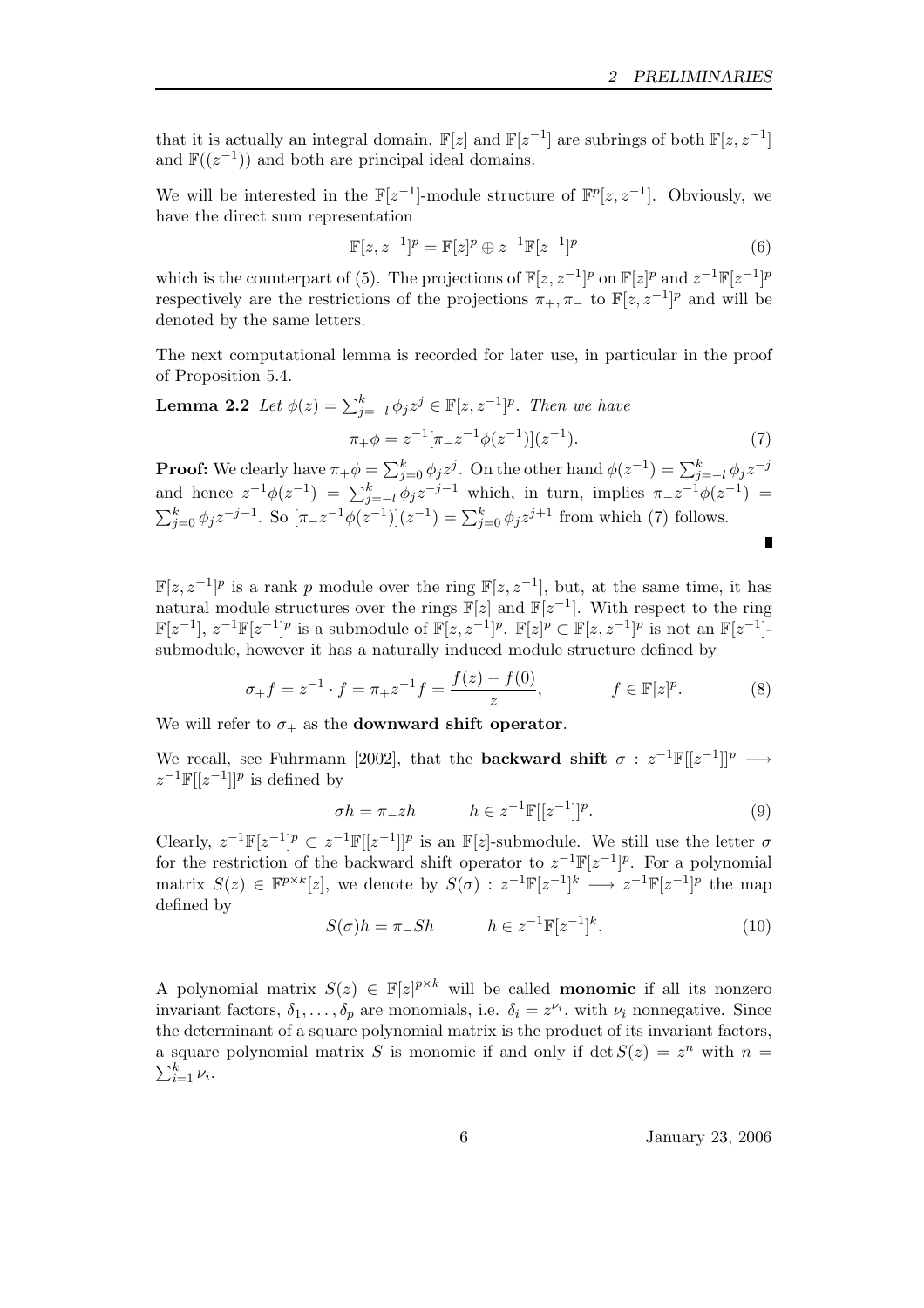that it is actually an integral domain. $\mathbb{F}[z]$ and $\mathbb{F}[z^{-1}]$ are subrings of both $\mathbb{F}[z, z^{-1}]$ and $\mathbb{F}((z^{-1}))$ and both are principal ideal domains.

We will be interested in the $\mathbb{F}[z^{-1}]$-module structure of $\mathbb{F}^p[z, z^{-1}]$. Obviously, we have the direct sum representation

$$\mathbb{F}[z, z^{-1}]^p = \mathbb{F}[z]^p \oplus z^{-1}\mathbb{F}[z^{-1}]^p \tag{6}$$

which is the counterpart of (5). The projections of $\mathbb{F}[z, z^{-1}]^p$ on $\mathbb{F}[z]^p$ and $z^{-1}\mathbb{F}[z^{-1}]^p$ respectively are the restrictions of the projections $\pi_+, \pi_-$ to $\mathbb{F}[z, z^{-1}]^p$ and will be denoted by the same letters.

The next computational lemma is recorded for later use, in particular in the proof of Proposition 5.4.

**Lemma 2.2** *Let $\phi(z) = \sum_{j=-l}^{k} \phi_j z^j \in \mathbb{F}[z, z^{-1}]^p$. Then we have*

$$\pi_+\phi = z^{-1}[\pi_- z^{-1}\phi(z^{-1})](z^{-1}). \tag{7}$$

**Proof:** We clearly have $\pi_+\phi = \sum_{j=0}^{k} \phi_j z^j$. On the other hand $\phi(z^{-1}) = \sum_{j=-l}^{k} \phi_j z^{-j}$ and hence $z^{-1}\phi(z^{-1}) = \sum_{j=-l}^{k} \phi_j z^{-j-1}$ which, in turn, implies $\pi_- z^{-1}\phi(z^{-1}) = \sum_{j=0}^{k} \phi_j z^{-j-1}$. So $[\pi_- z^{-1}\phi(z^{-1})](z^{-1}) = \sum_{j=0}^{k} \phi_j z^{j+1}$ from which (7) follows.

∎

$\mathbb{F}[z, z^{-1}]^p$ is a rank $p$ module over the ring $\mathbb{F}[z, z^{-1}]$, but, at the same time, it has natural module structures over the rings $\mathbb{F}[z]$ and $\mathbb{F}[z^{-1}]$. With respect to the ring $\mathbb{F}[z^{-1}]$, $z^{-1}\mathbb{F}[z^{-1}]^p$ is a submodule of $\mathbb{F}[z, z^{-1}]^p$. $\mathbb{F}[z]^p \subset \mathbb{F}[z, z^{-1}]^p$ is not an $\mathbb{F}[z^{-1}]$-submodule, however it has a naturally induced module structure defined by

$$\sigma_+ f = z^{-1} \cdot f = \pi_+ z^{-1} f = \frac{f(z) - f(0)}{z}, \qquad f \in \mathbb{F}[z]^p. \tag{8}$$

We will refer to $\sigma_+$ as the **downward shift operator**.

We recall, see Fuhrmann [2002], that the **backward shift** $\sigma : z^{-1}\mathbb{F}[[z^{-1}]]^p \longrightarrow z^{-1}\mathbb{F}[[z^{-1}]]^p$ is defined by

$$\sigma h = \pi_- z h \qquad h \in z^{-1}\mathbb{F}[[z^{-1}]]^p. \tag{9}$$

Clearly, $z^{-1}\mathbb{F}[z^{-1}]^p \subset z^{-1}\mathbb{F}[[z^{-1}]]^p$ is an $\mathbb{F}[z]$-submodule. We still use the letter $\sigma$ for the restriction of the backward shift operator to $z^{-1}\mathbb{F}[z^{-1}]^p$. For a polynomial matrix $S(z) \in \mathbb{F}^{p\times k}[z]$, we denote by $S(\sigma) : z^{-1}\mathbb{F}[z^{-1}]^k \longrightarrow z^{-1}\mathbb{F}[z^{-1}]^p$ the map defined by

$$S(\sigma)h = \pi_- S h \qquad h \in z^{-1}\mathbb{F}[z^{-1}]^k. \tag{10}$$

A polynomial matrix $S(z) \in \mathbb{F}[z]^{p\times k}$ will be called **monomic** if all its nonzero invariant factors, $\delta_1, \ldots, \delta_p$ are monomials, i.e. $\delta_i = z^{\nu_i}$, with $\nu_i$ nonnegative. Since the determinant of a square polynomial matrix is the product of its invariant factors, a square polynomial matrix $S$ is monomic if and only if $\det S(z) = z^n$ with $n = \sum_{i=1}^{k} \nu_i$.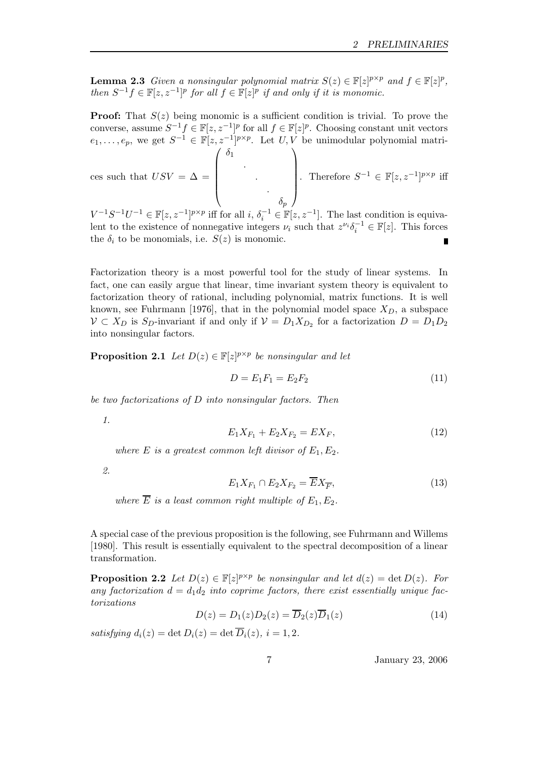**Lemma 2.3** *Given a nonsingular polynomial matrix $S(z) \in \mathbb{F}[z]^{p\times p}$ and $f \in \mathbb{F}[z]^p$, then $S^{-1}f \in \mathbb{F}[z, z^{-1}]^p$ for all $f \in \mathbb{F}[z]^p$ if and only if it is monomic.*

**Proof:** That $S(z)$ being monomic is a sufficient condition is trivial. To prove the converse, assume $S^{-1}f \in \mathbb{F}[z, z^{-1}]^p$ for all $f \in \mathbb{F}[z]^p$. Choosing constant unit vectors $e_1, \ldots, e_p$, we get $S^{-1} \in \mathbb{F}[z, z^{-1}]^{p\times p}$. Let $U, V$ be unimodular polynomial matrices such that $USV = \Delta = \begin{pmatrix} \delta_1 & & & & \\ & \cdot & & & \\ & & \cdot & & \\ & & & \cdot & \\ & & & & \delta_p \end{pmatrix}$. Therefore $S^{-1} \in \mathbb{F}[z, z^{-1}]^{p\times p}$ iff $V^{-1}S^{-1}U^{-1} \in \mathbb{F}[z, z^{-1}]^{p\times p}$ iff for all $i$, $\delta_i^{-1} \in \mathbb{F}[z, z^{-1}]$. The last condition is equivalent to the existence of nonnegative integers $\nu_i$ such that $z^{\nu_i}\delta_i^{-1} \in \mathbb{F}[z]$. This forces the $\delta_i$ to be monomials, i.e. $S(z)$ is monomic. ∎

Factorization theory is a most powerful tool for the study of linear systems. In fact, one can easily argue that linear, time invariant system theory is equivalent to factorization theory of rational, including polynomial, matrix functions. It is well known, see Fuhrmann [1976], that in the polynomial model space $X_D$, a subspace $\mathcal{V} \subset X_D$ is $S_D$-invariant if and only if $\mathcal{V} = D_1 X_{D_2}$ for a factorization $D = D_1 D_2$ into nonsingular factors.

**Proposition 2.1** *Let $D(z) \in \mathbb{F}[z]^{p\times p}$ be nonsingular and let*

$$D = E_1 F_1 = E_2 F_2 \tag{11}$$

*be two factorizations of $D$ into nonsingular factors. Then*

1. $$E_1 X_{F_1} + E_2 X_{F_2} = E X_F, \tag{12}$$

   *where $E$ is a greatest common left divisor of $E_1, E_2$.*

2. $$E_1 X_{F_1} \cap E_2 X_{F_2} = \overline{E} X_{\overline{F}}, \tag{13}$$

   *where $\overline{E}$ is a least common right multiple of $E_1, E_2$.*

A special case of the previous proposition is the following, see Fuhrmann and Willems [1980]. This result is essentially equivalent to the spectral decomposition of a linear transformation.

**Proposition 2.2** *Let $D(z) \in \mathbb{F}[z]^{p\times p}$ be nonsingular and let $d(z) = \det D(z)$. For any factorization $d = d_1 d_2$ into coprime factors, there exist essentially unique factorizations*

$$D(z) = D_1(z)D_2(z) = \overline{D}_2(z)\overline{D}_1(z) \tag{14}$$

*satisfying $d_i(z) = \det D_i(z) = \det \overline{D}_i(z)$, $i = 1, 2$.*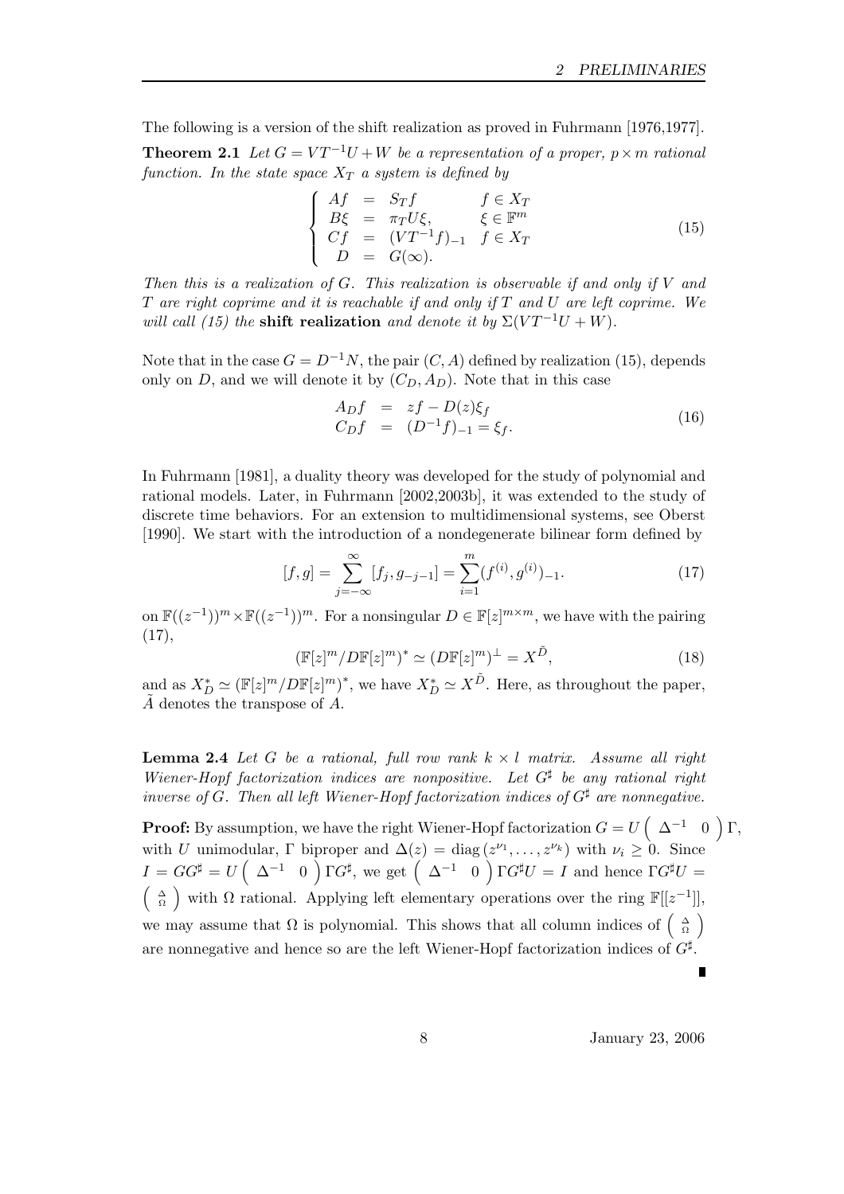The following is a version of the shift realization as proved in Fuhrmann [1976,1977].

**Theorem 2.1** *Let $G = VT^{-1}U + W$ be a representation of a proper, $p \times m$ rational function. In the state space $X_T$ a system is defined by*

$$
\begin{cases}
Af &= S_T f \qquad f \in X_T \\
B\xi &= \pi_T U \xi, \qquad \xi \in \mathbb{F}^m \\
Cf &= (VT^{-1}f)_{-1} \quad f \in X_T \\
D &= G(\infty).
\end{cases}
\tag{15}
$$

*Then this is a realization of $G$. This realization is observable if and only if $V$ and $T$ are right coprime and it is reachable if and only if $T$ and $U$ are left coprime. We will call (15) the* **shift realization** *and denote it by $\Sigma(VT^{-1}U + W)$.*

Note that in the case $G = D^{-1}N$, the pair $(C, A)$ defined by realization (15), depends only on $D$, and we will denote it by $(C_D, A_D)$. Note that in this case

$$
\begin{aligned}
A_D f &= zf - D(z)\xi_f \\
C_D f &= (D^{-1}f)_{-1} = \xi_f.
\end{aligned}
\tag{16}
$$

In Fuhrmann [1981], a duality theory was developed for the study of polynomial and rational models. Later, in Fuhrmann [2002,2003b], it was extended to the study of discrete time behaviors. For an extension to multidimensional systems, see Oberst [1990]. We start with the introduction of a nondegenerate bilinear form defined by

$$
[f, g] = \sum_{j=-\infty}^{\infty} [f_j, g_{-j-1}] = \sum_{i=1}^{m} (f^{(i)}, g^{(i)})_{-1}.
\tag{17}
$$

on $\mathbb{F}((z^{-1}))^m \times \mathbb{F}((z^{-1}))^m$. For a nonsingular $D \in \mathbb{F}[z]^{m \times m}$, we have with the pairing (17),

$$
(\mathbb{F}[z]^m / D\mathbb{F}[z]^m)^* \simeq (D\mathbb{F}[z]^m)^\perp = X^{\tilde{D}},
\tag{18}
$$

and as $X_D^* \simeq (\mathbb{F}[z]^m / D\mathbb{F}[z]^m)^*$, we have $X_D^* \simeq X^{\tilde{D}}$. Here, as throughout the paper, $\tilde{A}$ denotes the transpose of $A$.

**Lemma 2.4** *Let $G$ be a rational, full row rank $k \times l$ matrix. Assume all right Wiener-Hopf factorization indices are nonpositive. Let $G^\sharp$ be any rational right inverse of $G$. Then all left Wiener-Hopf factorization indices of $G^\sharp$ are nonnegative.*

**Proof:** By assumption, we have the right Wiener-Hopf factorization $G = U \begin{pmatrix} \Delta^{-1} & 0 \end{pmatrix} \Gamma$, with $U$ unimodular, $\Gamma$ biproper and $\Delta(z) = \operatorname{diag}(z^{\nu_1}, \ldots, z^{\nu_k})$ with $\nu_i \geq 0$. Since $I = GG^\sharp = U \begin{pmatrix} \Delta^{-1} & 0 \end{pmatrix} \Gamma G^\sharp$, we get $\begin{pmatrix} \Delta^{-1} & 0 \end{pmatrix} \Gamma G^\sharp U = I$ and hence $\Gamma G^\sharp U = \begin{pmatrix} \Delta \\ \Omega \end{pmatrix}$ with $\Omega$ rational. Applying left elementary operations over the ring $\mathbb{F}[[z^{-1}]]$, we may assume that $\Omega$ is polynomial. This shows that all column indices of $\begin{pmatrix} \Delta \\ \Omega \end{pmatrix}$ are nonnegative and hence so are the left Wiener-Hopf factorization indices of $G^\sharp$. ∎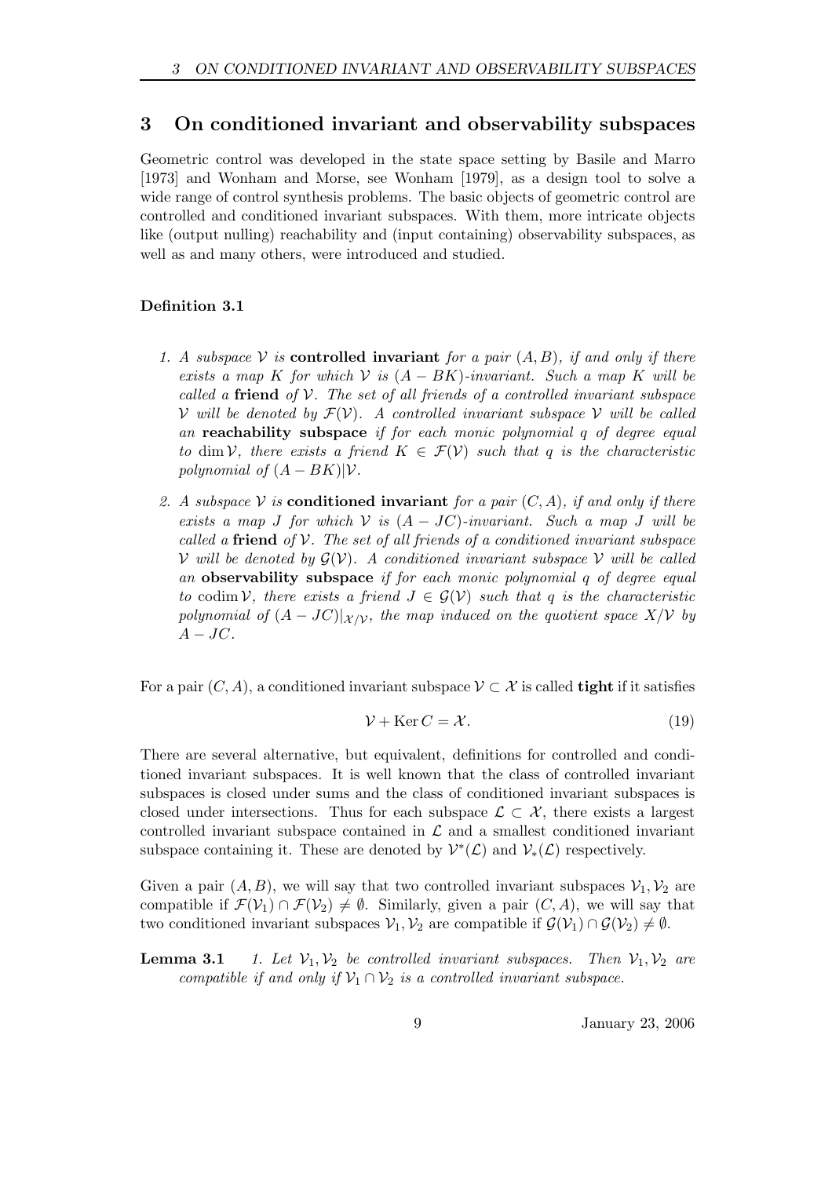## 3 On conditioned invariant and observability subspaces

Geometric control was developed in the state space setting by Basile and Marro [1973] and Wonham and Morse, see Wonham [1979], as a design tool to solve a wide range of control synthesis problems. The basic objects of geometric control are controlled and conditioned invariant subspaces. With them, more intricate objects like (output nulling) reachability and (input containing) observability subspaces, as well as and many others, were introduced and studied.

**Definition 3.1**

1. *A subspace $\mathcal{V}$ is* **controlled invariant** *for a pair $(A, B)$, if and only if there exists a map $K$ for which $\mathcal{V}$ is $(A - BK)$-invariant. Such a map $K$ will be called a* **friend** *of $\mathcal{V}$. The set of all friends of a controlled invariant subspace $\mathcal{V}$ will be denoted by $\mathcal{F}(\mathcal{V})$. A controlled invariant subspace $\mathcal{V}$ will be called an* **reachability subspace** *if for each monic polynomial $q$ of degree equal to $\dim \mathcal{V}$, there exists a friend $K \in \mathcal{F}(\mathcal{V})$ such that $q$ is the characteristic polynomial of $(A - BK)|\mathcal{V}$.*

2. *A subspace $\mathcal{V}$ is* **conditioned invariant** *for a pair $(C, A)$, if and only if there exists a map $J$ for which $\mathcal{V}$ is $(A - JC)$-invariant. Such a map $J$ will be called a* **friend** *of $\mathcal{V}$. The set of all friends of a conditioned invariant subspace $\mathcal{V}$ will be denoted by $\mathcal{G}(\mathcal{V})$. A conditioned invariant subspace $\mathcal{V}$ will be called an* **observability subspace** *if for each monic polynomial $q$ of degree equal to $\operatorname{codim} \mathcal{V}$, there exists a friend $J \in \mathcal{G}(\mathcal{V})$ such that $q$ is the characteristic polynomial of $(A - JC)|_{\mathcal{X}/\mathcal{V}}$, the map induced on the quotient space $X/\mathcal{V}$ by $A - JC$.*

For a pair $(C, A)$, a conditioned invariant subspace $\mathcal{V} \subset \mathcal{X}$ is called **tight** if it satisfies

$$\mathcal{V} + \operatorname{Ker} C = \mathcal{X}. \tag{19}$$

There are several alternative, but equivalent, definitions for controlled and conditioned invariant subspaces. It is well known that the class of controlled invariant subspaces is closed under sums and the class of conditioned invariant subspaces is closed under intersections. Thus for each subspace $\mathcal{L} \subset \mathcal{X}$, there exists a largest controlled invariant subspace contained in $\mathcal{L}$ and a smallest conditioned invariant subspace containing it. These are denoted by $\mathcal{V}^*(\mathcal{L})$ and $\mathcal{V}_*(\mathcal{L})$ respectively.

Given a pair $(A, B)$, we will say that two controlled invariant subspaces $\mathcal{V}_1, \mathcal{V}_2$ are compatible if $\mathcal{F}(\mathcal{V}_1) \cap \mathcal{F}(\mathcal{V}_2) \neq \emptyset$. Similarly, given a pair $(C, A)$, we will say that two conditioned invariant subspaces $\mathcal{V}_1, \mathcal{V}_2$ are compatible if $\mathcal{G}(\mathcal{V}_1) \cap \mathcal{G}(\mathcal{V}_2) \neq \emptyset$.

**Lemma 3.1** *1. Let $\mathcal{V}_1, \mathcal{V}_2$ be controlled invariant subspaces. Then $\mathcal{V}_1, \mathcal{V}_2$ are compatible if and only if $\mathcal{V}_1 \cap \mathcal{V}_2$ is a controlled invariant subspace.*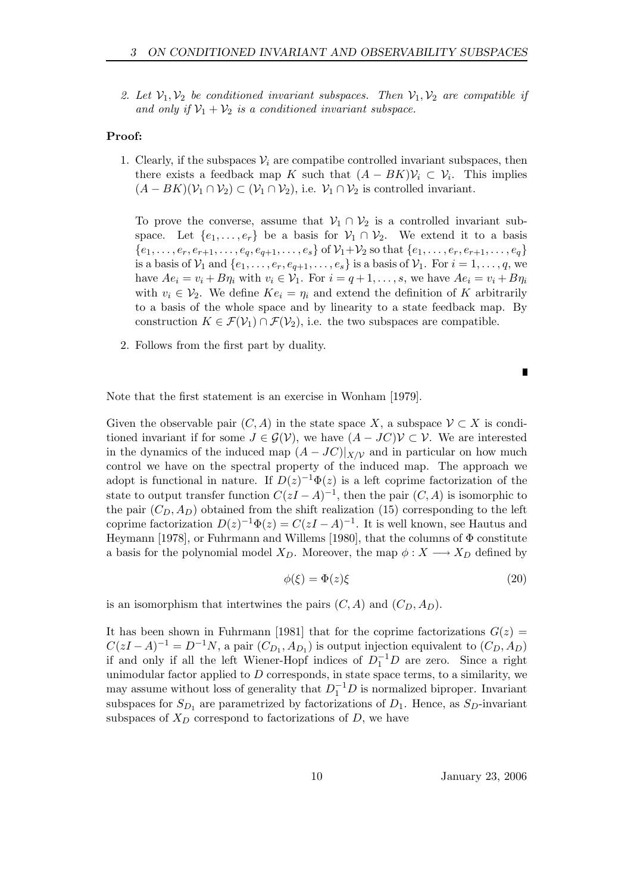2. *Let $\mathcal{V}_1, \mathcal{V}_2$ be conditioned invariant subspaces. Then $\mathcal{V}_1, \mathcal{V}_2$ are compatible if and only if $\mathcal{V}_1 + \mathcal{V}_2$ is a conditioned invariant subspace.*

**Proof:**

1. Clearly, if the subspaces $\mathcal{V}_i$ are compatibe controlled invariant subspaces, then there exists a feedback map $K$ such that $(A - BK)\mathcal{V}_i \subset \mathcal{V}_i$. This implies $(A - BK)(\mathcal{V}_1 \cap \mathcal{V}_2) \subset (\mathcal{V}_1 \cap \mathcal{V}_2)$, i.e. $\mathcal{V}_1 \cap \mathcal{V}_2$ is controlled invariant.

   To prove the converse, assume that $\mathcal{V}_1 \cap \mathcal{V}_2$ is a controlled invariant subspace. Let $\{e_1, \ldots, e_r\}$ be a basis for $\mathcal{V}_1 \cap \mathcal{V}_2$. We extend it to a basis $\{e_1, \ldots, e_r, e_{r+1}, \ldots, e_q, e_{q+1}, \ldots, e_s\}$ of $\mathcal{V}_1 + \mathcal{V}_2$ so that $\{e_1, \ldots, e_r, e_{r+1}, \ldots, e_q\}$ is a basis of $\mathcal{V}_1$ and $\{e_1, \ldots, e_r, e_{q+1}, \ldots, e_s\}$ is a basis of $\mathcal{V}_1$. For $i = 1, \ldots, q$, we have $Ae_i = v_i + B\eta_i$ with $v_i \in \mathcal{V}_1$. For $i = q+1, \ldots, s$, we have $Ae_i = v_i + B\eta_i$ with $v_i \in \mathcal{V}_2$. We define $Ke_i = \eta_i$ and extend the definition of $K$ arbitrarily to a basis of the whole space and by linearity to a state feedback map. By construction $K \in \mathcal{F}(\mathcal{V}_1) \cap \mathcal{F}(\mathcal{V}_2)$, i.e. the two subspaces are compatible.

2. Follows from the first part by duality.

∎

Note that the first statement is an exercise in Wonham [1979].

Given the observable pair $(C, A)$ in the state space $X$, a subspace $\mathcal{V} \subset X$ is conditioned invariant if for some $J \in \mathcal{G}(\mathcal{V})$, we have $(A - JC)\mathcal{V} \subset \mathcal{V}$. We are interested in the dynamics of the induced map $(A - JC)|_{X/\mathcal{V}}$ and in particular on how much control we have on the spectral property of the induced map. The approach we adopt is functional in nature. If $D(z)^{-1}\Phi(z)$ is a left coprime factorization of the state to output transfer function $C(zI - A)^{-1}$, then the pair $(C, A)$ is isomorphic to the pair $(C_D, A_D)$ obtained from the shift realization (15) corresponding to the left coprime factorization $D(z)^{-1}\Phi(z) = C(zI - A)^{-1}$. It is well known, see Hautus and Heymann [1978], or Fuhrmann and Willems [1980], that the columns of $\Phi$ constitute a basis for the polynomial model $X_D$. Moreover, the map $\phi : X \longrightarrow X_D$ defined by

$$\phi(\xi) = \Phi(z)\xi \tag{20}$$

is an isomorphism that intertwines the pairs $(C, A)$ and $(C_D, A_D)$.

It has been shown in Fuhrmann [1981] that for the coprime factorizations $G(z) = C(zI - A)^{-1} = D^{-1}N$, a pair $(C_{D_1}, A_{D_1})$ is output injection equivalent to $(C_D, A_D)$ if and only if all the left Wiener-Hopf indices of $D_1^{-1}D$ are zero. Since a right unimodular factor applied to $D$ corresponds, in state space terms, to a similarity, we may assume without loss of generality that $D_1^{-1}D$ is normalized biproper. Invariant subspaces for $S_{D_1}$ are parametrized by factorizations of $D_1$. Hence, as $S_D$-invariant subspaces of $X_D$ correspond to factorizations of $D$, we have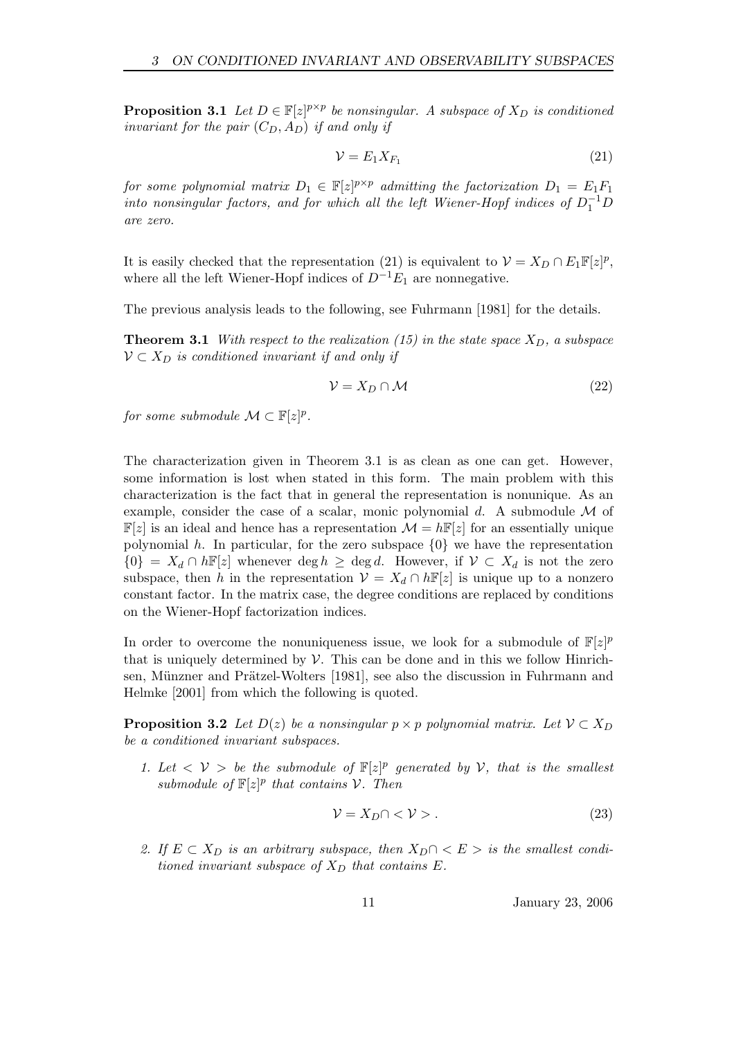**Proposition 3.1** *Let $D \in \mathbb{F}[z]^{p\times p}$ be nonsingular. A subspace of $X_D$ is conditioned invariant for the pair $(C_D, A_D)$ if and only if*

$$\mathcal{V} = E_1 X_{F_1} \tag{21}$$

*for some polynomial matrix $D_1 \in \mathbb{F}[z]^{p\times p}$ admitting the factorization $D_1 = E_1 F_1$ into nonsingular factors, and for which all the left Wiener-Hopf indices of $D_1^{-1}D$ are zero.*

It is easily checked that the representation (21) is equivalent to $\mathcal{V} = X_D \cap E_1\mathbb{F}[z]^p$, where all the left Wiener-Hopf indices of $D^{-1}E_1$ are nonnegative.

The previous analysis leads to the following, see Fuhrmann [1981] for the details.

**Theorem 3.1** *With respect to the realization (15) in the state space $X_D$, a subspace $\mathcal{V} \subset X_D$ is conditioned invariant if and only if*

$$\mathcal{V} = X_D \cap \mathcal{M} \tag{22}$$

*for some submodule $\mathcal{M} \subset \mathbb{F}[z]^p$.*

The characterization given in Theorem 3.1 is as clean as one can get. However, some information is lost when stated in this form. The main problem with this characterization is the fact that in general the representation is nonunique. As an example, consider the case of a scalar, monic polynomial $d$. A submodule $\mathcal{M}$ of $\mathbb{F}[z]$ is an ideal and hence has a representation $\mathcal{M} = h\mathbb{F}[z]$ for an essentially unique polynomial $h$. In particular, for the zero subspace $\{0\}$ we have the representation $\{0\} = X_d \cap h\mathbb{F}[z]$ whenever $\deg h \geq \deg d$. However, if $\mathcal{V} \subset X_d$ is not the zero subspace, then $h$ in the representation $\mathcal{V} = X_d \cap h\mathbb{F}[z]$ is unique up to a nonzero constant factor. In the matrix case, the degree conditions are replaced by conditions on the Wiener-Hopf factorization indices.

In order to overcome the nonuniqueness issue, we look for a submodule of $\mathbb{F}[z]^p$ that is uniquely determined by $\mathcal{V}$. This can be done and in this we follow Hinrichsen, Münzner and Prätzel-Wolters [1981], see also the discussion in Fuhrmann and Helmke [2001] from which the following is quoted.

**Proposition 3.2** *Let $D(z)$ be a nonsingular $p \times p$ polynomial matrix. Let $\mathcal{V} \subset X_D$ be a conditioned invariant subspaces.*

1. *Let $< \mathcal{V} >$ be the submodule of $\mathbb{F}[z]^p$ generated by $\mathcal{V}$, that is the smallest submodule of $\mathbb{F}[z]^p$ that contains $\mathcal{V}$. Then*

$$\mathcal{V} = X_D \cap < \mathcal{V} > . \tag{23}$$

2. *If $E \subset X_D$ is an arbitrary subspace, then $X_D \cap < E >$ is the smallest conditioned invariant subspace of $X_D$ that contains $E$.*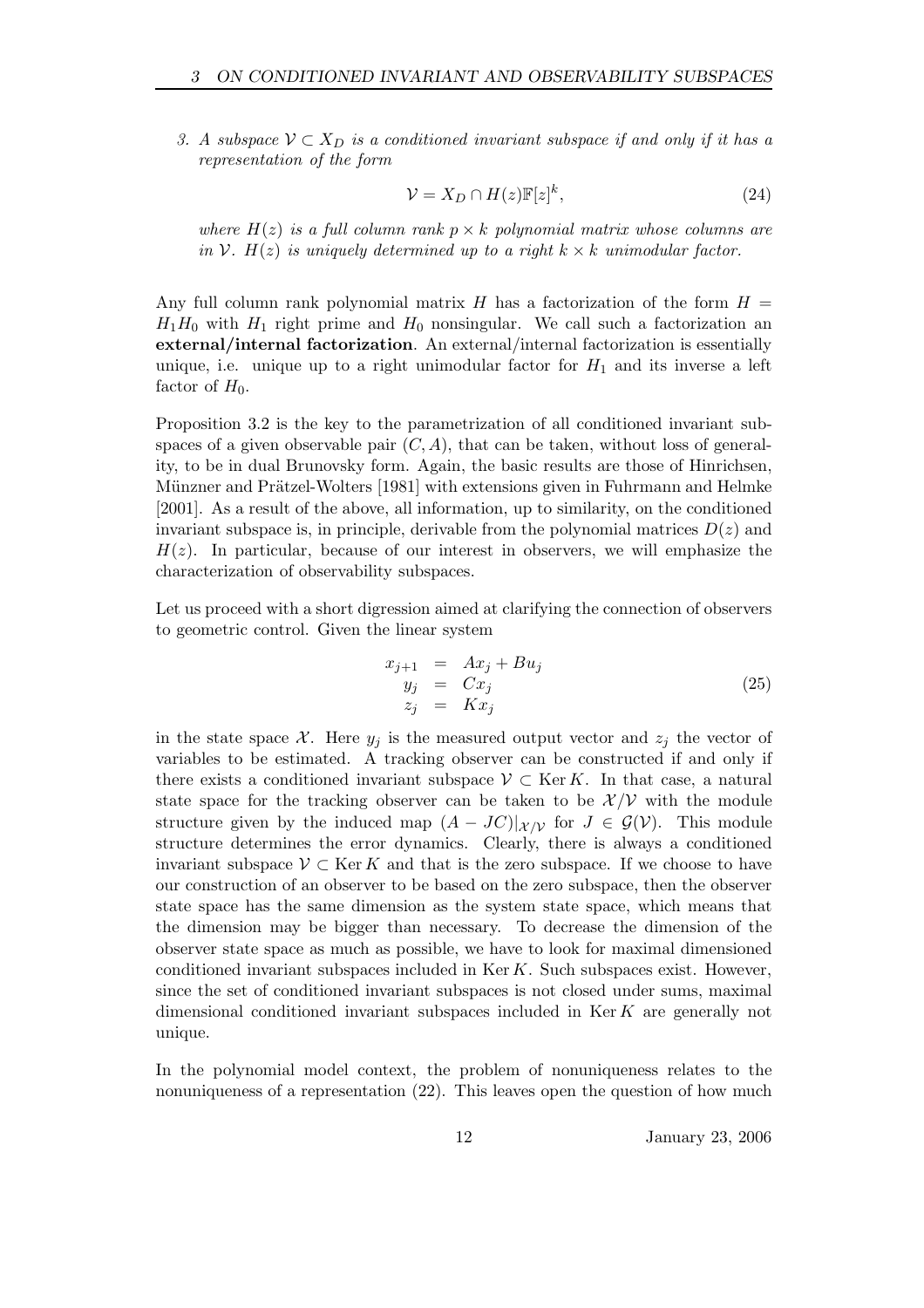3. *A subspace $\mathcal{V} \subset X_D$ is a conditioned invariant subspace if and only if it has a representation of the form*

$$\mathcal{V} = X_D \cap H(z)\mathbb{F}[z]^k, \tag{24}$$

*where $H(z)$ is a full column rank $p \times k$ polynomial matrix whose columns are in $\mathcal{V}$. $H(z)$ is uniquely determined up to a right $k \times k$ unimodular factor.*

Any full column rank polynomial matrix $H$ has a factorization of the form $H = H_1 H_0$ with $H_1$ right prime and $H_0$ nonsingular. We call such a factorization an **external/internal factorization**. An external/internal factorization is essentially unique, i.e. unique up to a right unimodular factor for $H_1$ and its inverse a left factor of $H_0$.

Proposition 3.2 is the key to the parametrization of all conditioned invariant subspaces of a given observable pair $(C, A)$, that can be taken, without loss of generality, to be in dual Brunovsky form. Again, the basic results are those of Hinrichsen, Münzner and Prätzel-Wolters [1981] with extensions given in Fuhrmann and Helmke [2001]. As a result of the above, all information, up to similarity, on the conditioned invariant subspace is, in principle, derivable from the polynomial matrices $D(z)$ and $H(z)$. In particular, because of our interest in observers, we will emphasize the characterization of observability subspaces.

Let us proceed with a short digression aimed at clarifying the connection of observers to geometric control. Given the linear system

$$\begin{array}{rcl} x_{j+1} & = & Ax_j + Bu_j \\ y_j & = & Cx_j \\ z_j & = & Kx_j \end{array} \tag{25}$$

in the state space $\mathcal{X}$. Here $y_j$ is the measured output vector and $z_j$ the vector of variables to be estimated. A tracking observer can be constructed if and only if there exists a conditioned invariant subspace $\mathcal{V} \subset \operatorname{Ker} K$. In that case, a natural state space for the tracking observer can be taken to be $\mathcal{X}/\mathcal{V}$ with the module structure given by the induced map $(A - JC)|_{\mathcal{X}/\mathcal{V}}$ for $J \in \mathcal{G}(\mathcal{V})$. This module structure determines the error dynamics. Clearly, there is always a conditioned invariant subspace $\mathcal{V} \subset \operatorname{Ker} K$ and that is the zero subspace. If we choose to have our construction of an observer to be based on the zero subspace, then the observer state space has the same dimension as the system state space, which means that the dimension may be bigger than necessary. To decrease the dimension of the observer state space as much as possible, we have to look for maximal dimensioned conditioned invariant subspaces included in $\operatorname{Ker} K$. Such subspaces exist. However, since the set of conditioned invariant subspaces is not closed under sums, maximal dimensional conditioned invariant subspaces included in $\operatorname{Ker} K$ are generally not unique.

In the polynomial model context, the problem of nonuniqueness relates to the nonuniqueness of a representation (22). This leaves open the question of how much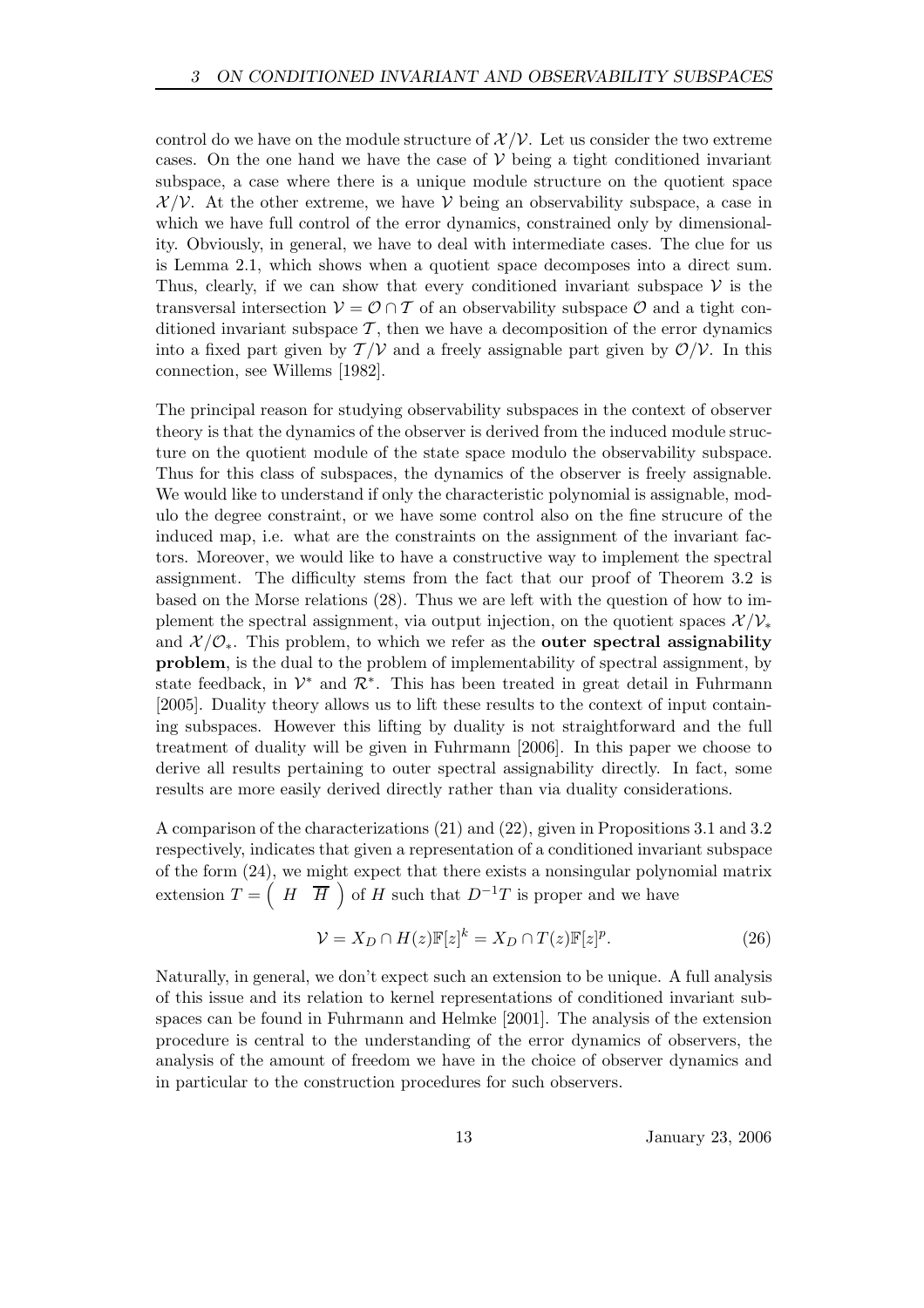control do we have on the module structure of $\mathcal{X}/\mathcal{V}$. Let us consider the two extreme cases. On the one hand we have the case of $\mathcal{V}$ being a tight conditioned invariant subspace, a case where there is a unique module structure on the quotient space $\mathcal{X}/\mathcal{V}$. At the other extreme, we have $\mathcal{V}$ being an observability subspace, a case in which we have full control of the error dynamics, constrained only by dimensionality. Obviously, in general, we have to deal with intermediate cases. The clue for us is Lemma 2.1, which shows when a quotient space decomposes into a direct sum. Thus, clearly, if we can show that every conditioned invariant subspace $\mathcal{V}$ is the transversal intersection $\mathcal{V} = \mathcal{O} \cap \mathcal{T}$ of an observability subspace $\mathcal{O}$ and a tight conditioned invariant subspace $\mathcal{T}$, then we have a decomposition of the error dynamics into a fixed part given by $\mathcal{T}/\mathcal{V}$ and a freely assignable part given by $\mathcal{O}/\mathcal{V}$. In this connection, see Willems [1982].

The principal reason for studying observability subspaces in the context of observer theory is that the dynamics of the observer is derived from the induced module structure on the quotient module of the state space modulo the observability subspace. Thus for this class of subspaces, the dynamics of the observer is freely assignable. We would like to understand if only the characteristic polynomial is assignable, modulo the degree constraint, or we have some control also on the fine strucure of the induced map, i.e. what are the constraints on the assignment of the invariant factors. Moreover, we would like to have a constructive way to implement the spectral assignment. The difficulty stems from the fact that our proof of Theorem 3.2 is based on the Morse relations (28). Thus we are left with the question of how to implement the spectral assignment, via output injection, on the quotient spaces $\mathcal{X}/\mathcal{V}_*$ and $\mathcal{X}/\mathcal{O}_*$. This problem, to which we refer as the **outer spectral assignability problem**, is the dual to the problem of implementability of spectral assignment, by state feedback, in $\mathcal{V}^*$ and $\mathcal{R}^*$. This has been treated in great detail in Fuhrmann [2005]. Duality theory allows us to lift these results to the context of input containing subspaces. However this lifting by duality is not straightforward and the full treatment of duality will be given in Fuhrmann [2006]. In this paper we choose to derive all results pertaining to outer spectral assignability directly. In fact, some results are more easily derived directly rather than via duality considerations.

A comparison of the characterizations (21) and (22), given in Propositions 3.1 and 3.2 respectively, indicates that given a representation of a conditioned invariant subspace of the form (24), we might expect that there exists a nonsingular polynomial matrix extension $T = \begin{pmatrix} H & \overline{H} \end{pmatrix}$ of $H$ such that $D^{-1}T$ is proper and we have

$$\mathcal{V} = X_D \cap H(z)\mathbb{F}[z]^k = X_D \cap T(z)\mathbb{F}[z]^p. \tag{26}$$

Naturally, in general, we don't expect such an extension to be unique. A full analysis of this issue and its relation to kernel representations of conditioned invariant subspaces can be found in Fuhrmann and Helmke [2001]. The analysis of the extension procedure is central to the understanding of the error dynamics of observers, the analysis of the amount of freedom we have in the choice of observer dynamics and in particular to the construction procedures for such observers.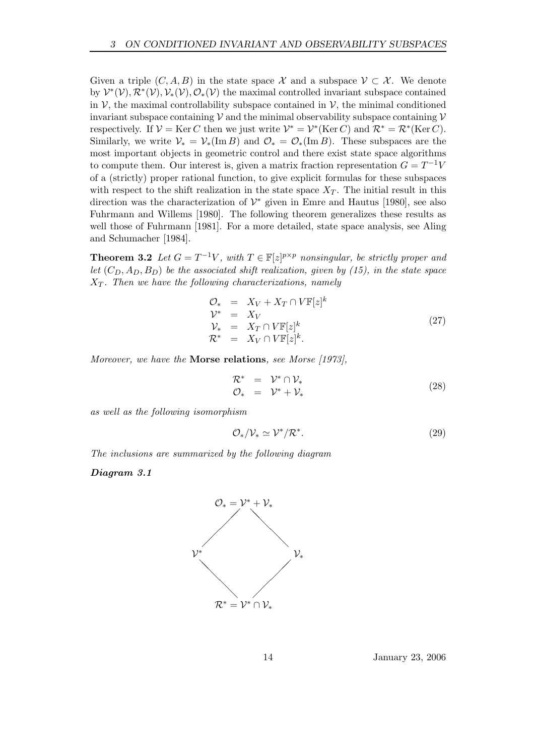Given a triple $(C, A, B)$ in the state space $\mathcal{X}$ and a subspace $\mathcal{V} \subset \mathcal{X}$. We denote by $\mathcal{V}^*(\mathcal{V}), \mathcal{R}^*(\mathcal{V}), \mathcal{V}_*(\mathcal{V}), \mathcal{O}_*(\mathcal{V})$ the maximal controlled invariant subspace contained in $\mathcal{V}$, the maximal controllability subspace contained in $\mathcal{V}$, the minimal conditioned invariant subspace containing $\mathcal{V}$ and the minimal observability subspace containing $\mathcal{V}$ respectively. If $\mathcal{V} = \operatorname{Ker} C$ then we just write $\mathcal{V}^* = \mathcal{V}^*(\operatorname{Ker} C)$ and $\mathcal{R}^* = \mathcal{R}^*(\operatorname{Ker} C)$. Similarly, we write $\mathcal{V}_* = \mathcal{V}_*(\operatorname{Im} B)$ and $\mathcal{O}_* = \mathcal{O}_*(\operatorname{Im} B)$. These subspaces are the most important objects in geometric control and there exist state space algorithms to compute them. Our interest is, given a matrix fraction representation $G = T^{-1}V$ of a (strictly) proper rational function, to give explicit formulas for these subspaces with respect to the shift realization in the state space $X_T$. The initial result in this direction was the characterization of $\mathcal{V}^*$ given in Emre and Hautus [1980], see also Fuhrmann and Willems [1980]. The following theorem generalizes these results as well those of Fuhrmann [1981]. For a more detailed, state space analysis, see Aling and Schumacher [1984].

**Theorem 3.2** *Let $G = T^{-1}V$, with $T \in \mathbb{F}[z]^{p \times p}$ nonsingular, be strictly proper and let $(C_D, A_D, B_D)$ be the associated shift realization, given by (15), in the state space $X_T$. Then we have the following characterizations, namely*

$$
\begin{array}{rcl}
\mathcal{O}_* & = & X_V + X_T \cap V\mathbb{F}[z]^k \\
\mathcal{V}^* & = & X_V \\
\mathcal{V}_* & = & X_T \cap V\mathbb{F}[z]^k \\
\mathcal{R}^* & = & X_V \cap V\mathbb{F}[z]^k.
\end{array}
\tag{27}
$$

*Moreover, we have the* **Morse relations***, see Morse [1973],*

$$
\begin{array}{rcl}
\mathcal{R}^* & = & \mathcal{V}^* \cap \mathcal{V}_* \\
\mathcal{O}_* & = & \mathcal{V}^* + \mathcal{V}_*
\end{array}
\tag{28}
$$

*as well as the following isomorphism*

$$
\mathcal{O}_*/\mathcal{V}_* \simeq \mathcal{V}^*/\mathcal{R}^*. \tag{29}
$$

*The inclusions are summarized by the following diagram*

***Diagram 3.1***

$$
\begin{array}{ccccc}
 & & \mathcal{O}_* = \mathcal{V}^* + \mathcal{V}_* & & \\
 & \diagup & & \diagdown & \\
\mathcal{V}^* & & & & \mathcal{V}_* \\
 & \diagdown & & \diagup & \\
 & & \mathcal{R}^* = \mathcal{V}^* \cap \mathcal{V}_* & &
\end{array}
$$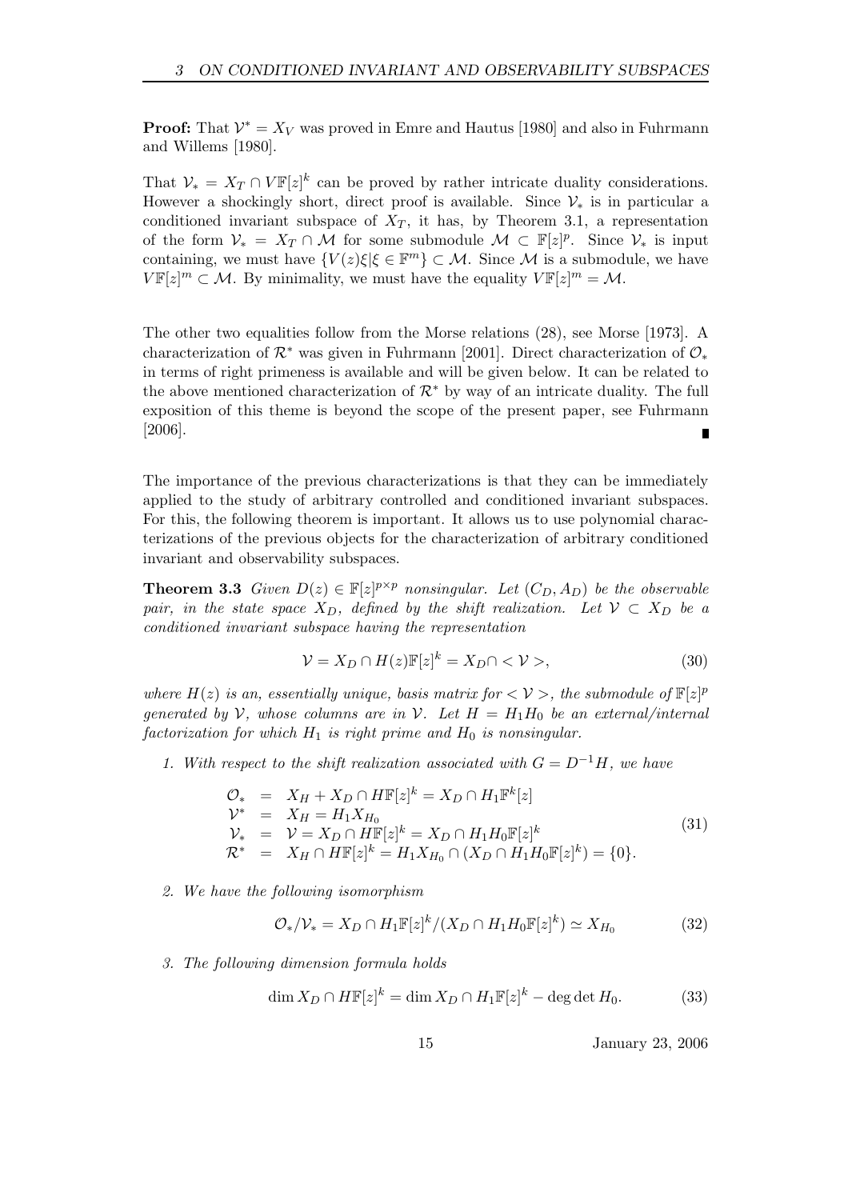**Proof:** That $\mathcal{V}^* = X_V$ was proved in Emre and Hautus [1980] and also in Fuhrmann and Willems [1980].

That $\mathcal{V}_* = X_T \cap V\mathbb{F}[z]^k$ can be proved by rather intricate duality considerations. However a shockingly short, direct proof is available. Since $\mathcal{V}_*$ is in particular a conditioned invariant subspace of $X_T$, it has, by Theorem 3.1, a representation of the form $\mathcal{V}_* = X_T \cap \mathcal{M}$ for some submodule $\mathcal{M} \subset \mathbb{F}[z]^p$. Since $\mathcal{V}_*$ is input containing, we must have $\{V(z)\xi | \xi \in \mathbb{F}^m\} \subset \mathcal{M}$. Since $\mathcal{M}$ is a submodule, we have $V\mathbb{F}[z]^m \subset \mathcal{M}$. By minimality, we must have the equality $V\mathbb{F}[z]^m = \mathcal{M}$.

The other two equalities follow from the Morse relations (28), see Morse [1973]. A characterization of $\mathcal{R}^*$ was given in Fuhrmann [2001]. Direct characterization of $\mathcal{O}_*$ in terms of right primeness is available and will be given below. It can be related to the above mentioned characterization of $\mathcal{R}^*$ by way of an intricate duality. The full exposition of this theme is beyond the scope of the present paper, see Fuhrmann [2006]. ∎

The importance of the previous characterizations is that they can be immediately applied to the study of arbitrary controlled and conditioned invariant subspaces. For this, the following theorem is important. It allows us to use polynomial characterizations of the previous objects for the characterization of arbitrary conditioned invariant and observability subspaces.

**Theorem 3.3** *Given $D(z) \in \mathbb{F}[z]^{p\times p}$ nonsingular. Let $(C_D, A_D)$ be the observable pair, in the state space $X_D$, defined by the shift realization. Let $\mathcal{V} \subset X_D$ be a conditioned invariant subspace having the representation*

$$\mathcal{V} = X_D \cap H(z)\mathbb{F}[z]^k = X_D \cap <\mathcal{V}>, \tag{30}$$

*where $H(z)$ is an, essentially unique, basis matrix for $<\mathcal{V}>$, the submodule of $\mathbb{F}[z]^p$ generated by $\mathcal{V}$, whose columns are in $\mathcal{V}$. Let $H = H_1 H_0$ be an external/internal factorization for which $H_1$ is right prime and $H_0$ is nonsingular.*

1. *With respect to the shift realization associated with $G = D^{-1}H$, we have*

$$\begin{array}{rcl} \mathcal{O}_* & = & X_H + X_D \cap H\mathbb{F}[z]^k = X_D \cap H_1\mathbb{F}^k[z] \\ \mathcal{V}^* & = & X_H = H_1 X_{H_0} \\ \mathcal{V}_* & = & \mathcal{V} = X_D \cap H\mathbb{F}[z]^k = X_D \cap H_1 H_0 \mathbb{F}[z]^k \\ \mathcal{R}^* & = & X_H \cap H\mathbb{F}[z]^k = H_1 X_{H_0} \cap (X_D \cap H_1 H_0 \mathbb{F}[z]^k) = \{0\}. \end{array} \tag{31}$$

2. *We have the following isomorphism*

$$\mathcal{O}_*/\mathcal{V}_* = X_D \cap H_1\mathbb{F}[z]^k / (X_D \cap H_1 H_0 \mathbb{F}[z]^k) \simeq X_{H_0} \tag{32}$$

3. *The following dimension formula holds*

$$\dim X_D \cap H\mathbb{F}[z]^k = \dim X_D \cap H_1\mathbb{F}[z]^k - \deg\det H_0. \tag{33}$$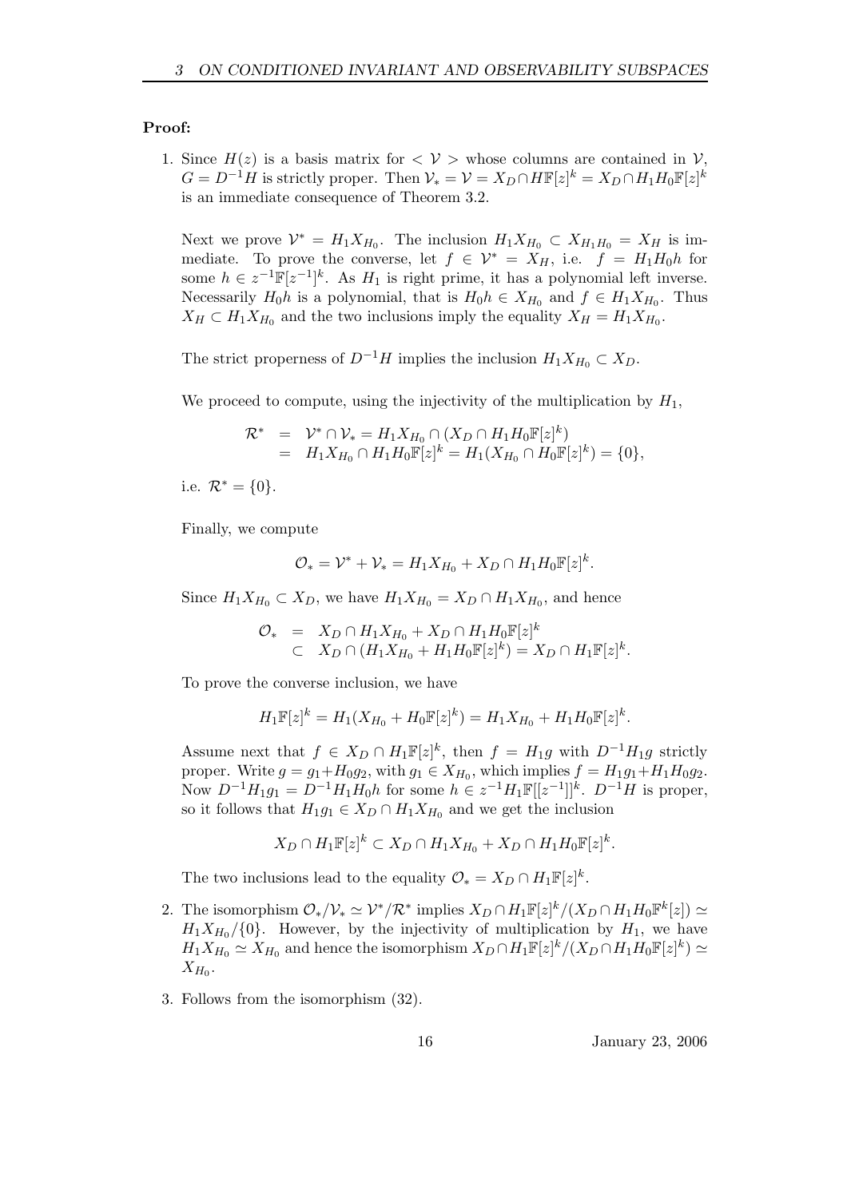**Proof:**

1. Since $H(z)$ is a basis matrix for $< \mathcal{V} >$ whose columns are contained in $\mathcal{V}$, $G = D^{-1}H$ is strictly proper. Then $\mathcal{V}_* = \mathcal{V} = X_D \cap H\mathbb{F}[z]^k = X_D \cap H_1H_0\mathbb{F}[z]^k$ is an immediate consequence of Theorem 3.2.

   Next we prove $\mathcal{V}^* = H_1X_{H_0}$. The inclusion $H_1X_{H_0} \subset X_{H_1H_0} = X_H$ is immediate. To prove the converse, let $f \in \mathcal{V}^* = X_H$, i.e. $f = H_1H_0h$ for some $h \in z^{-1}\mathbb{F}[z^{-1}]^k$. As $H_1$ is right prime, it has a polynomial left inverse. Necessarily $H_0h$ is a polynomial, that is $H_0h \in X_{H_0}$ and $f \in H_1X_{H_0}$. Thus $X_H \subset H_1X_{H_0}$ and the two inclusions imply the equality $X_H = H_1X_{H_0}$.

   The strict properness of $D^{-1}H$ implies the inclusion $H_1X_{H_0} \subset X_D$.

   We proceed to compute, using the injectivity of the multiplication by $H_1$,

$$
\begin{aligned}
\mathcal{R}^* &= \mathcal{V}^* \cap \mathcal{V}_* = H_1X_{H_0} \cap (X_D \cap H_1H_0\mathbb{F}[z]^k) \\
&= H_1X_{H_0} \cap H_1H_0\mathbb{F}[z]^k = H_1(X_{H_0} \cap H_0\mathbb{F}[z]^k) = \{0\},
\end{aligned}
$$

   i.e. $\mathcal{R}^* = \{0\}$.

   Finally, we compute

$$
\mathcal{O}_* = \mathcal{V}^* + \mathcal{V}_* = H_1X_{H_0} + X_D \cap H_1H_0\mathbb{F}[z]^k.
$$

   Since $H_1X_{H_0} \subset X_D$, we have $H_1X_{H_0} = X_D \cap H_1X_{H_0}$, and hence

$$
\begin{aligned}
\mathcal{O}_* &= X_D \cap H_1X_{H_0} + X_D \cap H_1H_0\mathbb{F}[z]^k \\
&\subset X_D \cap (H_1X_{H_0} + H_1H_0\mathbb{F}[z]^k) = X_D \cap H_1\mathbb{F}[z]^k.
\end{aligned}
$$

   To prove the converse inclusion, we have

$$
H_1\mathbb{F}[z]^k = H_1(X_{H_0} + H_0\mathbb{F}[z]^k) = H_1X_{H_0} + H_1H_0\mathbb{F}[z]^k.
$$

   Assume next that $f \in X_D \cap H_1\mathbb{F}[z]^k$, then $f = H_1g$ with $D^{-1}H_1g$ strictly proper. Write $g = g_1 + H_0g_2$, with $g_1 \in X_{H_0}$, which implies $f = H_1g_1 + H_1H_0g_2$. Now $D^{-1}H_1g_1 = D^{-1}H_1H_0h$ for some $h \in z^{-1}H_1\mathbb{F}[[z^{-1}]]^k$. $D^{-1}H$ is proper, so it follows that $H_1g_1 \in X_D \cap H_1X_{H_0}$ and we get the inclusion

$$
X_D \cap H_1\mathbb{F}[z]^k \subset X_D \cap H_1X_{H_0} + X_D \cap H_1H_0\mathbb{F}[z]^k.
$$

   The two inclusions lead to the equality $\mathcal{O}_* = X_D \cap H_1\mathbb{F}[z]^k$.

2. The isomorphism $\mathcal{O}_*/\mathcal{V}_* \simeq \mathcal{V}^*/\mathcal{R}^*$ implies $X_D \cap H_1\mathbb{F}[z]^k/(X_D \cap H_1H_0\mathbb{F}^k[z]) \simeq H_1X_{H_0}/\{0\}$. However, by the injectivity of multiplication by $H_1$, we have $H_1X_{H_0} \simeq X_{H_0}$ and hence the isomorphism $X_D \cap H_1\mathbb{F}[z]^k/(X_D \cap H_1H_0\mathbb{F}[z]^k) \simeq X_{H_0}$.

3. Follows from the isomorphism (32).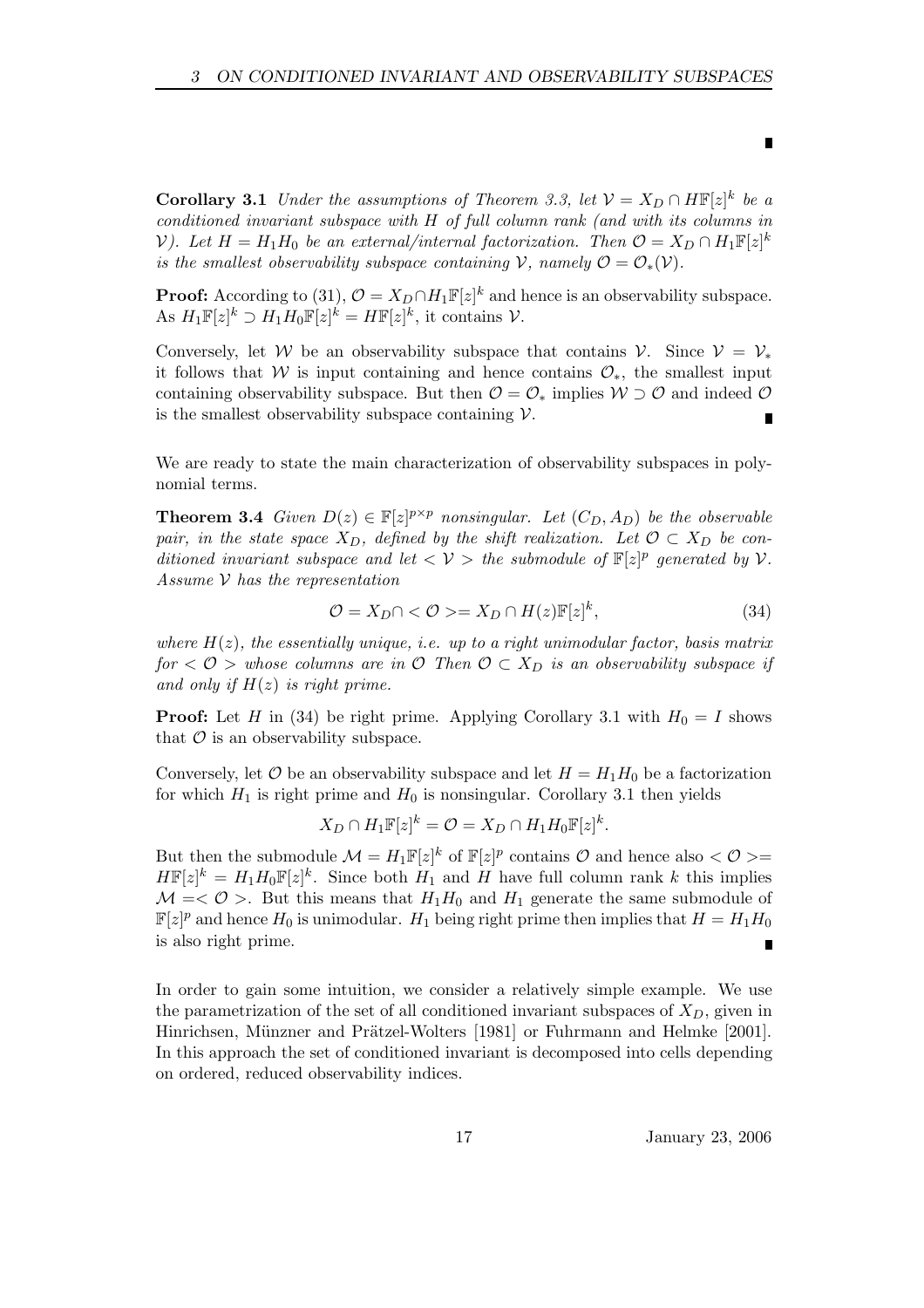∎

**Corollary 3.1** *Under the assumptions of Theorem 3.3, let $\mathcal{V} = X_D \cap H\mathbb{F}[z]^k$ be a conditioned invariant subspace with $H$ of full column rank (and with its columns in $\mathcal{V}$). Let $H = H_1 H_0$ be an external/internal factorization. Then $\mathcal{O} = X_D \cap H_1\mathbb{F}[z]^k$ is the smallest observability subspace containing $\mathcal{V}$, namely $\mathcal{O} = \mathcal{O}_*(\mathcal{V})$.*

**Proof:** According to (31), $\mathcal{O} = X_D \cap H_1\mathbb{F}[z]^k$ and hence is an observability subspace. As $H_1\mathbb{F}[z]^k \supset H_1 H_0 \mathbb{F}[z]^k = H\mathbb{F}[z]^k$, it contains $\mathcal{V}$.

Conversely, let $\mathcal{W}$ be an observability subspace that contains $\mathcal{V}$. Since $\mathcal{V} = \mathcal{V}_*$ it follows that $\mathcal{W}$ is input containing and hence contains $\mathcal{O}_*$, the smallest input containing observability subspace. But then $\mathcal{O} = \mathcal{O}_*$ implies $\mathcal{W} \supset \mathcal{O}$ and indeed $\mathcal{O}$ is the smallest observability subspace containing $\mathcal{V}$. ∎

We are ready to state the main characterization of observability subspaces in polynomial terms.

**Theorem 3.4** *Given $D(z) \in \mathbb{F}[z]^{p\times p}$ nonsingular. Let $(C_D, A_D)$ be the observable pair, in the state space $X_D$, defined by the shift realization. Let $\mathcal{O} \subset X_D$ be conditioned invariant subspace and let $< \mathcal{V} >$ the submodule of $\mathbb{F}[z]^p$ generated by $\mathcal{V}$. Assume $\mathcal{V}$ has the representation*

$$\mathcal{O} = X_D \cap < \mathcal{O} >= X_D \cap H(z)\mathbb{F}[z]^k, \tag{34}$$

*where $H(z)$, the essentially unique, i.e. up to a right unimodular factor, basis matrix for $< \mathcal{O} >$ whose columns are in $\mathcal{O}$ Then $\mathcal{O} \subset X_D$ is an observability subspace if and only if $H(z)$ is right prime.*

**Proof:** Let $H$ in (34) be right prime. Applying Corollary 3.1 with $H_0 = I$ shows that $\mathcal{O}$ is an observability subspace.

Conversely, let $\mathcal{O}$ be an observability subspace and let $H = H_1 H_0$ be a factorization for which $H_1$ is right prime and $H_0$ is nonsingular. Corollary 3.1 then yields

$$X_D \cap H_1\mathbb{F}[z]^k = \mathcal{O} = X_D \cap H_1 H_0 \mathbb{F}[z]^k.$$

But then the submodule $\mathcal{M} = H_1\mathbb{F}[z]^k$ of $\mathbb{F}[z]^p$ contains $\mathcal{O}$ and hence also $< \mathcal{O} >= H\mathbb{F}[z]^k = H_1 H_0 \mathbb{F}[z]^k$. Since both $H_1$ and $H$ have full column rank $k$ this implies $\mathcal{M} =< \mathcal{O} >$. But this means that $H_1 H_0$ and $H_1$ generate the same submodule of $\mathbb{F}[z]^p$ and hence $H_0$ is unimodular. $H_1$ being right prime then implies that $H = H_1 H_0$ is also right prime. ∎

In order to gain some intuition, we consider a relatively simple example. We use the parametrization of the set of all conditioned invariant subspaces of $X_D$, given in Hinrichsen, Münzner and Prätzel-Wolters [1981] or Fuhrmann and Helmke [2001]. In this approach the set of conditioned invariant is decomposed into cells depending on ordered, reduced observability indices.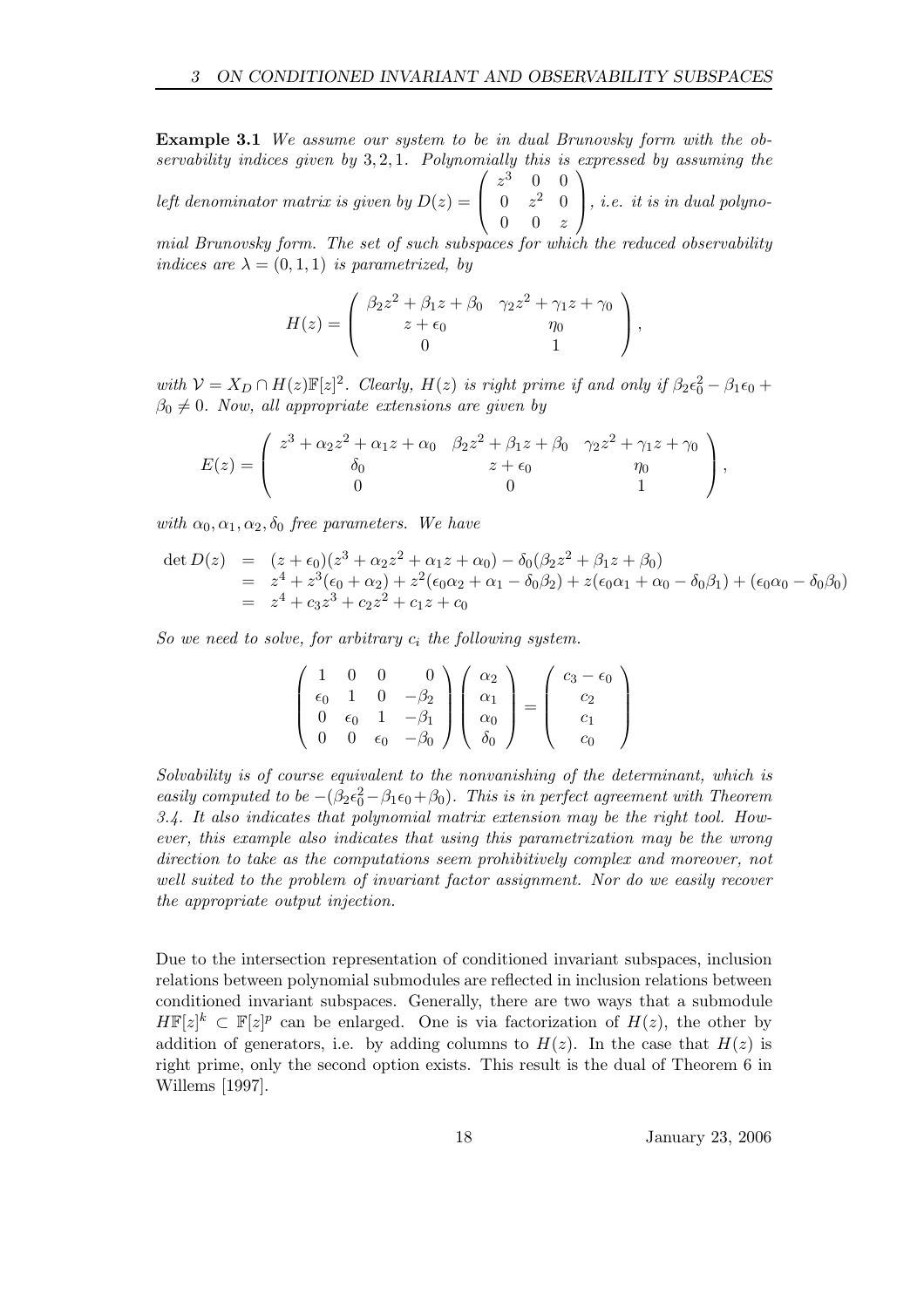**Example 3.1** *We assume our system to be in dual Brunovsky form with the observability indices given by* $3, 2, 1$*. Polynomially this is expressed by assuming the left denominator matrix is given by* $D(z) = \begin{pmatrix} z^3 & 0 & 0 \\ 0 & z^2 & 0 \\ 0 & 0 & z \end{pmatrix}$*, i.e. it is in dual polynomial Brunovsky form. The set of such subspaces for which the reduced observability indices are* $\lambda = (0, 1, 1)$ *is parametrized, by*

$$H(z) = \begin{pmatrix} \beta_2 z^2 + \beta_1 z + \beta_0 & \gamma_2 z^2 + \gamma_1 z + \gamma_0 \\ z + \epsilon_0 & \eta_0 \\ 0 & 1 \end{pmatrix},$$

*with* $\mathcal{V} = X_D \cap H(z)\mathbb{F}[z]^2$*. Clearly,* $H(z)$ *is right prime if and only if* $\beta_2 \epsilon_0^2 - \beta_1 \epsilon_0 + \beta_0 \neq 0$*. Now, all appropriate extensions are given by*

$$E(z) = \begin{pmatrix} z^3 + \alpha_2 z^2 + \alpha_1 z + \alpha_0 & \beta_2 z^2 + \beta_1 z + \beta_0 & \gamma_2 z^2 + \gamma_1 z + \gamma_0 \\ \delta_0 & z + \epsilon_0 & \eta_0 \\ 0 & 0 & 1 \end{pmatrix},$$

*with* $\alpha_0, \alpha_1, \alpha_2, \delta_0$ *free parameters. We have*

$$\begin{aligned} \det D(z) &= (z + \epsilon_0)(z^3 + \alpha_2 z^2 + \alpha_1 z + \alpha_0) - \delta_0(\beta_2 z^2 + \beta_1 z + \beta_0) \\ &= z^4 + z^3(\epsilon_0 + \alpha_2) + z^2(\epsilon_0 \alpha_2 + \alpha_1 - \delta_0 \beta_2) + z(\epsilon_0 \alpha_1 + \alpha_0 - \delta_0 \beta_1) + (\epsilon_0 \alpha_0 - \delta_0 \beta_0) \\ &= z^4 + c_3 z^3 + c_2 z^2 + c_1 z + c_0 \end{aligned}$$

*So we need to solve, for arbitrary* $c_i$ *the following system.*

$$\begin{pmatrix} 1 & 0 & 0 & 0 \\ \epsilon_0 & 1 & 0 & -\beta_2 \\ 0 & \epsilon_0 & 1 & -\beta_1 \\ 0 & 0 & \epsilon_0 & -\beta_0 \end{pmatrix} \begin{pmatrix} \alpha_2 \\ \alpha_1 \\ \alpha_0 \\ \delta_0 \end{pmatrix} = \begin{pmatrix} c_3 - \epsilon_0 \\ c_2 \\ c_1 \\ c_0 \end{pmatrix}$$

*Solvability is of course equivalent to the nonvanishing of the determinant, which is easily computed to be* $-(\beta_2 \epsilon_0^2 - \beta_1 \epsilon_0 + \beta_0)$*. This is in perfect agreement with Theorem 3.4. It also indicates that polynomial matrix extension may be the right tool. However, this example also indicates that using this parametrization may be the wrong direction to take as the computations seem prohibitively complex and moreover, not well suited to the problem of invariant factor assignment. Nor do we easily recover the appropriate output injection.*

Due to the intersection representation of conditioned invariant subspaces, inclusion relations between polynomial submodules are reflected in inclusion relations between conditioned invariant subspaces. Generally, there are two ways that a submodule $H\mathbb{F}[z]^k \subset \mathbb{F}[z]^p$ can be enlarged. One is via factorization of $H(z)$, the other by addition of generators, i.e. by adding columns to $H(z)$. In the case that $H(z)$ is right prime, only the second option exists. This result is the dual of Theorem 6 in Willems [1997].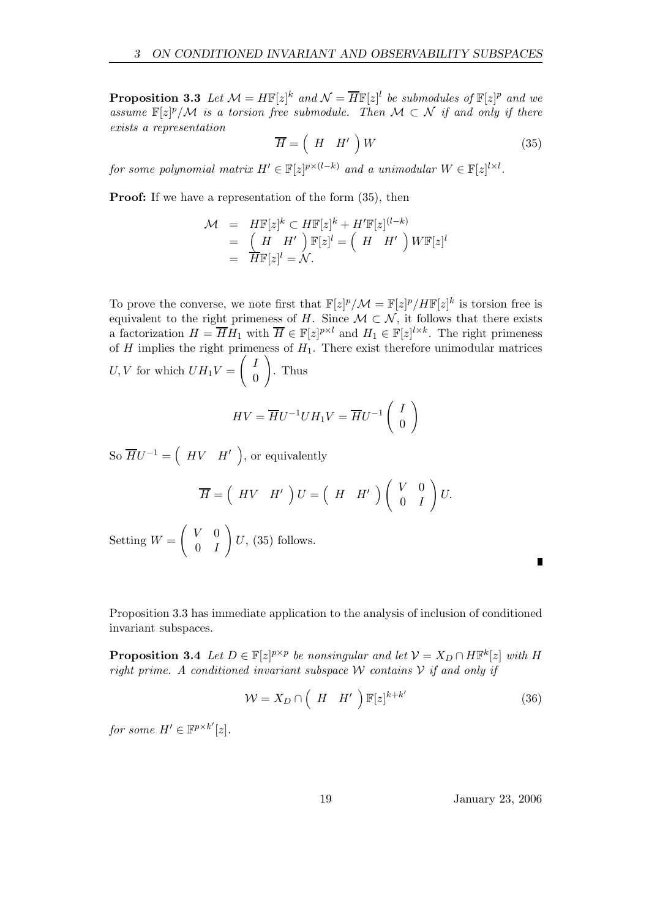**Proposition 3.3** *Let $\mathcal{M} = H\mathbb{F}[z]^k$ and $\mathcal{N} = \overline{H}\mathbb{F}[z]^l$ be submodules of $\mathbb{F}[z]^p$ and we assume $\mathbb{F}[z]^p/\mathcal{M}$ is a torsion free submodule. Then $\mathcal{M} \subset \mathcal{N}$ if and only if there exists a representation*

$$\overline{H} = \begin{pmatrix} H & H' \end{pmatrix} W \tag{35}$$

*for some polynomial matrix $H' \in \mathbb{F}[z]^{p\times(l-k)}$ and a unimodular $W \in \mathbb{F}[z]^{l\times l}$.*

**Proof:** If we have a representation of the form (35), then

$$\begin{aligned}
\mathcal{M} &= H\mathbb{F}[z]^k \subset H\mathbb{F}[z]^k + H'\mathbb{F}[z]^{(l-k)} \\
&= \begin{pmatrix} H & H' \end{pmatrix} \mathbb{F}[z]^l = \begin{pmatrix} H & H' \end{pmatrix} W\mathbb{F}[z]^l \\
&= \overline{H}\mathbb{F}[z]^l = \mathcal{N}.
\end{aligned}$$

To prove the converse, we note first that $\mathbb{F}[z]^p/\mathcal{M} = \mathbb{F}[z]^p/H\mathbb{F}[z]^k$ is torsion free is equivalent to the right primeness of $H$. Since $\mathcal{M} \subset \mathcal{N}$, it follows that there exists a factorization $H = \overline{H}H_1$ with $\overline{H} \in \mathbb{F}[z]^{p\times l}$ and $H_1 \in \mathbb{F}[z]^{l\times k}$. The right primeness of $H$ implies the right primeness of $H_1$. There exist therefore unimodular matrices $U, V$ for which $UH_1V = \begin{pmatrix} I \\ 0 \end{pmatrix}$. Thus

$$HV = \overline{H}U^{-1}UH_1V = \overline{H}U^{-1}\begin{pmatrix} I \\ 0 \end{pmatrix}$$

So $\overline{H}U^{-1} = \begin{pmatrix} HV & H' \end{pmatrix}$, or equivalently

$$\overline{H} = \begin{pmatrix} HV & H' \end{pmatrix} U = \begin{pmatrix} H & H' \end{pmatrix} \begin{pmatrix} V & 0 \\ 0 & I \end{pmatrix} U.$$

Setting $W = \begin{pmatrix} V & 0 \\ 0 & I \end{pmatrix} U$, (35) follows.

∎

Proposition 3.3 has immediate application to the analysis of inclusion of conditioned invariant subspaces.

**Proposition 3.4** *Let $D \in \mathbb{F}[z]^{p\times p}$ be nonsingular and let $\mathcal{V} = X_D \cap H\mathbb{F}^k[z]$ with $H$ right prime. A conditioned invariant subspace $\mathcal{W}$ contains $\mathcal{V}$ if and only if*

$$\mathcal{W} = X_D \cap \begin{pmatrix} H & H' \end{pmatrix} \mathbb{F}[z]^{k+k'} \tag{36}$$

*for some $H' \in \mathbb{F}^{p\times k'}[z]$.*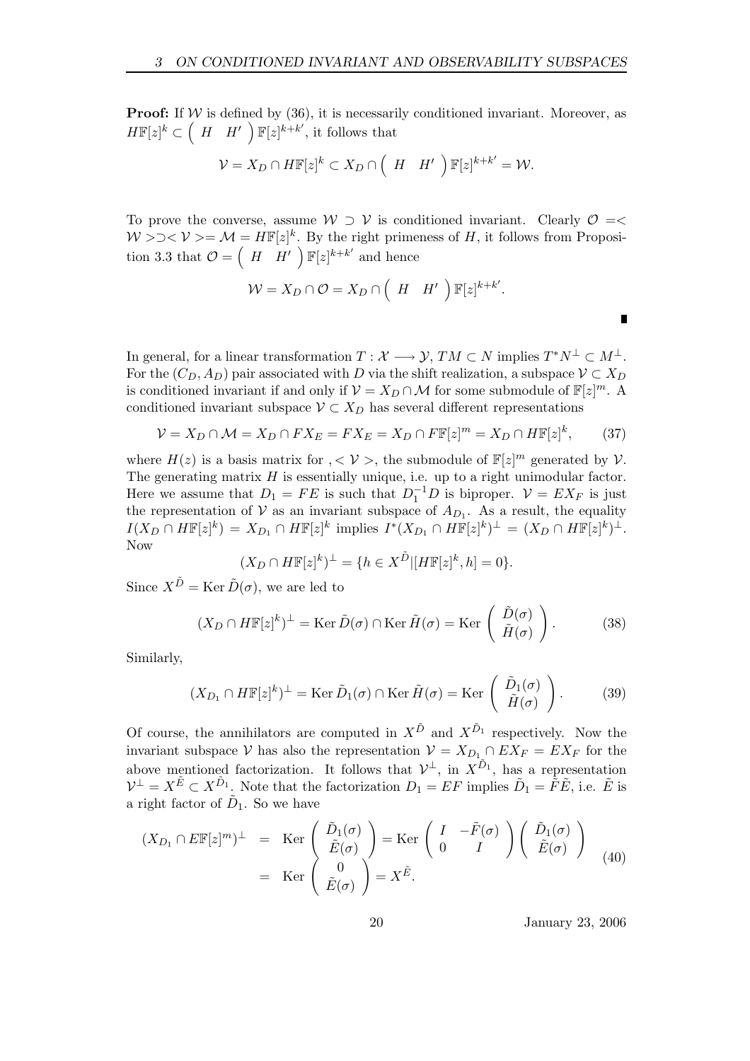**Proof:** If $\mathcal{W}$ is defined by (36), it is necessarily conditioned invariant. Moreover, as $H\mathbb{F}[z]^k \subset \begin{pmatrix} H & H' \end{pmatrix} \mathbb{F}[z]^{k+k'}$, it follows that

$$\mathcal{V} = X_D \cap H\mathbb{F}[z]^k \subset X_D \cap \begin{pmatrix} H & H' \end{pmatrix} \mathbb{F}[z]^{k+k'} = \mathcal{W}.$$

To prove the converse, assume $\mathcal{W} \supset \mathcal{V}$ is conditioned invariant. Clearly $\mathcal{O} =< \mathcal{W} > \supset < \mathcal{V} > = \mathcal{M} = H\mathbb{F}[z]^k$. By the right primeness of $H$, it follows from Proposition 3.3 that $\mathcal{O} = \begin{pmatrix} H & H' \end{pmatrix} \mathbb{F}[z]^{k+k'}$ and hence

$$\mathcal{W} = X_D \cap \mathcal{O} = X_D \cap \begin{pmatrix} H & H' \end{pmatrix} \mathbb{F}[z]^{k+k'}.$$

∎

In general, for a linear transformation $T : \mathcal{X} \longrightarrow \mathcal{Y}$, $TM \subset N$ implies $T^* N^\perp \subset M^\perp$. For the $(C_D, A_D)$ pair associated with $D$ via the shift realization, a subspace $\mathcal{V} \subset X_D$ is conditioned invariant if and only if $\mathcal{V} = X_D \cap \mathcal{M}$ for some submodule of $\mathbb{F}[z]^m$. A conditioned invariant subspace $\mathcal{V} \subset X_D$ has several different representations

$$\mathcal{V} = X_D \cap \mathcal{M} = X_D \cap FX_E = FX_E = X_D \cap F\mathbb{F}[z]^m = X_D \cap H\mathbb{F}[z]^k, \tag{37}$$

where $H(z)$ is a basis matrix for $, < \mathcal{V} >$, the submodule of $\mathbb{F}[z]^m$ generated by $\mathcal{V}$. The generating matrix $H$ is essentially unique, i.e. up to a right unimodular factor. Here we assume that $D_1 = FE$ is such that $D_1^{-1}D$ is biproper. $\mathcal{V} = EX_F$ is just the representation of $\mathcal{V}$ as an invariant subspace of $A_{D_1}$. As a result, the equality $I(X_D \cap H\mathbb{F}[z]^k) = X_{D_1} \cap H\mathbb{F}[z]^k$ implies $I^*(X_{D_1} \cap H\mathbb{F}[z]^k)^\perp = (X_D \cap H\mathbb{F}[z]^k)^\perp$. Now

$$(X_D \cap H\mathbb{F}[z]^k)^\perp = \{h \in X^{\tilde{D}} | [H\mathbb{F}[z]^k, h] = 0\}.$$

Since $X^{\tilde{D}} = \operatorname{Ker} \tilde{D}(\sigma)$, we are led to

$$(X_D \cap H\mathbb{F}[z]^k)^\perp = \operatorname{Ker} \tilde{D}(\sigma) \cap \operatorname{Ker} \tilde{H}(\sigma) = \operatorname{Ker} \begin{pmatrix} \tilde{D}(\sigma) \\ \tilde{H}(\sigma) \end{pmatrix}. \tag{38}$$

Similarly,

$$(X_{D_1} \cap H\mathbb{F}[z]^k)^\perp = \operatorname{Ker} \tilde{D}_1(\sigma) \cap \operatorname{Ker} \tilde{H}(\sigma) = \operatorname{Ker} \begin{pmatrix} \tilde{D}_1(\sigma) \\ \tilde{H}(\sigma) \end{pmatrix}. \tag{39}$$

Of course, the annihilators are computed in $X^{\tilde{D}}$ and $X^{\tilde{D}_1}$ respectively. Now the invariant subspace $\mathcal{V}$ has also the representation $\mathcal{V} = X_{D_1} \cap EX_F = EX_F$ for the above mentioned factorization. It follows that $\mathcal{V}^\perp$, in $X^{\tilde{D}_1}$, has a representation $\mathcal{V}^\perp = X^{\tilde{E}} \subset X^{\tilde{D}_1}$. Note that the factorization $D_1 = EF$ implies $\tilde{D}_1 = \tilde{F}\tilde{E}$, i.e. $\tilde{E}$ is a right factor of $\tilde{D}_1$. So we have

$$\begin{aligned} (X_{D_1} \cap E\mathbb{F}[z]^m)^\perp &= \operatorname{Ker} \begin{pmatrix} \tilde{D}_1(\sigma) \\ \tilde{E}(\sigma) \end{pmatrix} = \operatorname{Ker} \begin{pmatrix} I & -\tilde{F}(\sigma) \\ 0 & I \end{pmatrix} \begin{pmatrix} \tilde{D}_1(\sigma) \\ \tilde{E}(\sigma) \end{pmatrix} \\ &= \operatorname{Ker} \begin{pmatrix} 0 \\ \tilde{E}(\sigma) \end{pmatrix} = X^{\tilde{E}}. \end{aligned} \tag{40}$$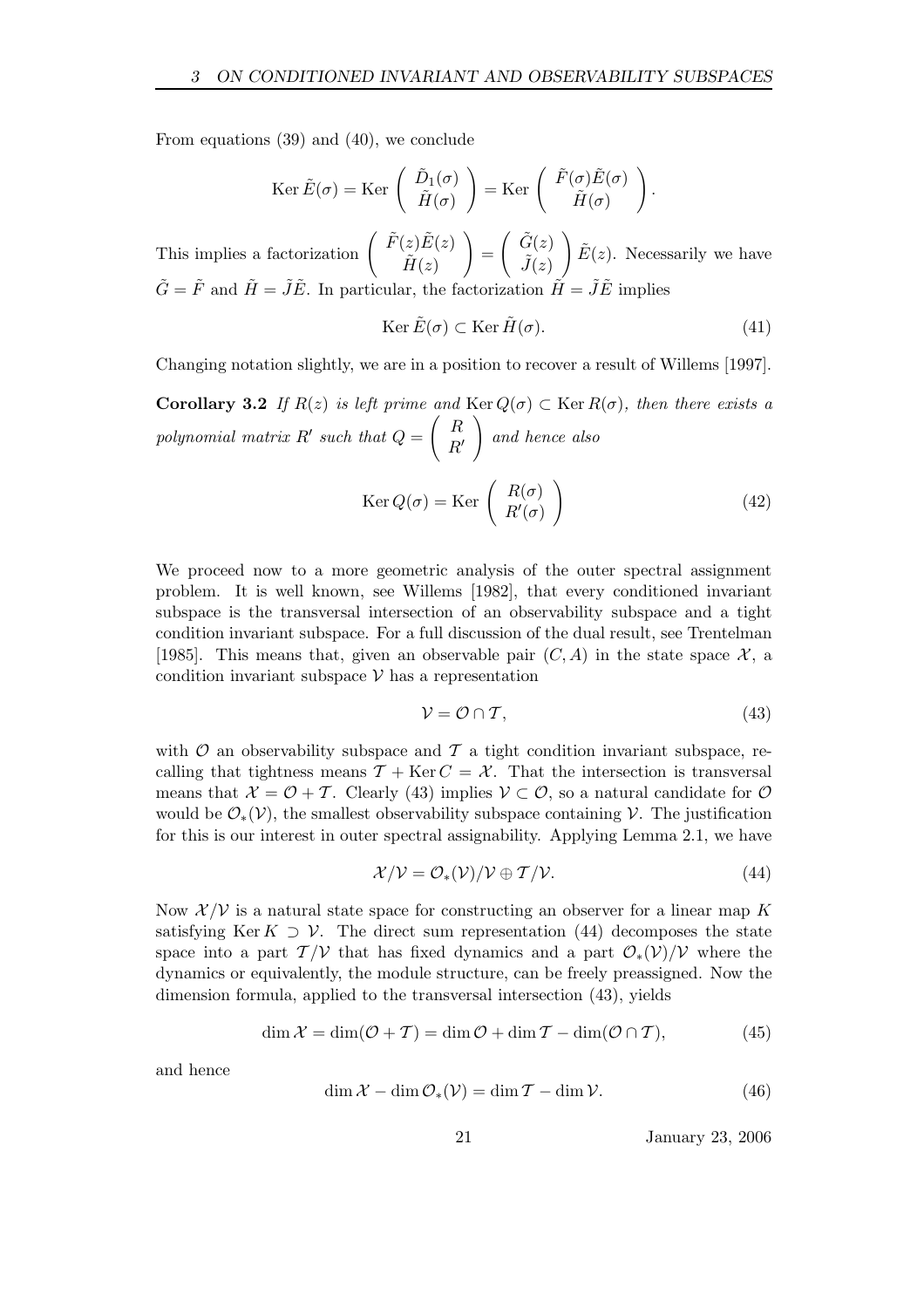From equations (39) and (40), we conclude

$$\operatorname{Ker} \tilde{E}(\sigma) = \operatorname{Ker} \begin{pmatrix} \tilde{D}_1(\sigma) \\ \tilde{H}(\sigma) \end{pmatrix} = \operatorname{Ker} \begin{pmatrix} \tilde{F}(\sigma)\tilde{E}(\sigma) \\ \tilde{H}(\sigma) \end{pmatrix}.$$

This implies a factorization $\begin{pmatrix} \tilde{F}(z)\tilde{E}(z) \\ \tilde{H}(z) \end{pmatrix} = \begin{pmatrix} \tilde{G}(z) \\ \tilde{J}(z) \end{pmatrix} \tilde{E}(z)$. Necessarily we have $\tilde{G} = \tilde{F}$ and $\tilde{H} = \tilde{J}\tilde{E}$. In particular, the factorization $\tilde{H} = \tilde{J}\tilde{E}$ implies

$$\operatorname{Ker} \tilde{E}(\sigma) \subset \operatorname{Ker} \tilde{H}(\sigma). \tag{41}$$

Changing notation slightly, we are in a position to recover a result of Willems [1997].

**Corollary 3.2** *If $R(z)$ is left prime and $\operatorname{Ker} Q(\sigma) \subset \operatorname{Ker} R(\sigma)$, then there exists a polynomial matrix $R'$ such that $Q = \begin{pmatrix} R \\ R' \end{pmatrix}$ and hence also*

$$\operatorname{Ker} Q(\sigma) = \operatorname{Ker} \begin{pmatrix} R(\sigma) \\ R'(\sigma) \end{pmatrix} \tag{42}$$

We proceed now to a more geometric analysis of the outer spectral assignment problem. It is well known, see Willems [1982], that every conditioned invariant subspace is the transversal intersection of an observability subspace and a tight condition invariant subspace. For a full discussion of the dual result, see Trentelman [1985]. This means that, given an observable pair $(C, A)$ in the state space $\mathcal{X}$, a condition invariant subspace $\mathcal{V}$ has a representation

$$\mathcal{V} = \mathcal{O} \cap \mathcal{T}, \tag{43}$$

with $\mathcal{O}$ an observability subspace and $\mathcal{T}$ a tight condition invariant subspace, recalling that tightness means $\mathcal{T} + \operatorname{Ker} C = \mathcal{X}$. That the intersection is transversal means that $\mathcal{X} = \mathcal{O} + \mathcal{T}$. Clearly (43) implies $\mathcal{V} \subset \mathcal{O}$, so a natural candidate for $\mathcal{O}$ would be $\mathcal{O}_*(\mathcal{V})$, the smallest observability subspace containing $\mathcal{V}$. The justification for this is our interest in outer spectral assignability. Applying Lemma 2.1, we have

$$\mathcal{X}/\mathcal{V} = \mathcal{O}_*(\mathcal{V})/\mathcal{V} \oplus \mathcal{T}/\mathcal{V}. \tag{44}$$

Now $\mathcal{X}/\mathcal{V}$ is a natural state space for constructing an observer for a linear map $K$ satisfying $\operatorname{Ker} K \supset \mathcal{V}$. The direct sum representation (44) decomposes the state space into a part $\mathcal{T}/\mathcal{V}$ that has fixed dynamics and a part $\mathcal{O}_*(\mathcal{V})/\mathcal{V}$ where the dynamics or equivalently, the module structure, can be freely preassigned. Now the dimension formula, applied to the transversal intersection (43), yields

$$\dim \mathcal{X} = \dim(\mathcal{O} + \mathcal{T}) = \dim \mathcal{O} + \dim \mathcal{T} - \dim(\mathcal{O} \cap \mathcal{T}), \tag{45}$$

and hence

$$\dim \mathcal{X} - \dim \mathcal{O}_*(\mathcal{V}) = \dim \mathcal{T} - \dim \mathcal{V}. \tag{46}$$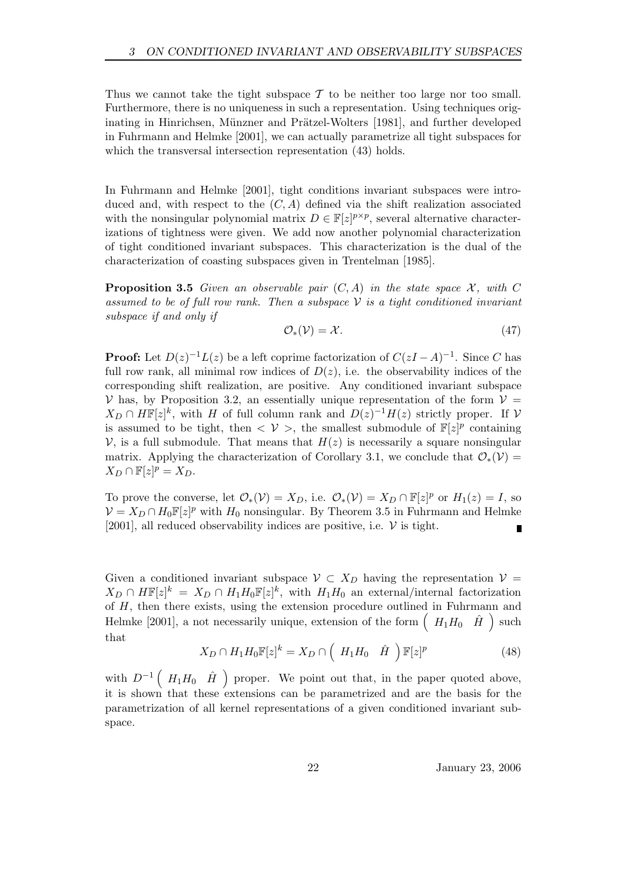Thus we cannot take the tight subspace $\mathcal{T}$ to be neither too large nor too small. Furthermore, there is no uniqueness in such a representation. Using techniques originating in Hinrichsen, Münzner and Prätzel-Wolters [1981], and further developed in Fuhrmann and Helmke [2001], we can actually parametrize all tight subspaces for which the transversal intersection representation (43) holds.

In Fuhrmann and Helmke [2001], tight conditions invariant subspaces were introduced and, with respect to the $(C, A)$ defined via the shift realization associated with the nonsingular polynomial matrix $D \in \mathbb{F}[z]^{p\times p}$, several alternative characterizations of tightness were given. We add now another polynomial characterization of tight conditioned invariant subspaces. This characterization is the dual of the characterization of coasting subspaces given in Trentelman [1985].

**Proposition 3.5** *Given an observable pair $(C, A)$ in the state space $\mathcal{X}$, with $C$ assumed to be of full row rank. Then a subspace $\mathcal{V}$ is a tight conditioned invariant subspace if and only if*

$$\mathcal{O}_*(\mathcal{V}) = \mathcal{X}. \tag{47}$$

**Proof:** Let $D(z)^{-1}L(z)$ be a left coprime factorization of $C(zI - A)^{-1}$. Since $C$ has full row rank, all minimal row indices of $D(z)$, i.e. the observability indices of the corresponding shift realization, are positive. Any conditioned invariant subspace $\mathcal{V}$ has, by Proposition 3.2, an essentially unique representation of the form $\mathcal{V} = X_D \cap H\mathbb{F}[z]^k$, with $H$ of full column rank and $D(z)^{-1}H(z)$ strictly proper. If $\mathcal{V}$ is assumed to be tight, then $< \mathcal{V} >$, the smallest submodule of $\mathbb{F}[z]^p$ containing $\mathcal{V}$, is a full submodule. That means that $H(z)$ is necessarily a square nonsingular matrix. Applying the characterization of Corollary 3.1, we conclude that $\mathcal{O}_*(\mathcal{V}) = X_D \cap \mathbb{F}[z]^p = X_D$.

To prove the converse, let $\mathcal{O}_*(\mathcal{V}) = X_D$, i.e. $\mathcal{O}_*(\mathcal{V}) = X_D \cap \mathbb{F}[z]^p$ or $H_1(z) = I$, so $\mathcal{V} = X_D \cap H_0\mathbb{F}[z]^p$ with $H_0$ nonsingular. By Theorem 3.5 in Fuhrmann and Helmke [2001], all reduced observability indices are positive, i.e. $\mathcal{V}$ is tight. ∎

Given a conditioned invariant subspace $\mathcal{V} \subset X_D$ having the representation $\mathcal{V} = X_D \cap H\mathbb{F}[z]^k = X_D \cap H_1H_0\mathbb{F}[z]^k$, with $H_1H_0$ an external/internal factorization of $H$, then there exists, using the extension procedure outlined in Fuhrmann and Helmke [2001], a not necessarily unique, extension of the form $\begin{pmatrix} H_1H_0 & \hat{H} \end{pmatrix}$ such that

$$X_D \cap H_1H_0\mathbb{F}[z]^k = X_D \cap \begin{pmatrix} H_1H_0 & \hat{H} \end{pmatrix} \mathbb{F}[z]^p \tag{48}$$

with $D^{-1}\begin{pmatrix} H_1H_0 & \hat{H} \end{pmatrix}$ proper. We point out that, in the paper quoted above, it is shown that these extensions can be parametrized and are the basis for the parametrization of all kernel representations of a given conditioned invariant subspace.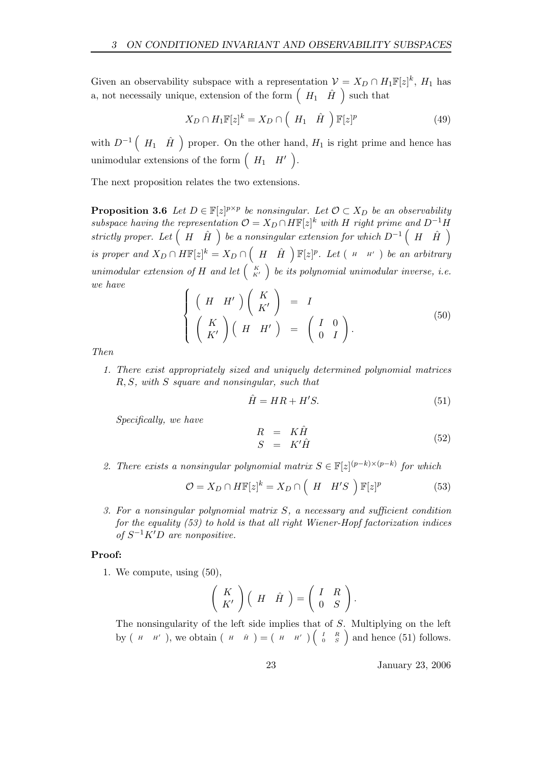Given an observability subspace with a representation $\mathcal{V} = X_D \cap H_1\mathbb{F}[z]^k$, $H_1$ has a, not necessaily unique, extension of the form $\begin{pmatrix} H_1 & \hat{H} \end{pmatrix}$ such that

$$X_D \cap H_1\mathbb{F}[z]^k = X_D \cap \begin{pmatrix} H_1 & \hat{H} \end{pmatrix} \mathbb{F}[z]^p \tag{49}$$

with $D^{-1}\begin{pmatrix} H_1 & \hat{H} \end{pmatrix}$ proper. On the other hand, $H_1$ is right prime and hence has unimodular extensions of the form $\begin{pmatrix} H_1 & H' \end{pmatrix}$.

The next proposition relates the two extensions.

**Proposition 3.6** *Let $D \in \mathbb{F}[z]^{p\times p}$ be nonsingular. Let $\mathcal{O} \subset X_D$ be an observability subspace having the representation $\mathcal{O} = X_D \cap H\mathbb{F}[z]^k$ with $H$ right prime and $D^{-1}H$ strictly proper. Let $\begin{pmatrix} H & \hat{H} \end{pmatrix}$ be a nonsingular extension for which $D^{-1}\begin{pmatrix} H & \hat{H} \end{pmatrix}$ is proper and $X_D \cap H\mathbb{F}[z]^k = X_D \cap \begin{pmatrix} H & \hat{H} \end{pmatrix}\mathbb{F}[z]^p$. Let $\begin{pmatrix} H & H' \end{pmatrix}$ be an arbitrary unimodular extension of $H$ and let $\begin{pmatrix} K \\ K' \end{pmatrix}$ be its polynomial unimodular inverse, i.e. we have*

$$\left\{ \begin{array}{rcl} \begin{pmatrix} H & H' \end{pmatrix} \begin{pmatrix} K \\ K' \end{pmatrix} & = & I \\ \begin{pmatrix} K \\ K' \end{pmatrix} \begin{pmatrix} H & H' \end{pmatrix} & = & \begin{pmatrix} I & 0 \\ 0 & I \end{pmatrix}. \end{array} \right. \tag{50}$$

*Then*

1. *There exist appropriately sized and uniquely determined polynomial matrices $R, S$, with $S$ square and nonsingular, such that*

$$\hat{H} = HR + H'S. \tag{51}$$

*Specifically, we have*

$$\begin{array}{rcl} R & = & K\hat{H} \\ S & = & K'\hat{H} \end{array} \tag{52}$$

2. *There exists a nonsingular polynomial matrix $S \in \mathbb{F}[z]^{(p-k)\times(p-k)}$ for which*

$$\mathcal{O} = X_D \cap H\mathbb{F}[z]^k = X_D \cap \begin{pmatrix} H & H'S \end{pmatrix} \mathbb{F}[z]^p \tag{53}$$

3. *For a nonsingular polynomial matrix $S$, a necessary and sufficient condition for the equality (53) to hold is that all right Wiener-Hopf factorization indices of $S^{-1}K'D$ are nonpositive.*

**Proof:**

1. We compute, using (50),

$$\begin{pmatrix} K \\ K' \end{pmatrix} \begin{pmatrix} H & \hat{H} \end{pmatrix} = \begin{pmatrix} I & R \\ 0 & S \end{pmatrix}.$$

The nonsingularity of the left side implies that of $S$. Multiplying on the left by $\begin{pmatrix} H & H' \end{pmatrix}$, we obtain $\begin{pmatrix} H & \hat{H} \end{pmatrix} = \begin{pmatrix} H & H' \end{pmatrix} \begin{pmatrix} I & R \\ 0 & S \end{pmatrix}$ and hence (51) follows.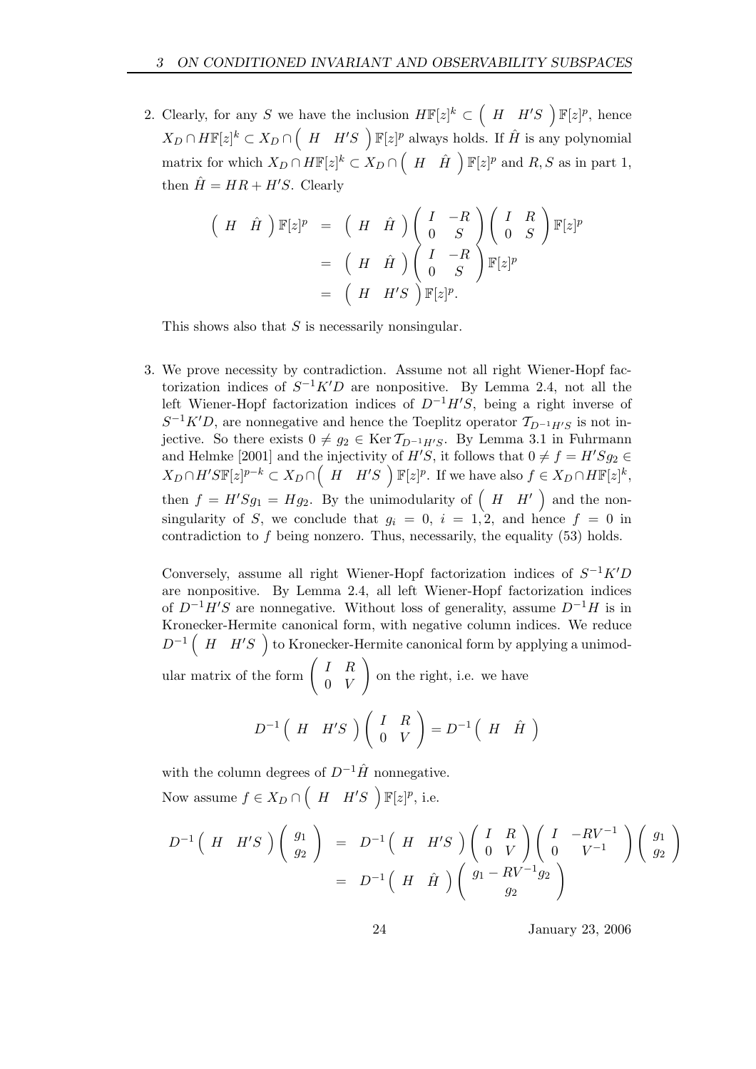2. Clearly, for any $S$ we have the inclusion $H\mathbb{F}[z]^k \subset \begin{pmatrix} H & H'S \end{pmatrix}\mathbb{F}[z]^p$, hence $X_D \cap H\mathbb{F}[z]^k \subset X_D \cap \begin{pmatrix} H & H'S \end{pmatrix}\mathbb{F}[z]^p$ always holds. If $\hat{H}$ is any polynomial matrix for which $X_D \cap H\mathbb{F}[z]^k \subset X_D \cap \begin{pmatrix} H & \hat{H} \end{pmatrix}\mathbb{F}[z]^p$ and $R, S$ as in part 1, then $\hat{H} = HR + H'S$. Clearly

$$
\begin{aligned}
\begin{pmatrix} H & \hat{H} \end{pmatrix}\mathbb{F}[z]^p &= \begin{pmatrix} H & \hat{H} \end{pmatrix}\begin{pmatrix} I & -R \\ 0 & S \end{pmatrix}\begin{pmatrix} I & R \\ 0 & S \end{pmatrix}\mathbb{F}[z]^p \\
&= \begin{pmatrix} H & \hat{H} \end{pmatrix}\begin{pmatrix} I & -R \\ 0 & S \end{pmatrix}\mathbb{F}[z]^p \\
&= \begin{pmatrix} H & H'S \end{pmatrix}\mathbb{F}[z]^p.
\end{aligned}
$$

This shows also that $S$ is necessarily nonsingular.

3. We prove necessity by contradiction. Assume not all right Wiener-Hopf factorization indices of $S^{-1}K'D$ are nonpositive. By Lemma 2.4, not all the left Wiener-Hopf factorization indices of $D^{-1}H'S$, being a right inverse of $S^{-1}K'D$, are nonnegative and hence the Toeplitz operator $\mathcal{T}_{D^{-1}H'S}$ is not injective. So there exists $0 \neq g_2 \in \operatorname{Ker}\mathcal{T}_{D^{-1}H'S}$. By Lemma 3.1 in Fuhrmann and Helmke [2001] and the injectivity of $H'S$, it follows that $0 \neq f = H'Sg_2 \in X_D \cap H'S\mathbb{F}[z]^{p-k} \subset X_D \cap \begin{pmatrix} H & H'S \end{pmatrix}\mathbb{F}[z]^p$. If we have also $f \in X_D \cap H\mathbb{F}[z]^k$, then $f = H'Sg_1 = Hg_2$. By the unimodularity of $\begin{pmatrix} H & H' \end{pmatrix}$ and the nonsingularity of $S$, we conclude that $g_i = 0$, $i = 1, 2$, and hence $f = 0$ in contradiction to $f$ being nonzero. Thus, necessarily, the equality (53) holds.

   Conversely, assume all right Wiener-Hopf factorization indices of $S^{-1}K'D$ are nonpositive. By Lemma 2.4, all left Wiener-Hopf factorization indices of $D^{-1}H'S$ are nonnegative. Without loss of generality, assume $D^{-1}H$ is in Kronecker-Hermite canonical form, with negative column indices. We reduce $D^{-1}\begin{pmatrix} H & H'S \end{pmatrix}$ to Kronecker-Hermite canonical form by applying a unimodular matrix of the form $\begin{pmatrix} I & R \\ 0 & V \end{pmatrix}$ on the right, i.e. we have

$$
D^{-1}\begin{pmatrix} H & H'S \end{pmatrix}\begin{pmatrix} I & R \\ 0 & V \end{pmatrix} = D^{-1}\begin{pmatrix} H & \hat{H} \end{pmatrix}
$$

   with the column degrees of $D^{-1}\hat{H}$ nonnegative.
   Now assume $f \in X_D \cap \begin{pmatrix} H & H'S \end{pmatrix}\mathbb{F}[z]^p$, i.e.

$$
\begin{aligned}
D^{-1}\begin{pmatrix} H & H'S \end{pmatrix}\begin{pmatrix} g_1 \\ g_2 \end{pmatrix} &= D^{-1}\begin{pmatrix} H & H'S \end{pmatrix}\begin{pmatrix} I & R \\ 0 & V \end{pmatrix}\begin{pmatrix} I & -RV^{-1} \\ 0 & V^{-1} \end{pmatrix}\begin{pmatrix} g_1 \\ g_2 \end{pmatrix} \\
&= D^{-1}\begin{pmatrix} H & \hat{H} \end{pmatrix}\begin{pmatrix} g_1 - RV^{-1}g_2 \\ g_2 \end{pmatrix}
\end{aligned}
$$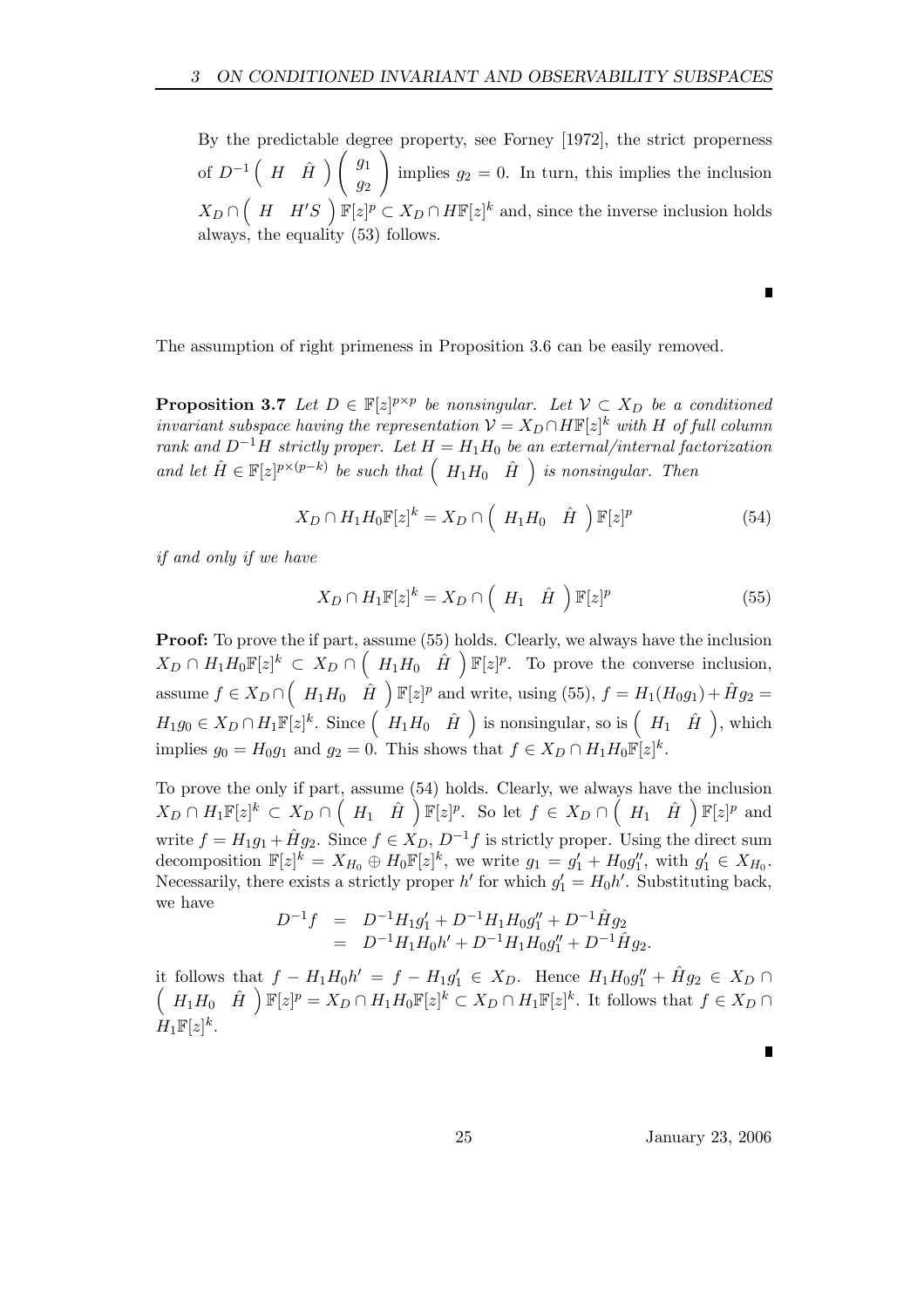By the predictable degree property, see Forney [1972], the strict properness of $D^{-1}\begin{pmatrix} H & \hat{H} \end{pmatrix}\begin{pmatrix} g_1 \\ g_2 \end{pmatrix}$ implies $g_2 = 0$. In turn, this implies the inclusion $X_D \cap \begin{pmatrix} H & H'S \end{pmatrix}\mathbb{F}[z]^p \subset X_D \cap H\mathbb{F}[z]^k$ and, since the inverse inclusion holds always, the equality (53) follows.

∎

The assumption of right primeness in Proposition 3.6 can be easily removed.

**Proposition 3.7** *Let $D \in \mathbb{F}[z]^{p\times p}$ be nonsingular. Let $\mathcal{V} \subset X_D$ be a conditioned invariant subspace having the representation $\mathcal{V} = X_D \cap H\mathbb{F}[z]^k$ with $H$ of full column rank and $D^{-1}H$ strictly proper. Let $H = H_1H_0$ be an external/internal factorization and let $\hat{H} \in \mathbb{F}[z]^{p\times(p-k)}$ be such that $\begin{pmatrix} H_1H_0 & \hat{H} \end{pmatrix}$ is nonsingular. Then*

$$X_D \cap H_1H_0\mathbb{F}[z]^k = X_D \cap \begin{pmatrix} H_1H_0 & \hat{H} \end{pmatrix}\mathbb{F}[z]^p \tag{54}$$

*if and only if we have*

$$X_D \cap H_1\mathbb{F}[z]^k = X_D \cap \begin{pmatrix} H_1 & \hat{H} \end{pmatrix}\mathbb{F}[z]^p \tag{55}$$

**Proof:** To prove the if part, assume (55) holds. Clearly, we always have the inclusion $X_D \cap H_1H_0\mathbb{F}[z]^k \subset X_D \cap \begin{pmatrix} H_1H_0 & \hat{H} \end{pmatrix}\mathbb{F}[z]^p$. To prove the converse inclusion, assume $f \in X_D \cap \begin{pmatrix} H_1H_0 & \hat{H} \end{pmatrix}\mathbb{F}[z]^p$ and write, using (55), $f = H_1(H_0g_1) + \hat{H}g_2 = H_1g_0 \in X_D \cap H_1\mathbb{F}[z]^k$. Since $\begin{pmatrix} H_1H_0 & \hat{H} \end{pmatrix}$ is nonsingular, so is $\begin{pmatrix} H_1 & \hat{H} \end{pmatrix}$, which implies $g_0 = H_0g_1$ and $g_2 = 0$. This shows that $f \in X_D \cap H_1H_0\mathbb{F}[z]^k$.

To prove the only if part, assume (54) holds. Clearly, we always have the inclusion $X_D \cap H_1\mathbb{F}[z]^k \subset X_D \cap \begin{pmatrix} H_1 & \hat{H} \end{pmatrix}\mathbb{F}[z]^p$. So let $f \in X_D \cap \begin{pmatrix} H_1 & \hat{H} \end{pmatrix}\mathbb{F}[z]^p$ and write $f = H_1g_1 + \hat{H}g_2$. Since $f \in X_D$, $D^{-1}f$ is strictly proper. Using the direct sum decomposition $\mathbb{F}[z]^k = X_{H_0} \oplus H_0\mathbb{F}[z]^k$, we write $g_1 = g_1' + H_0g_1''$, with $g_1' \in X_{H_0}$. Necessarily, there exists a strictly proper $h'$ for which $g_1' = H_0h'$. Substituting back, we have

$$\begin{aligned} D^{-1}f &= D^{-1}H_1g_1' + D^{-1}H_1H_0g_1'' + D^{-1}\hat{H}g_2 \\ &= D^{-1}H_1H_0h' + D^{-1}H_1H_0g_1'' + D^{-1}\hat{H}g_2. \end{aligned}$$

it follows that $f - H_1H_0h' = f - H_1g_1' \in X_D$. Hence $H_1H_0g_1'' + \hat{H}g_2 \in X_D \cap \begin{pmatrix} H_1H_0 & \hat{H} \end{pmatrix}\mathbb{F}[z]^p = X_D \cap H_1H_0\mathbb{F}[z]^k \subset X_D \cap H_1\mathbb{F}[z]^k$. It follows that $f \in X_D \cap H_1\mathbb{F}[z]^k$.

∎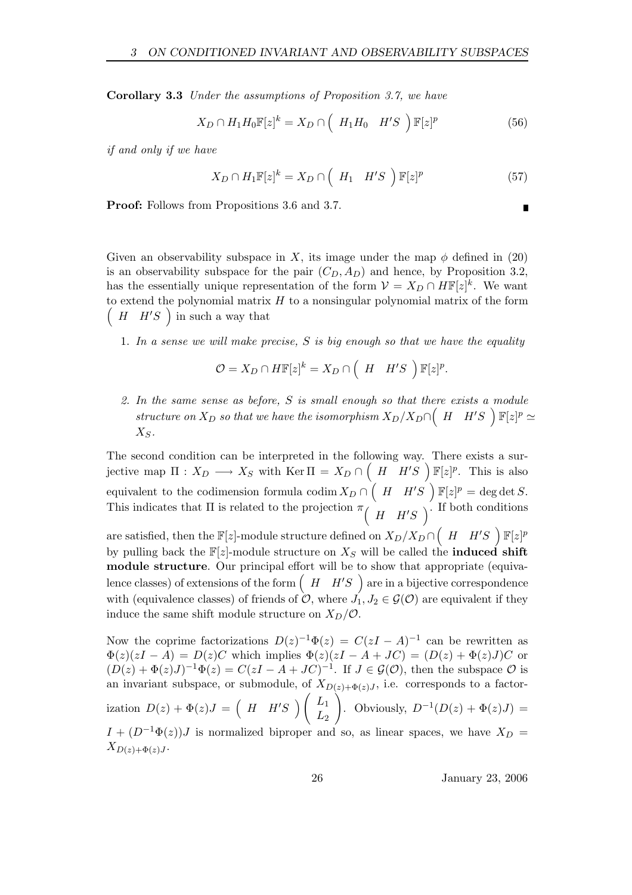**Corollary 3.3** *Under the assumptions of Proposition 3.7, we have*

$$X_D \cap H_1 H_0 \mathbb{F}[z]^k = X_D \cap \begin{pmatrix} H_1 H_0 & H'S \end{pmatrix} \mathbb{F}[z]^p \tag{56}$$

*if and only if we have*

$$X_D \cap H_1 \mathbb{F}[z]^k = X_D \cap \begin{pmatrix} H_1 & H'S \end{pmatrix} \mathbb{F}[z]^p \tag{57}$$

**Proof:** Follows from Propositions 3.6 and 3.7. ∎

Given an observability subspace in $X$, its image under the map $\phi$ defined in (20) is an observability subspace for the pair $(C_D, A_D)$ and hence, by Proposition 3.2, has the essentially unique representation of the form $\mathcal{V} = X_D \cap H\mathbb{F}[z]^k$. We want to extend the polynomial matrix $H$ to a nonsingular polynomial matrix of the form $\begin{pmatrix} H & H'S \end{pmatrix}$ in such a way that

1. *In a sense we will make precise, $S$ is big enough so that we have the equality*

$$\mathcal{O} = X_D \cap H\mathbb{F}[z]^k = X_D \cap \begin{pmatrix} H & H'S \end{pmatrix} \mathbb{F}[z]^p.$$

2. *In the same sense as before, $S$ is small enough so that there exists a module structure on $X_D$ so that we have the isomorphism $X_D / X_D \cap \begin{pmatrix} H & H'S \end{pmatrix} \mathbb{F}[z]^p \simeq X_S$.*

The second condition can be interpreted in the following way. There exists a surjective map $\Pi : X_D \longrightarrow X_S$ with $\operatorname{Ker} \Pi = X_D \cap \begin{pmatrix} H & H'S \end{pmatrix} \mathbb{F}[z]^p$. This is also equivalent to the codimension formula $\operatorname{codim} X_D \cap \begin{pmatrix} H & H'S \end{pmatrix} \mathbb{F}[z]^p = \deg \det S$. This indicates that $\Pi$ is related to the projection $\pi_{\begin{pmatrix} H & H'S \end{pmatrix}}$. If both conditions are satisfied, then the $\mathbb{F}[z]$-module structure defined on $X_D / X_D \cap \begin{pmatrix} H & H'S \end{pmatrix} \mathbb{F}[z]^p$ by pulling back the $\mathbb{F}[z]$-module structure on $X_S$ will be called the **induced shift module structure**. Our principal effort will be to show that appropriate (equivalence classes) of extensions of the form $\begin{pmatrix} H & H'S \end{pmatrix}$ are in a bijective correspondence with (equivalence classes) of friends of $\mathcal{O}$, where $J_1, J_2 \in \mathcal{G}(\mathcal{O})$ are equivalent if they induce the same shift module structure on $X_D/\mathcal{O}$.

Now the coprime factorizations $D(z)^{-1}\Phi(z) = C(zI - A)^{-1}$ can be rewritten as $\Phi(z)(zI - A) = D(z)C$ which implies $\Phi(z)(zI - A + JC) = (D(z) + \Phi(z)J)C$ or $(D(z) + \Phi(z)J)^{-1}\Phi(z) = C(zI - A + JC)^{-1}$. If $J \in \mathcal{G}(\mathcal{O})$, then the subspace $\mathcal{O}$ is an invariant subspace, or submodule, of $X_{D(z)+\Phi(z)J}$, i.e. corresponds to a factorization $D(z) + \Phi(z)J = \begin{pmatrix} H & H'S \end{pmatrix} \begin{pmatrix} L_1 \\ L_2 \end{pmatrix}$. Obviously, $D^{-1}(D(z) + \Phi(z)J) = I + (D^{-1}\Phi(z))J$ is normalized biproper and so, as linear spaces, we have $X_D = X_{D(z)+\Phi(z)J}$.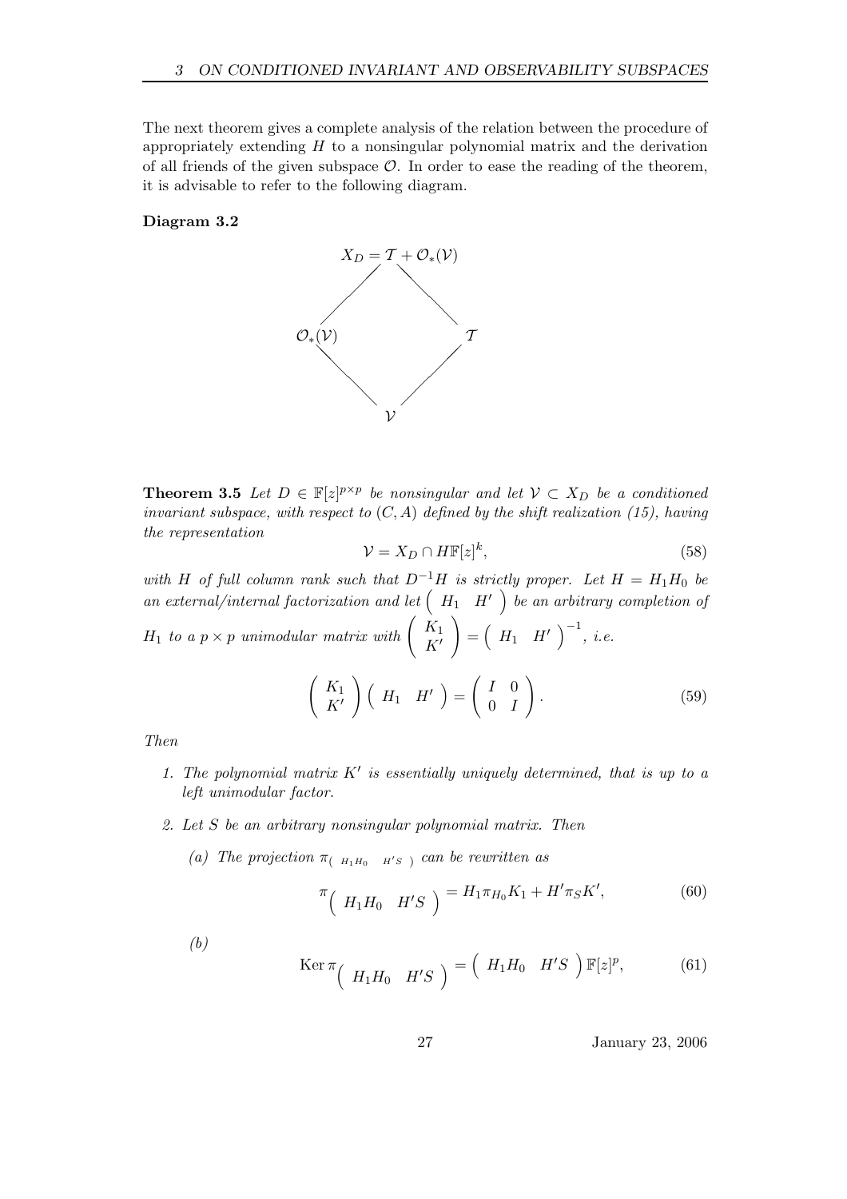The next theorem gives a complete analysis of the relation between the procedure of appropriately extending $H$ to a nonsingular polynomial matrix and the derivation of all friends of the given subspace $\mathcal{O}$. In order to ease the reading of the theorem, it is advisable to refer to the following diagram.

**Diagram 3.2**

$$
\begin{array}{ccc}
 & X_D = \mathcal{T} + \mathcal{O}_*(\mathcal{V}) & \\
\mathcal{O}_*(\mathcal{V}) & & \mathcal{T} \\
 & \mathcal{V} &
\end{array}
$$

**Theorem 3.5** *Let $D \in \mathbb{F}[z]^{p\times p}$ be nonsingular and let $\mathcal{V} \subset X_D$ be a conditioned invariant subspace, with respect to $(C, A)$ defined by the shift realization (15), having the representation*

$$
\mathcal{V} = X_D \cap H\mathbb{F}[z]^k, \tag{58}
$$

*with $H$ of full column rank such that $D^{-1}H$ is strictly proper. Let $H = H_1H_0$ be an external/internal factorization and let $\begin{pmatrix} H_1 & H' \end{pmatrix}$ be an arbitrary completion of $H_1$ to a $p \times p$ unimodular matrix with $\begin{pmatrix} K_1 \\ K' \end{pmatrix} = \begin{pmatrix} H_1 & H' \end{pmatrix}^{-1}$, i.e.*

$$
\begin{pmatrix} K_1 \\ K' \end{pmatrix} \begin{pmatrix} H_1 & H' \end{pmatrix} = \begin{pmatrix} I & 0 \\ 0 & I \end{pmatrix}. \tag{59}
$$

*Then*

1. *The polynomial matrix $K'$ is essentially uniquely determined, that is up to a left unimodular factor.*
2. *Let $S$ be an arbitrary nonsingular polynomial matrix. Then*
   (a) *The projection $\pi_{\begin{pmatrix} H_1H_0 & H'S \end{pmatrix}}$ can be rewritten as*

$$
\pi_{\begin{pmatrix} H_1H_0 & H'S \end{pmatrix}} = H_1\pi_{H_0}K_1 + H'\pi_S K', \tag{60}
$$

   (b)

$$
\operatorname{Ker} \pi_{\begin{pmatrix} H_1H_0 & H'S \end{pmatrix}} = \begin{pmatrix} H_1H_0 & H'S \end{pmatrix} \mathbb{F}[z]^p, \tag{61}
$$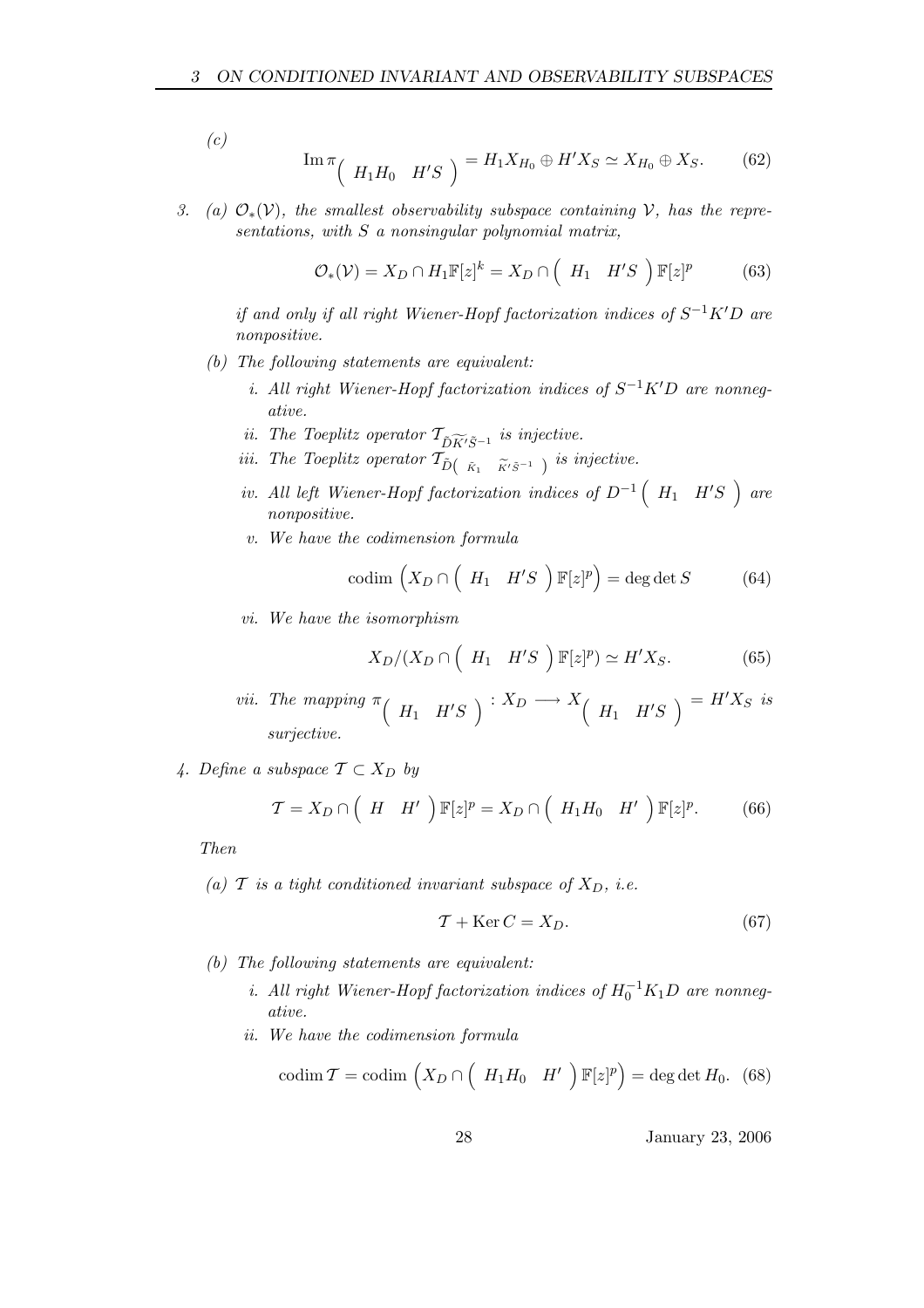*(c)*

$$\operatorname{Im} \pi_{\begin{pmatrix} H_1 H_0 & H'S \end{pmatrix}} = H_1 X_{H_0} \oplus H' X_S \simeq X_{H_0} \oplus X_S. \tag{62}$$

3. *(a)* $\mathcal{O}_*(\mathcal{V})$, *the smallest observability subspace containing* $\mathcal{V}$, *has the representations, with* $S$ *a nonsingular polynomial matrix,*

$$\mathcal{O}_*(\mathcal{V}) = X_D \cap H_1 \mathbb{F}[z]^k = X_D \cap \begin{pmatrix} H_1 & H'S \end{pmatrix} \mathbb{F}[z]^p \tag{63}$$

*if and only if all right Wiener-Hopf factorization indices of* $S^{-1}K'D$ *are nonpositive.*

   *(b) The following statements are equivalent:*

      *i. All right Wiener-Hopf factorization indices of* $S^{-1}K'D$ *are nonnegative.*

      *ii. The Toeplitz operator* $\mathcal{T}_{\tilde{D}\widetilde{K'}\tilde{S}^{-1}}$ *is injective.*

      *iii. The Toeplitz operator* $\mathcal{T}_{\tilde{D}\begin{pmatrix} \tilde{K}_1 & \widetilde{K'}\tilde{S}^{-1} \end{pmatrix}}$ *is injective.*

      *iv. All left Wiener-Hopf factorization indices of* $D^{-1}\begin{pmatrix} H_1 & H'S \end{pmatrix}$ *are nonpositive.*

      *v. We have the codimension formula*

$$\operatorname{codim} \left( X_D \cap \begin{pmatrix} H_1 & H'S \end{pmatrix} \mathbb{F}[z]^p \right) = \deg \det S \tag{64}$$

      *vi. We have the isomorphism*

$$X_D / (X_D \cap \begin{pmatrix} H_1 & H'S \end{pmatrix} \mathbb{F}[z]^p) \simeq H' X_S. \tag{65}$$

      *vii. The mapping* $\pi_{\begin{pmatrix} H_1 & H'S \end{pmatrix}} : X_D \longrightarrow X_{\begin{pmatrix} H_1 & H'S \end{pmatrix}} = H' X_S$ *is surjective.*

4. *Define a subspace* $\mathcal{T} \subset X_D$ *by*

$$\mathcal{T} = X_D \cap \begin{pmatrix} H & H' \end{pmatrix} \mathbb{F}[z]^p = X_D \cap \begin{pmatrix} H_1 H_0 & H' \end{pmatrix} \mathbb{F}[z]^p. \tag{66}$$

*Then*

   *(a)* $\mathcal{T}$ *is a tight conditioned invariant subspace of* $X_D$, *i.e.*

$$\mathcal{T} + \operatorname{Ker} C = X_D. \tag{67}$$

   *(b) The following statements are equivalent:*

      *i. All right Wiener-Hopf factorization indices of* $H_0^{-1} K_1 D$ *are nonnegative.*

      *ii. We have the codimension formula*

$$\operatorname{codim} \mathcal{T} = \operatorname{codim} \left( X_D \cap \begin{pmatrix} H_1 H_0 & H' \end{pmatrix} \mathbb{F}[z]^p \right) = \deg \det H_0. \tag{68}$$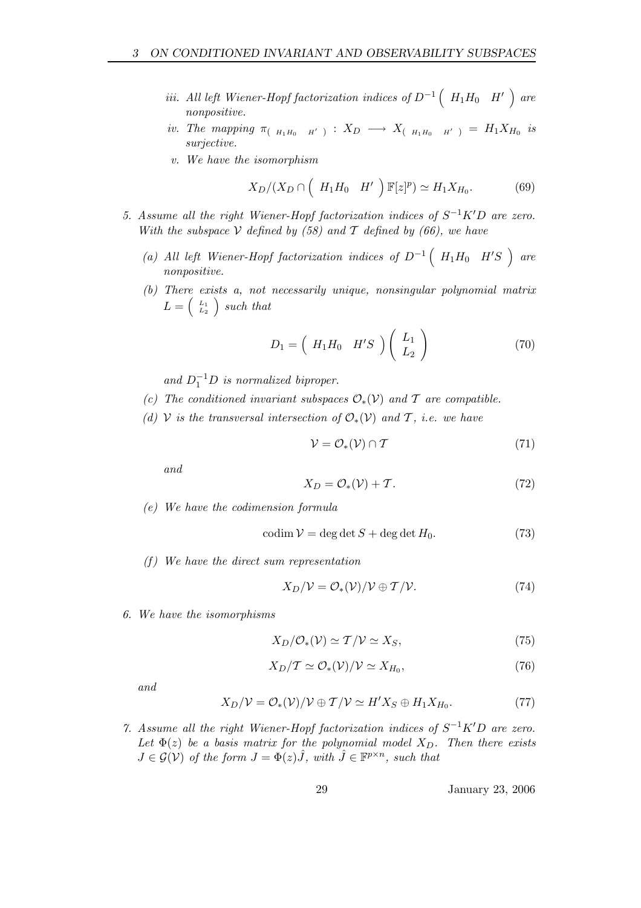*iii. All left Wiener-Hopf factorization indices of $D^{-1}\begin{pmatrix} H_1H_0 & H' \end{pmatrix}$ are nonpositive.*

*iv. The mapping $\pi_{\begin{pmatrix} H_1H_0 & H' \end{pmatrix}} : X_D \longrightarrow X_{\begin{pmatrix} H_1H_0 & H' \end{pmatrix}} = H_1X_{H_0}$ is surjective.*

*v. We have the isomorphism*

$$X_D/(X_D \cap \begin{pmatrix} H_1H_0 & H' \end{pmatrix} \mathbb{F}[z]^p) \simeq H_1X_{H_0}. \tag{69}$$

5. *Assume all the right Wiener-Hopf factorization indices of $S^{-1}K'D$ are zero. With the subspace $\mathcal{V}$ defined by (58) and $\mathcal{T}$ defined by (66), we have*

   (a) *All left Wiener-Hopf factorization indices of $D^{-1}\begin{pmatrix} H_1H_0 & H'S \end{pmatrix}$ are nonpositive.*

   (b) *There exists a, not necessarily unique, nonsingular polynomial matrix $L = \begin{pmatrix} L_1 \\ L_2 \end{pmatrix}$ such that*

   $$D_1 = \begin{pmatrix} H_1H_0 & H'S \end{pmatrix} \begin{pmatrix} L_1 \\ L_2 \end{pmatrix} \tag{70}$$

   *and $D_1^{-1}D$ is normalized biproper.*

   (c) *The conditioned invariant subspaces $\mathcal{O}_*(\mathcal{V})$ and $\mathcal{T}$ are compatible.*

   (d) *$\mathcal{V}$ is the transversal intersection of $\mathcal{O}_*(\mathcal{V})$ and $\mathcal{T}$, i.e. we have*

   $$\mathcal{V} = \mathcal{O}_*(\mathcal{V}) \cap \mathcal{T} \tag{71}$$

   *and*

   $$X_D = \mathcal{O}_*(\mathcal{V}) + \mathcal{T}. \tag{72}$$

   (e) *We have the codimension formula*

   $$\operatorname{codim} \mathcal{V} = \deg\det S + \deg\det H_0. \tag{73}$$

   (f) *We have the direct sum representation*

   $$X_D/\mathcal{V} = \mathcal{O}_*(\mathcal{V})/\mathcal{V} \oplus \mathcal{T}/\mathcal{V}. \tag{74}$$

6. *We have the isomorphisms*

   $$X_D/\mathcal{O}_*(\mathcal{V}) \simeq \mathcal{T}/\mathcal{V} \simeq X_S, \tag{75}$$

   $$X_D/\mathcal{T} \simeq \mathcal{O}_*(\mathcal{V})/\mathcal{V} \simeq X_{H_0}, \tag{76}$$

   *and*

   $$X_D/\mathcal{V} = \mathcal{O}_*(\mathcal{V})/\mathcal{V} \oplus \mathcal{T}/\mathcal{V} \simeq H'X_S \oplus H_1X_{H_0}. \tag{77}$$

7. *Assume all the right Wiener-Hopf factorization indices of $S^{-1}K'D$ are zero. Let $\Phi(z)$ be a basis matrix for the polynomial model $X_D$. Then there exists $J \in \mathcal{G}(\mathcal{V})$ of the form $J = \Phi(z)\hat{J}$, with $\hat{J} \in \mathbb{F}^{p\times n}$, such that*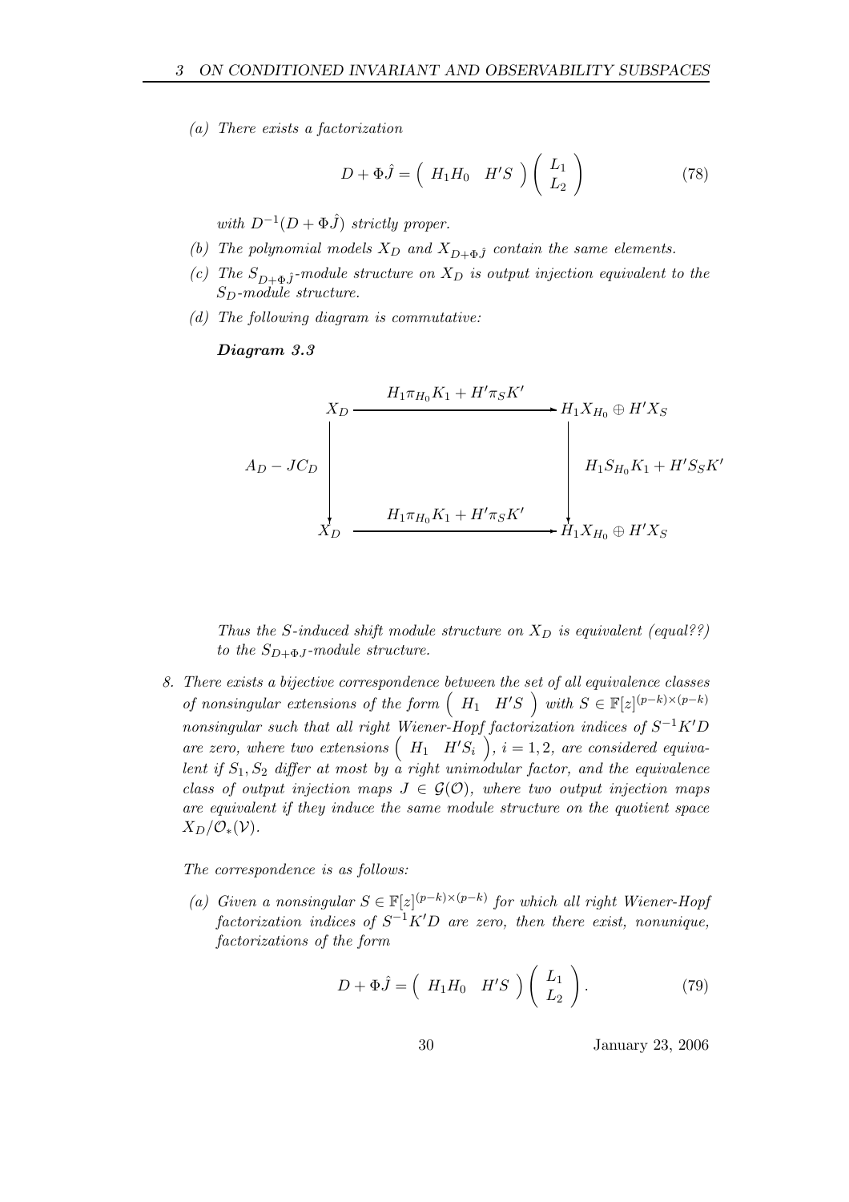*(a) There exists a factorization*

$$D + \Phi \hat{J} = \begin{pmatrix} H_1 H_0 & H' S \end{pmatrix} \begin{pmatrix} L_1 \\ L_2 \end{pmatrix} \tag{78}$$

*with $D^{-1}(D + \Phi \hat{J})$ strictly proper.*

*(b) The polynomial models $X_D$ and $X_{D+\Phi \hat{J}}$ contain the same elements.*

*(c) The $S_{D+\Phi \hat{J}}$-module structure on $X_D$ is output injection equivalent to the $S_D$-module structure.*

*(d) The following diagram is commutative:*

***Diagram 3.3***

$$\begin{array}{ccc} X_D & \xrightarrow{\quad H_1 \pi_{H_0} K_1 + H' \pi_S K' \quad} & H_1 X_{H_0} \oplus H' X_S \\ \Big\downarrow A_D - J C_D & & \Big\downarrow H_1 S_{H_0} K_1 + H' S_S K' \\ X_D & \xrightarrow{\quad H_1 \pi_{H_0} K_1 + H' \pi_S K' \quad} & H_1 X_{H_0} \oplus H' X_S \end{array}$$

*Thus the $S$-induced shift module structure on $X_D$ is equivalent (equal??) to the $S_{D+\Phi J}$-module structure.*

8. *There exists a bijective correspondence between the set of all equivalence classes of nonsingular extensions of the form $\begin{pmatrix} H_1 & H' S \end{pmatrix}$ with $S \in \mathbb{F}[z]^{(p-k)\times(p-k)}$ nonsingular such that all right Wiener-Hopf factorization indices of $S^{-1} K' D$ are zero, where two extensions $\begin{pmatrix} H_1 & H' S_i \end{pmatrix}$, $i = 1, 2$, are considered equivalent if $S_1, S_2$ differ at most by a right unimodular factor, and the equivalence class of output injection maps $J \in \mathcal{G}(\mathcal{O})$, where two output injection maps are equivalent if they induce the same module structure on the quotient space $X_D / \mathcal{O}_*(\mathcal{V})$.*

   *The correspondence is as follows:*

   *(a) Given a nonsingular $S \in \mathbb{F}[z]^{(p-k)\times(p-k)}$ for which all right Wiener-Hopf factorization indices of $S^{-1} K' D$ are zero, then there exist, nonunique, factorizations of the form*

$$D + \Phi \hat{J} = \begin{pmatrix} H_1 H_0 & H' S \end{pmatrix} \begin{pmatrix} L_1 \\ L_2 \end{pmatrix}. \tag{79}$$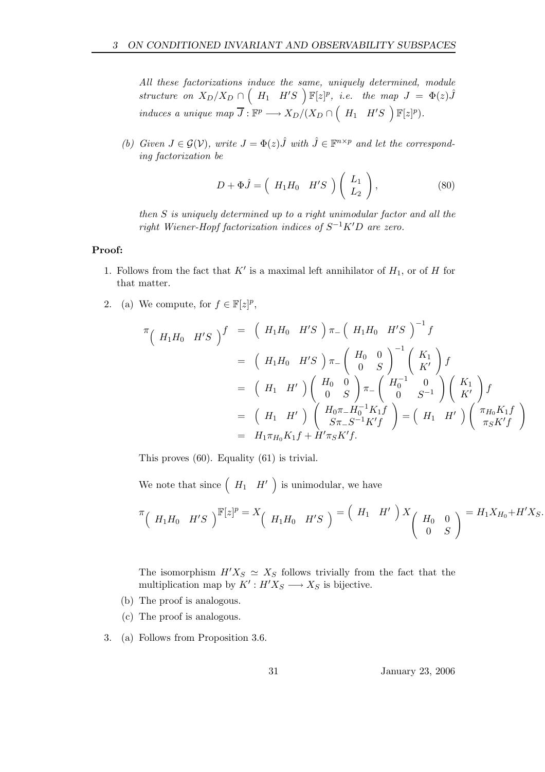*All these factorizations induce the same, uniquely determined, module structure on* $X_D/X_D \cap \begin{pmatrix} H_1 & H'S \end{pmatrix} \mathbb{F}[z]^p$, *i.e. the map* $J = \Phi(z)\hat{J}$ *induces a unique map* $\overline{J} : \mathbb{F}^p \longrightarrow X_D/(X_D \cap \begin{pmatrix} H_1 & H'S \end{pmatrix} \mathbb{F}[z]^p)$.

(b) *Given* $J \in \mathcal{G}(\mathcal{V})$, *write* $J = \Phi(z)\hat{J}$ *with* $\hat{J} \in \mathbb{F}^{n\times p}$ *and let the corresponding factorization be*

$$D + \Phi\hat{J} = \begin{pmatrix} H_1 H_0 & H'S \end{pmatrix} \begin{pmatrix} L_1 \\ L_2 \end{pmatrix}, \tag{80}$$

*then* $S$ *is uniquely determined up to a right unimodular factor and all the right Wiener-Hopf factorization indices of* $S^{-1}K'D$ *are zero.*

**Proof:**

1. Follows from the fact that $K'$ is a maximal left annihilator of $H_1$, or of $H$ for that matter.

2. (a) We compute, for $f \in \mathbb{F}[z]^p$,

$$\begin{aligned}
\pi_{\begin{pmatrix} H_1 H_0 & H'S \end{pmatrix}} f &= \begin{pmatrix} H_1 H_0 & H'S \end{pmatrix} \pi_- \begin{pmatrix} H_1 H_0 & H'S \end{pmatrix}^{-1} f \\
&= \begin{pmatrix} H_1 H_0 & H'S \end{pmatrix} \pi_- \begin{pmatrix} H_0 & 0 \\ 0 & S \end{pmatrix}^{-1} \begin{pmatrix} K_1 \\ K' \end{pmatrix} f \\
&= \begin{pmatrix} H_1 & H' \end{pmatrix} \begin{pmatrix} H_0 & 0 \\ 0 & S \end{pmatrix} \pi_- \begin{pmatrix} H_0^{-1} & 0 \\ 0 & S^{-1} \end{pmatrix} \begin{pmatrix} K_1 \\ K' \end{pmatrix} f \\
&= \begin{pmatrix} H_1 & H' \end{pmatrix} \begin{pmatrix} H_0 \pi_- H_0^{-1} K_1 f \\ S \pi_- S^{-1} K' f \end{pmatrix} = \begin{pmatrix} H_1 & H' \end{pmatrix} \begin{pmatrix} \pi_{H_0} K_1 f \\ \pi_S K' f \end{pmatrix} \\
&= H_1 \pi_{H_0} K_1 f + H' \pi_S K' f.
\end{aligned}$$

This proves (60). Equality (61) is trivial.

We note that since $\begin{pmatrix} H_1 & H' \end{pmatrix}$ is unimodular, we have

$$\pi_{\begin{pmatrix} H_1 H_0 & H'S \end{pmatrix}} \mathbb{F}[z]^p = X_{\begin{pmatrix} H_1 H_0 & H'S \end{pmatrix}} = \begin{pmatrix} H_1 & H' \end{pmatrix} X_{\begin{pmatrix} H_0 & 0 \\ 0 & S \end{pmatrix}} = H_1 X_{H_0} + H' X_S.$$

The isomorphism $H'X_S \simeq X_S$ follows trivially from the fact that the multiplication map by $K' : H'X_S \longrightarrow X_S$ is bijective.

(b) The proof is analogous.

(c) The proof is analogous.

3. (a) Follows from Proposition 3.6.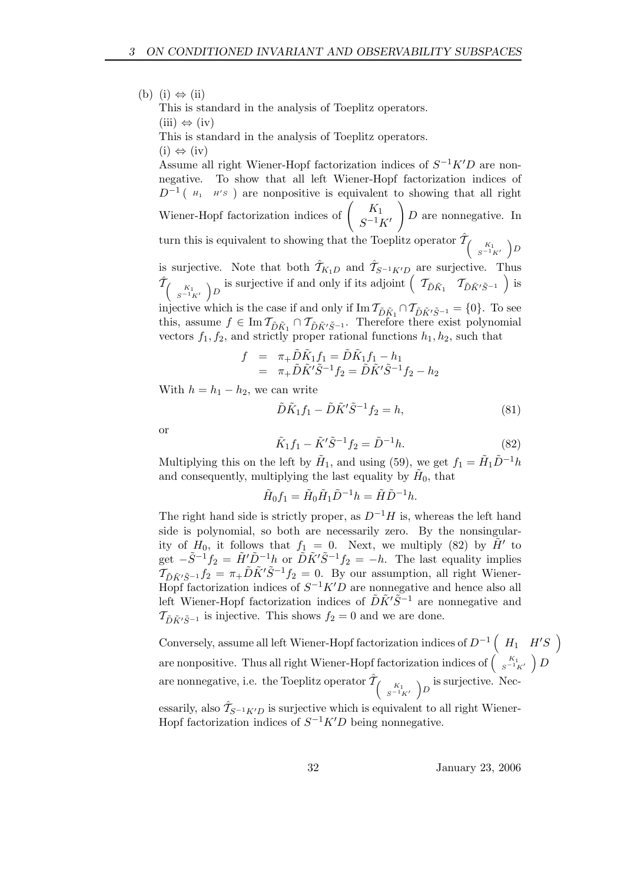(b) (i) ⇔ (ii)

This is standard in the analysis of Toeplitz operators.

(iii) ⇔ (iv)

This is standard in the analysis of Toeplitz operators.

(i) ⇔ (iv)

Assume all right Wiener-Hopf factorization indices of $S^{-1}K'D$ are nonnegative. To show that all left Wiener-Hopf factorization indices of $D^{-1}\begin{pmatrix} H_1 & H'S \end{pmatrix}$ are nonpositive is equivalent to showing that all right Wiener-Hopf factorization indices of $\begin{pmatrix} K_1 \\ S^{-1}K' \end{pmatrix} D$ are nonnegative. In turn this is equivalent to showing that the Toeplitz operator $\hat{\mathcal{T}}_{\begin{pmatrix} K_1 \\ S^{-1}K' \end{pmatrix} D}$ is surjective. Note that both $\hat{\mathcal{T}}_{K_1 D}$ and $\hat{\mathcal{T}}_{S^{-1}K'D}$ are surjective. Thus $\hat{\mathcal{T}}_{\begin{pmatrix} K_1 \\ S^{-1}K' \end{pmatrix} D}$ is surjective if and only if its adjoint $\begin{pmatrix} \mathcal{T}_{\tilde{D}\tilde{K}_1} & \mathcal{T}_{\tilde{D}\tilde{K}'\tilde{S}^{-1}} \end{pmatrix}$ is injective which is the case if and only if $\operatorname{Im} \mathcal{T}_{\tilde{D}\tilde{K}_1} \cap \mathcal{T}_{\tilde{D}\tilde{K}'\tilde{S}^{-1}} = \{0\}$. To see this, assume $f \in \operatorname{Im} \mathcal{T}_{\tilde{D}\tilde{K}_1} \cap \mathcal{T}_{\tilde{D}\tilde{K}'\tilde{S}^{-1}}$. Therefore there exist polynomial vectors $f_1, f_2$, and strictly proper rational functions $h_1, h_2$, such that

$$
\begin{aligned}
f &= \pi_+ \tilde{D}\tilde{K}_1 f_1 = \tilde{D}\tilde{K}_1 f_1 - h_1 \\
&= \pi_+ \tilde{D}\tilde{K}'\tilde{S}^{-1} f_2 = \tilde{D}\tilde{K}'\tilde{S}^{-1} f_2 - h_2
\end{aligned}
$$

With $h = h_1 - h_2$, we can write

$$
\tilde{D}\tilde{K}_1 f_1 - \tilde{D}\tilde{K}'\tilde{S}^{-1} f_2 = h, \tag{81}
$$

or

$$
\tilde{K}_1 f_1 - \tilde{K}'\tilde{S}^{-1} f_2 = \tilde{D}^{-1} h. \tag{82}
$$

Multiplying this on the left by $\tilde{H}_1$, and using (59), we get $f_1 = \tilde{H}_1 \tilde{D}^{-1} h$ and consequently, multiplying the last equality by $\tilde{H}_0$, that

$$
\tilde{H}_0 f_1 = \tilde{H}_0 \tilde{H}_1 \tilde{D}^{-1} h = \tilde{H} \tilde{D}^{-1} h.
$$

The right hand side is strictly proper, as $D^{-1}H$ is, whereas the left hand side is polynomial, so both are necessarily zero. By the nonsingularity of $H_0$, it follows that $f_1 = 0$. Next, we multiply (82) by $\tilde{H}'$ to get $-\tilde{S}^{-1} f_2 = \tilde{H}'\tilde{D}^{-1} h$ or $\tilde{D}\tilde{K}'\tilde{S}^{-1} f_2 = -h$. The last equality implies $\mathcal{T}_{\tilde{D}\tilde{K}'\tilde{S}^{-1}} f_2 = \pi_+ \tilde{D}\tilde{K}'\tilde{S}^{-1} f_2 = 0$. By our assumption, all right Wiener-Hopf factorization indices of $S^{-1}K'D$ are nonnegative and hence also all left Wiener-Hopf factorization indices of $\tilde{D}\tilde{K}'\tilde{S}^{-1}$ are nonnegative and $\mathcal{T}_{\tilde{D}\tilde{K}'\tilde{S}^{-1}}$ is injective. This shows $f_2 = 0$ and we are done.

Conversely, assume all left Wiener-Hopf factorization indices of $D^{-1}\begin{pmatrix} H_1 & H'S \end{pmatrix}$ are nonpositive. Thus all right Wiener-Hopf factorization indices of $\begin{pmatrix} K_1 \\ S^{-1}K' \end{pmatrix} D$ are nonnegative, i.e. the Toeplitz operator $\hat{\mathcal{T}}_{\begin{pmatrix} K_1 \\ S^{-1}K' \end{pmatrix} D}$ is surjective. Necessarily, also $\hat{\mathcal{T}}_{S^{-1}K'D}$ is surjective which is equivalent to all right Wiener-Hopf factorization indices of $S^{-1}K'D$ being nonnegative.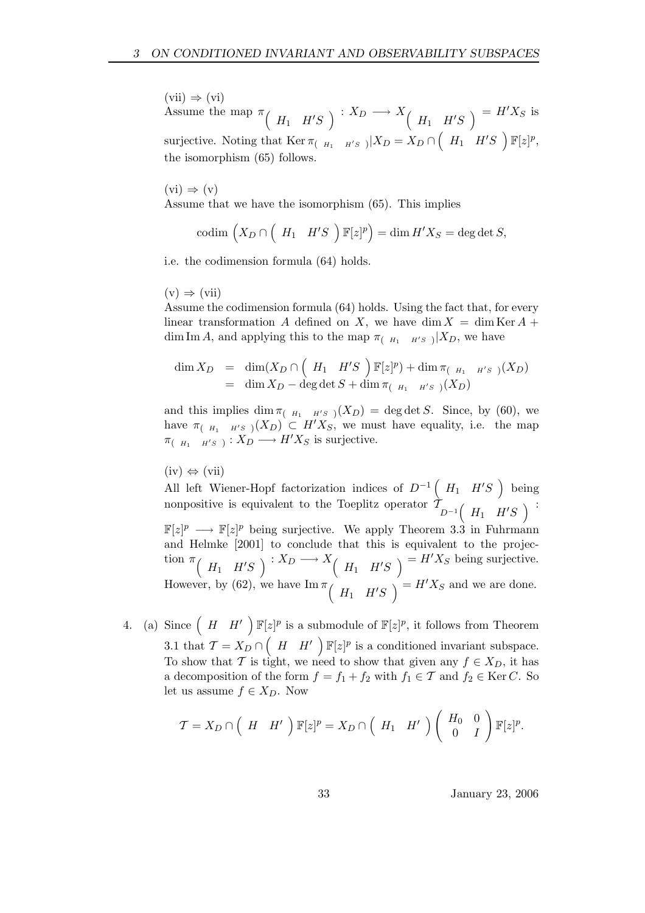(vii) $\Rightarrow$ (vi)
Assume the map $\pi_{\begin{pmatrix} H_1 & H'S \end{pmatrix}} : X_D \longrightarrow X_{\begin{pmatrix} H_1 & H'S \end{pmatrix}} = H'X_S$ is surjective. Noting that $\operatorname{Ker} \pi_{\begin{pmatrix} H_1 & H'S \end{pmatrix}} | X_D = X_D \cap \begin{pmatrix} H_1 & H'S \end{pmatrix} \mathbb{F}[z]^p$, the isomorphism (65) follows.

(vi) $\Rightarrow$ (v)
Assume that we have the isomorphism (65). This implies

$$\operatorname{codim} \left( X_D \cap \begin{pmatrix} H_1 & H'S \end{pmatrix} \mathbb{F}[z]^p \right) = \dim H'X_S = \deg \det S,$$

i.e. the codimension formula (64) holds.

(v) $\Rightarrow$ (vii)
Assume the codimension formula (64) holds. Using the fact that, for every linear transformation $A$ defined on $X$, we have $\dim X = \dim \operatorname{Ker} A + \dim \operatorname{Im} A$, and applying this to the map $\pi_{\begin{pmatrix} H_1 & H'S \end{pmatrix}} | X_D$, we have

$$\begin{aligned} \dim X_D &= \dim (X_D \cap \begin{pmatrix} H_1 & H'S \end{pmatrix} \mathbb{F}[z]^p) + \dim \pi_{\begin{pmatrix} H_1 & H'S \end{pmatrix}} (X_D) \\ &= \dim X_D - \deg \det S + \dim \pi_{\begin{pmatrix} H_1 & H'S \end{pmatrix}} (X_D) \end{aligned}$$

and this implies $\dim \pi_{\begin{pmatrix} H_1 & H'S \end{pmatrix}} (X_D) = \deg \det S$. Since, by (60), we have $\pi_{\begin{pmatrix} H_1 & H'S \end{pmatrix}} (X_D) \subset H'X_S$, we must have equality, i.e. the map $\pi_{\begin{pmatrix} H_1 & H'S \end{pmatrix}} : X_D \longrightarrow H'X_S$ is surjective.

(iv) $\Leftrightarrow$ (vii)
All left Wiener-Hopf factorization indices of $D^{-1} \begin{pmatrix} H_1 & H'S \end{pmatrix}$ being nonpositive is equivalent to the Toeplitz operator $\mathcal{T}_{D^{-1} \begin{pmatrix} H_1 & H'S \end{pmatrix}} : \mathbb{F}[z]^p \longrightarrow \mathbb{F}[z]^p$ being surjective. We apply Theorem 3.3 in Fuhrmann and Helmke [2001] to conclude that this is equivalent to the projection $\pi_{\begin{pmatrix} H_1 & H'S \end{pmatrix}} : X_D \longrightarrow X_{\begin{pmatrix} H_1 & H'S \end{pmatrix}} = H'X_S$ being surjective. However, by (62), we have $\operatorname{Im} \pi_{\begin{pmatrix} H_1 & H'S \end{pmatrix}} = H'X_S$ and we are done.

4. (a) Since $\begin{pmatrix} H & H' \end{pmatrix} \mathbb{F}[z]^p$ is a submodule of $\mathbb{F}[z]^p$, it follows from Theorem 3.1 that $\mathcal{T} = X_D \cap \begin{pmatrix} H & H' \end{pmatrix} \mathbb{F}[z]^p$ is a conditioned invariant subspace. To show that $\mathcal{T}$ is tight, we need to show that given any $f \in X_D$, it has a decomposition of the form $f = f_1 + f_2$ with $f_1 \in \mathcal{T}$ and $f_2 \in \operatorname{Ker} C$. So let us assume $f \in X_D$. Now

$$\mathcal{T} = X_D \cap \begin{pmatrix} H & H' \end{pmatrix} \mathbb{F}[z]^p = X_D \cap \begin{pmatrix} H_1 & H' \end{pmatrix} \begin{pmatrix} H_0 & 0 \\ 0 & I \end{pmatrix} \mathbb{F}[z]^p.$$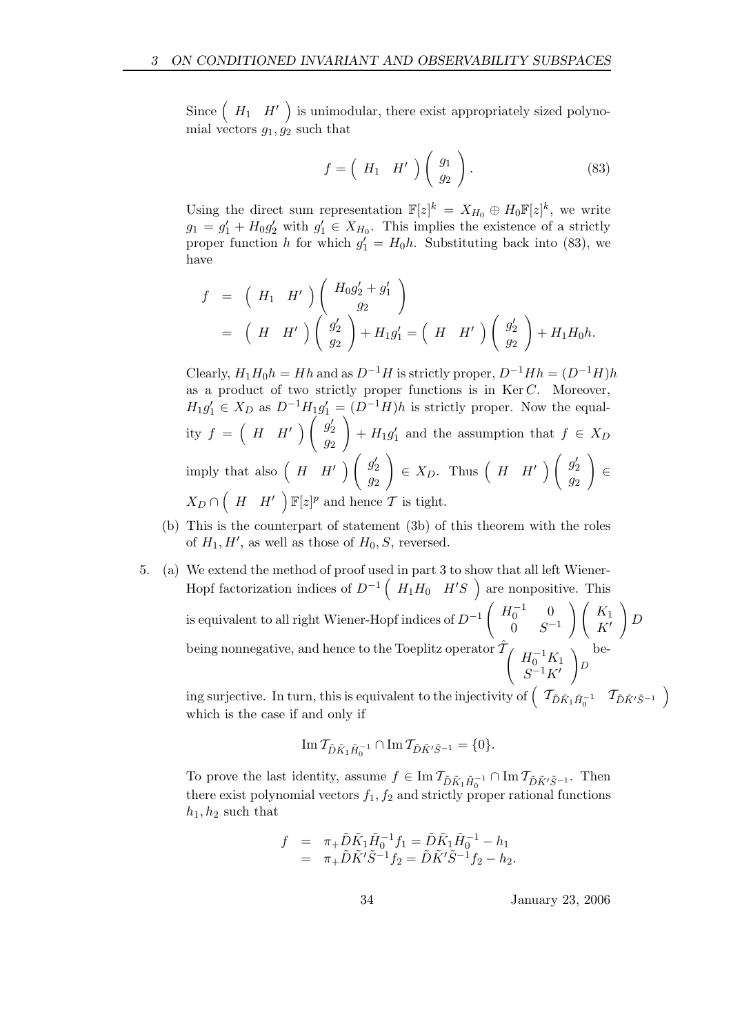Since $\begin{pmatrix} H_1 & H' \end{pmatrix}$ is unimodular, there exist appropriately sized polynomial vectors $g_1, g_2$ such that

$$f = \begin{pmatrix} H_1 & H' \end{pmatrix} \begin{pmatrix} g_1 \\ g_2 \end{pmatrix}. \tag{83}$$

Using the direct sum representation $\mathbb{F}[z]^k = X_{H_0} \oplus H_0\mathbb{F}[z]^k$, we write $g_1 = g_1' + H_0 g_2'$ with $g_1' \in X_{H_0}$. This implies the existence of a strictly proper function $h$ for which $g_1' = H_0 h$. Substituting back into (83), we have

$$\begin{aligned} f &= \begin{pmatrix} H_1 & H' \end{pmatrix} \begin{pmatrix} H_0 g_2' + g_1' \\ g_2 \end{pmatrix} \\ &= \begin{pmatrix} H & H' \end{pmatrix} \begin{pmatrix} g_2' \\ g_2 \end{pmatrix} + H_1 g_1' = \begin{pmatrix} H & H' \end{pmatrix} \begin{pmatrix} g_2' \\ g_2 \end{pmatrix} + H_1 H_0 h. \end{aligned}$$

Clearly, $H_1 H_0 h = Hh$ and as $D^{-1}H$ is strictly proper, $D^{-1}Hh = (D^{-1}H)h$ as a product of two strictly proper functions is in $\operatorname{Ker} C$. Moreover, $H_1 g_1' \in X_D$ as $D^{-1}H_1 g_1' = (D^{-1}H)h$ is strictly proper. Now the equality $f = \begin{pmatrix} H & H' \end{pmatrix} \begin{pmatrix} g_2' \\ g_2 \end{pmatrix} + H_1 g_1'$ and the assumption that $f \in X_D$ imply that also $\begin{pmatrix} H & H' \end{pmatrix} \begin{pmatrix} g_2' \\ g_2 \end{pmatrix} \in X_D$. Thus $\begin{pmatrix} H & H' \end{pmatrix} \begin{pmatrix} g_2' \\ g_2 \end{pmatrix} \in X_D \cap \begin{pmatrix} H & H' \end{pmatrix} \mathbb{F}[z]^p$ and hence $\mathcal{T}$ is tight.

(b) This is the counterpart of statement (3b) of this theorem with the roles of $H_1, H'$, as well as those of $H_0, S$, reversed.

5. (a) We extend the method of proof used in part 3 to show that all left Wiener-Hopf factorization indices of $D^{-1}\begin{pmatrix} H_1 H_0 & H'S \end{pmatrix}$ are nonpositive. This is equivalent to all right Wiener-Hopf indices of $D^{-1}\begin{pmatrix} H_0^{-1} & 0 \\ 0 & S^{-1} \end{pmatrix}\begin{pmatrix} K_1 \\ K' \end{pmatrix} D$ being nonnegative, and hence to the Toeplitz operator $\hat{\mathcal{T}}_{\begin{pmatrix} H_0^{-1}K_1 \\ S^{-1}K' \end{pmatrix}_D}$ being surjective. In turn, this is equivalent to the injectivity of $\begin{pmatrix} \mathcal{T}_{\tilde{D}\tilde{K}_1\tilde{H}_0^{-1}} & \mathcal{T}_{\tilde{D}\tilde{K}'\tilde{S}^{-1}} \end{pmatrix}$ which is the case if and only if

$$\operatorname{Im} \mathcal{T}_{\tilde{D}\tilde{K}_1\tilde{H}_0^{-1}} \cap \operatorname{Im} \mathcal{T}_{\tilde{D}\tilde{K}'\tilde{S}^{-1}} = \{0\}.$$

To prove the last identity, assume $f \in \operatorname{Im} \mathcal{T}_{\tilde{D}\tilde{K}_1\tilde{H}_0^{-1}} \cap \operatorname{Im} \mathcal{T}_{\tilde{D}\tilde{K}'\tilde{S}^{-1}}$. Then there exist polynomial vectors $f_1, f_2$ and strictly proper rational functions $h_1, h_2$ such that

$$\begin{aligned} f &= \pi_+ \tilde{D}\tilde{K}_1\tilde{H}_0^{-1} f_1 = \tilde{D}\tilde{K}_1\tilde{H}_0^{-1} - h_1 \\ &= \pi_+ \tilde{D}\tilde{K}'\tilde{S}^{-1} f_2 = \tilde{D}\tilde{K}'\tilde{S}^{-1} f_2 - h_2. \end{aligned}$$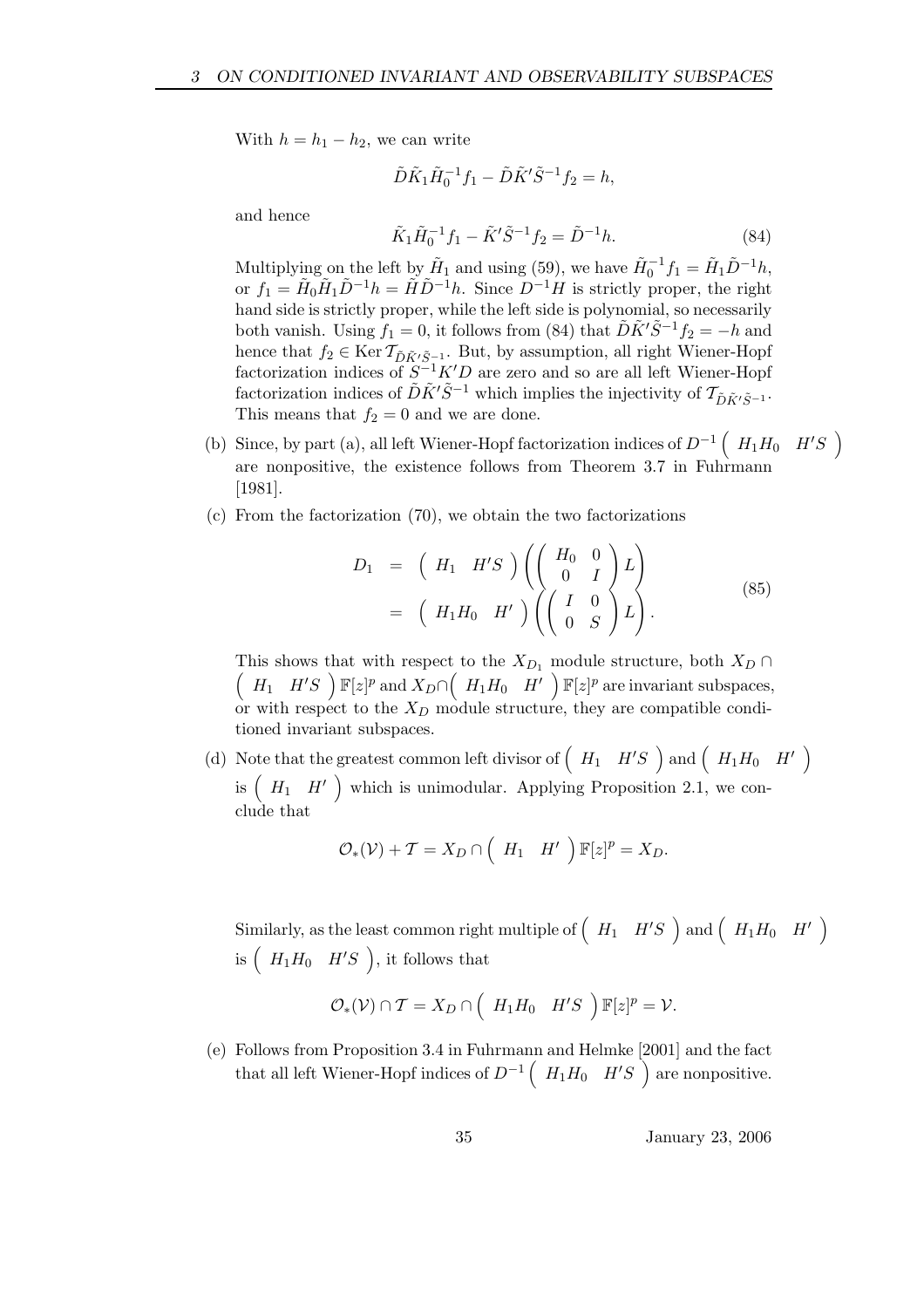With $h = h_1 - h_2$, we can write

$$\tilde{D}\tilde{K}_1\tilde{H}_0^{-1}f_1 - \tilde{D}\tilde{K}'\tilde{S}^{-1}f_2 = h,$$

and hence

$$\tilde{K}_1\tilde{H}_0^{-1}f_1 - \tilde{K}'\tilde{S}^{-1}f_2 = \tilde{D}^{-1}h. \tag{84}$$

Multiplying on the left by $\tilde{H}_1$ and using (59), we have $\tilde{H}_0^{-1}f_1 = \tilde{H}_1\tilde{D}^{-1}h$, or $f_1 = \tilde{H}_0\tilde{H}_1\tilde{D}^{-1}h = \tilde{H}\tilde{D}^{-1}h$. Since $D^{-1}H$ is strictly proper, the right hand side is strictly proper, while the left side is polynomial, so necessarily both vanish. Using $f_1 = 0$, it follows from (84) that $\tilde{D}\tilde{K}'\tilde{S}^{-1}f_2 = -h$ and hence that $f_2 \in \operatorname{Ker} \mathcal{T}_{\tilde{D}\tilde{K}'\tilde{S}^{-1}}$. But, by assumption, all right Wiener-Hopf factorization indices of $S^{-1}K'D$ are zero and so are all left Wiener-Hopf factorization indices of $\tilde{D}\tilde{K}'\tilde{S}^{-1}$ which implies the injectivity of $\mathcal{T}_{\tilde{D}\tilde{K}'\tilde{S}^{-1}}$. This means that $f_2 = 0$ and we are done.

(b) Since, by part (a), all left Wiener-Hopf factorization indices of $D^{-1}\begin{pmatrix} H_1H_0 & H'S \end{pmatrix}$ are nonpositive, the existence follows from Theorem 3.7 in Fuhrmann [1981].

(c) From the factorization (70), we obtain the two factorizations

$$\begin{aligned} D_1 &= \begin{pmatrix} H_1 & H'S \end{pmatrix}\left(\begin{pmatrix} H_0 & 0 \\ 0 & I \end{pmatrix}L\right) \\ &= \begin{pmatrix} H_1H_0 & H' \end{pmatrix}\left(\begin{pmatrix} I & 0 \\ 0 & S \end{pmatrix}L\right). \end{aligned} \tag{85}$$

This shows that with respect to the $X_{D_1}$ module structure, both $X_D \cap \begin{pmatrix} H_1 & H'S \end{pmatrix}\mathbb{F}[z]^p$ and $X_D \cap \begin{pmatrix} H_1H_0 & H' \end{pmatrix}\mathbb{F}[z]^p$ are invariant subspaces, or with respect to the $X_D$ module structure, they are compatible conditioned invariant subspaces.

(d) Note that the greatest common left divisor of $\begin{pmatrix} H_1 & H'S \end{pmatrix}$ and $\begin{pmatrix} H_1H_0 & H' \end{pmatrix}$ is $\begin{pmatrix} H_1 & H' \end{pmatrix}$ which is unimodular. Applying Proposition 2.1, we conclude that

$$\mathcal{O}_*(\mathcal{V}) + \mathcal{T} = X_D \cap \begin{pmatrix} H_1 & H' \end{pmatrix}\mathbb{F}[z]^p = X_D.$$

Similarly, as the least common right multiple of $\begin{pmatrix} H_1 & H'S \end{pmatrix}$ and $\begin{pmatrix} H_1H_0 & H' \end{pmatrix}$ is $\begin{pmatrix} H_1H_0 & H'S \end{pmatrix}$, it follows that

$$\mathcal{O}_*(\mathcal{V}) \cap \mathcal{T} = X_D \cap \begin{pmatrix} H_1H_0 & H'S \end{pmatrix}\mathbb{F}[z]^p = \mathcal{V}.$$

(e) Follows from Proposition 3.4 in Fuhrmann and Helmke [2001] and the fact that all left Wiener-Hopf indices of $D^{-1}\begin{pmatrix} H_1H_0 & H'S \end{pmatrix}$ are nonpositive.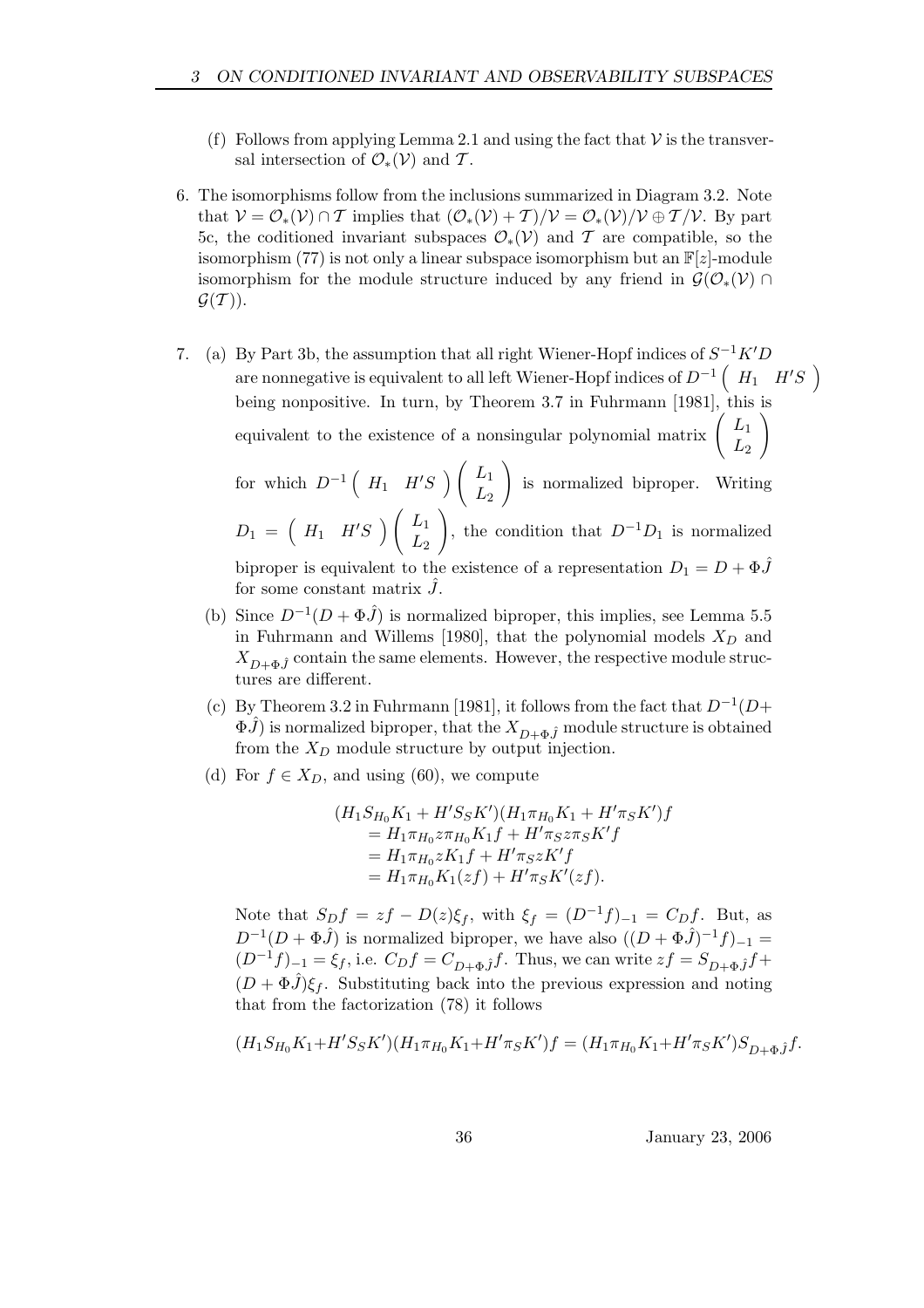(f) Follows from applying Lemma 2.1 and using the fact that $\mathcal{V}$ is the transversal intersection of $\mathcal{O}_*(\mathcal{V})$ and $\mathcal{T}$.

6. The isomorphisms follow from the inclusions summarized in Diagram 3.2. Note that $\mathcal{V} = \mathcal{O}_*(\mathcal{V}) \cap \mathcal{T}$ implies that $(\mathcal{O}_*(\mathcal{V}) + \mathcal{T})/\mathcal{V} = \mathcal{O}_*(\mathcal{V})/\mathcal{V} \oplus \mathcal{T}/\mathcal{V}$. By part 5c, the coditioned invariant subspaces $\mathcal{O}_*(\mathcal{V})$ and $\mathcal{T}$ are compatible, so the isomorphism (77) is not only a linear subspace isomorphism but an $\mathbb{F}[z]$-module isomorphism for the module structure induced by any friend in $\mathcal{G}(\mathcal{O}_*(\mathcal{V}) \cap \mathcal{G}(\mathcal{T}))$.

7. (a) By Part 3b, the assumption that all right Wiener-Hopf indices of $S^{-1}K'D$ are nonnegative is equivalent to all left Wiener-Hopf indices of $D^{-1}\begin{pmatrix} H_1 & H'S \end{pmatrix}$ being nonpositive. In turn, by Theorem 3.7 in Fuhrmann [1981], this is equivalent to the existence of a nonsingular polynomial matrix $\begin{pmatrix} L_1 \\ L_2 \end{pmatrix}$ for which $D^{-1}\begin{pmatrix} H_1 & H'S \end{pmatrix}\begin{pmatrix} L_1 \\ L_2 \end{pmatrix}$ is normalized biproper. Writing $D_1 = \begin{pmatrix} H_1 & H'S \end{pmatrix}\begin{pmatrix} L_1 \\ L_2 \end{pmatrix}$, the condition that $D^{-1}D_1$ is normalized biproper is equivalent to the existence of a representation $D_1 = D + \Phi\hat{J}$ for some constant matrix $\hat{J}$.

   (b) Since $D^{-1}(D + \Phi\hat{J})$ is normalized biproper, this implies, see Lemma 5.5 in Fuhrmann and Willems [1980], that the polynomial models $X_D$ and $X_{D+\Phi\hat{J}}$ contain the same elements. However, the respective module structures are different.

   (c) By Theorem 3.2 in Fuhrmann [1981], it follows from the fact that $D^{-1}(D+\Phi\hat{J})$ is normalized biproper, that the $X_{D+\Phi\hat{J}}$ module structure is obtained from the $X_D$ module structure by output injection.

   (d) For $f \in X_D$, and using (60), we compute

$$
\begin{aligned}
&(H_1 S_{H_0} K_1 + H'S_S K')(H_1\pi_{H_0}K_1 + H'\pi_S K')f \\
&= H_1\pi_{H_0} z \pi_{H_0} K_1 f + H'\pi_S z \pi_S K' f \\
&= H_1\pi_{H_0} z K_1 f + H'\pi_S z K' f \\
&= H_1\pi_{H_0} K_1(zf) + H'\pi_S K'(zf).
\end{aligned}
$$

Note that $S_D f = zf - D(z)\xi_f$, with $\xi_f = (D^{-1}f)_{-1} = C_D f$. But, as $D^{-1}(D + \Phi\hat{J})$ is normalized biproper, we have also $((D + \Phi\hat{J})^{-1}f)_{-1} = (D^{-1}f)_{-1} = \xi_f$, i.e. $C_D f = C_{D+\Phi\hat{J}} f$. Thus, we can write $zf = S_{D+\Phi\hat{J}} f + (D + \Phi\hat{J})\xi_f$. Substituting back into the previous expression and noting that from the factorization (78) it follows

$$
(H_1 S_{H_0} K_1 + H'S_S K')(H_1\pi_{H_0}K_1 + H'\pi_S K')f = (H_1\pi_{H_0}K_1 + H'\pi_S K')S_{D+\Phi\hat{J}} f.
$$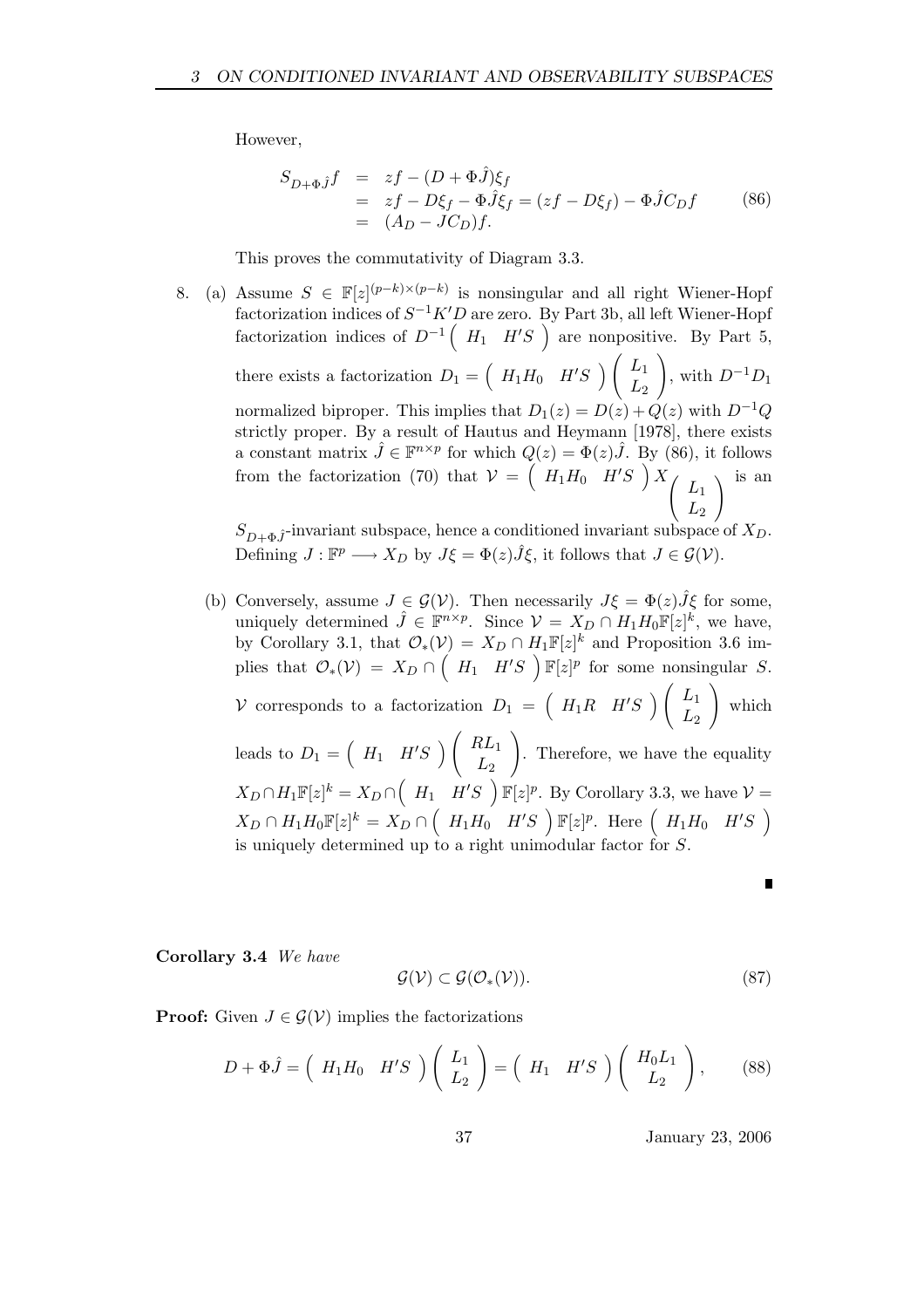However,

$$
\begin{aligned}
S_{D+\Phi\hat{J}}f &= zf - (D+\Phi\hat{J})\xi_f \\
&= zf - D\xi_f - \Phi\hat{J}\xi_f = (zf - D\xi_f) - \Phi\hat{J}C_D f \\
&= (A_D - JC_D)f.
\end{aligned}
\tag{86}
$$

This proves the commutativity of Diagram 3.3.

8. (a) Assume $S \in \mathbb{F}[z]^{(p-k)\times(p-k)}$ is nonsingular and all right Wiener-Hopf factorization indices of $S^{-1}K'D$ are zero. By Part 3b, all left Wiener-Hopf factorization indices of $D^{-1}\begin{pmatrix} H_1 & H'S \end{pmatrix}$ are nonpositive. By Part 5, there exists a factorization $D_1 = \begin{pmatrix} H_1H_0 & H'S \end{pmatrix}\begin{pmatrix} L_1 \\ L_2 \end{pmatrix}$, with $D^{-1}D_1$ normalized biproper. This implies that $D_1(z) = D(z) + Q(z)$ with $D^{-1}Q$ strictly proper. By a result of Hautus and Heymann [1978], there exists a constant matrix $\hat{J} \in \mathbb{F}^{n\times p}$ for which $Q(z) = \Phi(z)\hat{J}$. By (86), it follows from the factorization (70) that $\mathcal{V} = \begin{pmatrix} H_1H_0 & H'S \end{pmatrix} X_{\begin{pmatrix} L_1 \\ L_2 \end{pmatrix}}$ is an $S_{D+\Phi\hat{J}}$-invariant subspace, hence a conditioned invariant subspace of $X_D$. Defining $J : \mathbb{F}^p \longrightarrow X_D$ by $J\xi = \Phi(z)\hat{J}\xi$, it follows that $J \in \mathcal{G}(\mathcal{V})$.

   (b) Conversely, assume $J \in \mathcal{G}(\mathcal{V})$. Then necessarily $J\xi = \Phi(z)\hat{J}\xi$ for some, uniquely determined $\hat{J} \in \mathbb{F}^{n\times p}$. Since $\mathcal{V} = X_D \cap H_1H_0\mathbb{F}[z]^k$, we have, by Corollary 3.1, that $\mathcal{O}_*(\mathcal{V}) = X_D \cap H_1\mathbb{F}[z]^k$ and Proposition 3.6 implies that $\mathcal{O}_*(\mathcal{V}) = X_D \cap \begin{pmatrix} H_1 & H'S \end{pmatrix}\mathbb{F}[z]^p$ for some nonsingular $S$. $\mathcal{V}$ corresponds to a factorization $D_1 = \begin{pmatrix} H_1R & H'S \end{pmatrix}\begin{pmatrix} L_1 \\ L_2 \end{pmatrix}$ which leads to $D_1 = \begin{pmatrix} H_1 & H'S \end{pmatrix}\begin{pmatrix} RL_1 \\ L_2 \end{pmatrix}$. Therefore, we have the equality $X_D \cap H_1\mathbb{F}[z]^k = X_D \cap \begin{pmatrix} H_1 & H'S \end{pmatrix}\mathbb{F}[z]^p$. By Corollary 3.3, we have $\mathcal{V} = X_D \cap H_1H_0\mathbb{F}[z]^k = X_D \cap \begin{pmatrix} H_1H_0 & H'S \end{pmatrix}\mathbb{F}[z]^p$. Here $\begin{pmatrix} H_1H_0 & H'S \end{pmatrix}$ is uniquely determined up to a right unimodular factor for $S$.

∎

**Corollary 3.4** *We have*

$$
\mathcal{G}(\mathcal{V}) \subset \mathcal{G}(\mathcal{O}_*(\mathcal{V})).
\tag{87}
$$

**Proof:** Given $J \in \mathcal{G}(\mathcal{V})$ implies the factorizations

$$
D + \Phi\hat{J} = \begin{pmatrix} H_1H_0 & H'S \end{pmatrix}\begin{pmatrix} L_1 \\ L_2 \end{pmatrix} = \begin{pmatrix} H_1 & H'S \end{pmatrix}\begin{pmatrix} H_0L_1 \\ L_2 \end{pmatrix},
\tag{88}
$$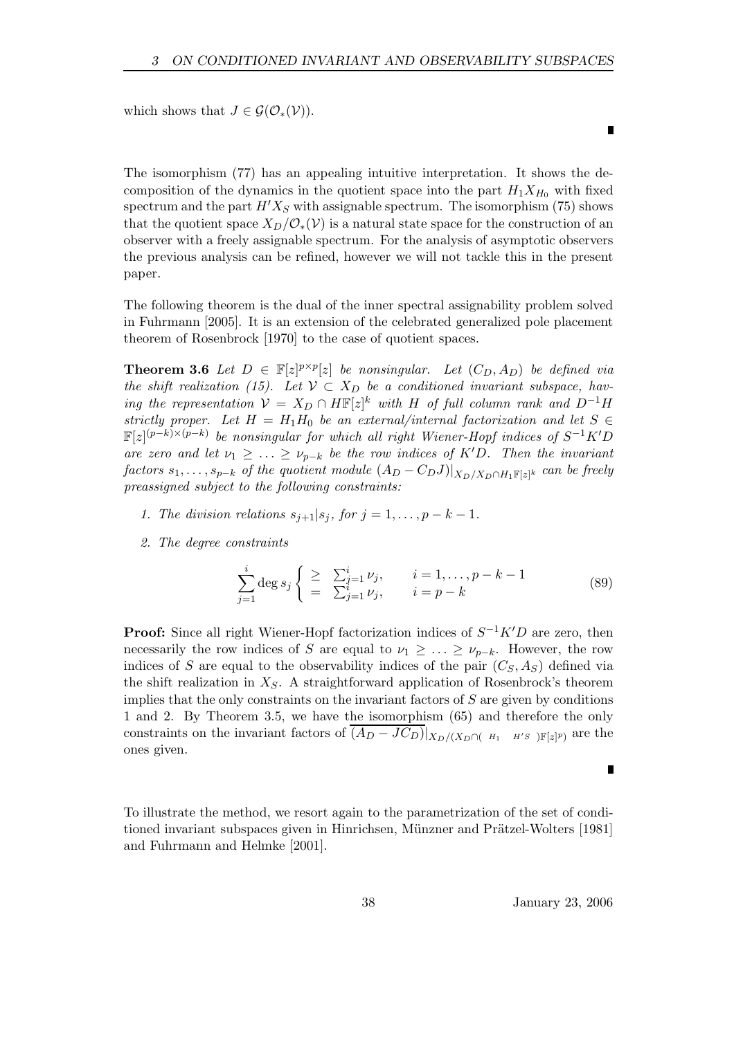which shows that $J \in \mathcal{G}(\mathcal{O}_*(\mathcal{V}))$.

∎

The isomorphism (77) has an appealing intuitive interpretation. It shows the decomposition of the dynamics in the quotient space into the part $H_1 X_{H_0}$ with fixed spectrum and the part $H' X_S$ with assignable spectrum. The isomorphism (75) shows that the quotient space $X_D/\mathcal{O}_*(\mathcal{V})$ is a natural state space for the construction of an observer with a freely assignable spectrum. For the analysis of asymptotic observers the previous analysis can be refined, however we will not tackle this in the present paper.

The following theorem is the dual of the inner spectral assignability problem solved in Fuhrmann [2005]. It is an extension of the celebrated generalized pole placement theorem of Rosenbrock [1970] to the case of quotient spaces.

**Theorem 3.6** *Let $D \in \mathbb{F}[z]^{p\times p}[z]$ be nonsingular. Let $(C_D, A_D)$ be defined via the shift realization (15). Let $\mathcal{V} \subset X_D$ be a conditioned invariant subspace, having the representation $\mathcal{V} = X_D \cap H\mathbb{F}[z]^k$ with $H$ of full column rank and $D^{-1}H$ strictly proper. Let $H = H_1 H_0$ be an external/internal factorization and let $S \in \mathbb{F}[z]^{(p-k)\times(p-k)}$ be nonsingular for which all right Wiener-Hopf indices of $S^{-1}K'D$ are zero and let $\nu_1 \geq \ldots \geq \nu_{p-k}$ be the row indices of $K'D$. Then the invariant factors $s_1, \ldots, s_{p-k}$ of the quotient module $(A_D - C_D J)|_{X_D/X_D \cap H_1 \mathbb{F}[z]^k}$ can be freely preassigned subject to the following constraints:*

1. *The division relations $s_{j+1}|s_j$, for $j = 1, \ldots, p-k-1$.*
2. *The degree constraints*

$$\sum_{j=1}^{i} \deg s_j \left\{ \begin{array}{ll} \geq \ \sum_{j=1}^{i} \nu_j, & i = 1, \ldots, p-k-1 \\ = \ \sum_{j=1}^{i} \nu_j, & i = p-k \end{array} \right. \tag{89}$$

**Proof:** Since all right Wiener-Hopf factorization indices of $S^{-1}K'D$ are zero, then necessarily the row indices of $S$ are equal to $\nu_1 \geq \ldots \geq \nu_{p-k}$. However, the row indices of $S$ are equal to the observability indices of the pair $(C_S, A_S)$ defined via the shift realization in $X_S$. A straightforward application of Rosenbrock's theorem implies that the only constraints on the invariant factors of $S$ are given by conditions 1 and 2. By Theorem 3.5, we have the isomorphism (65) and therefore the only constraints on the invariant factors of $\overline{(A_D - JC_D)}|_{X_D/(X_D \cap (\ H_1 \quad H'S\ )\mathbb{F}[z]^p)}$ are the ones given.

∎

To illustrate the method, we resort again to the parametrization of the set of conditioned invariant subspaces given in Hinrichsen, Münzner and Prätzel-Wolters [1981] and Fuhrmann and Helmke [2001].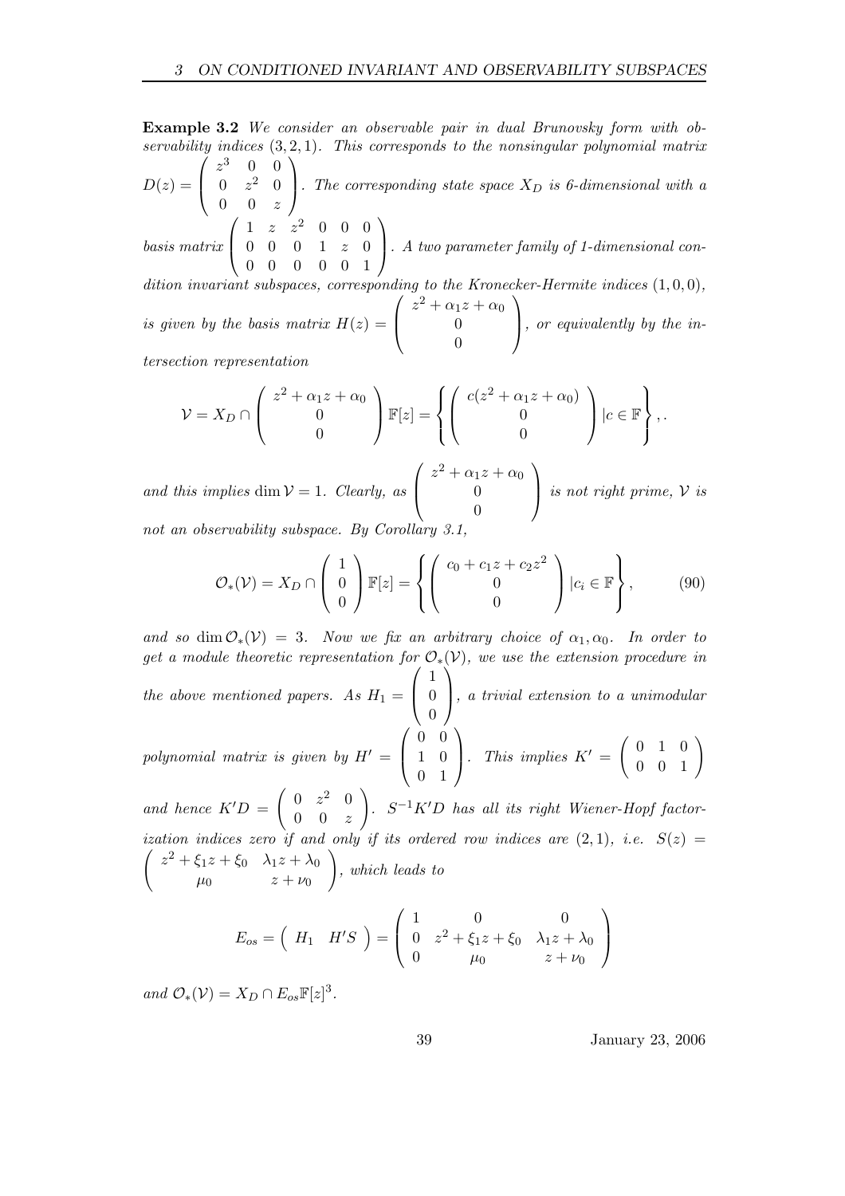**Example 3.2** *We consider an observable pair in dual Brunovsky form with observability indices* $(3,2,1)$*. This corresponds to the nonsingular polynomial matrix* $D(z) = \begin{pmatrix} z^3 & 0 & 0 \\ 0 & z^2 & 0 \\ 0 & 0 & z \end{pmatrix}$*. The corresponding state space* $X_D$ *is 6-dimensional with a basis matrix* $\begin{pmatrix} 1 & z & z^2 & 0 & 0 & 0 \\ 0 & 0 & 0 & 1 & z & 0 \\ 0 & 0 & 0 & 0 & 0 & 1 \end{pmatrix}$*. A two parameter family of 1-dimensional condition invariant subspaces, corresponding to the Kronecker-Hermite indices* $(1,0,0)$*, is given by the basis matrix* $H(z) = \begin{pmatrix} z^2+\alpha_1 z + \alpha_0 \\ 0 \\ 0 \end{pmatrix}$*, or equivalently by the intersection representation*

$$\mathcal{V} = X_D \cap \begin{pmatrix} z^2+\alpha_1 z + \alpha_0 \\ 0 \\ 0 \end{pmatrix} \mathbb{F}[z] = \left\{ \begin{pmatrix} c(z^2+\alpha_1 z + \alpha_0) \\ 0 \\ 0 \end{pmatrix} | c \in \mathbb{F} \right\}, .$$

*and this implies* $\dim \mathcal{V} = 1$*. Clearly, as* $\begin{pmatrix} z^2+\alpha_1 z + \alpha_0 \\ 0 \\ 0 \end{pmatrix}$ *is not right prime,* $\mathcal{V}$ *is not an observability subspace. By Corollary 3.1,*

$$\mathcal{O}_*(\mathcal{V}) = X_D \cap \begin{pmatrix} 1 \\ 0 \\ 0 \end{pmatrix} \mathbb{F}[z] = \left\{ \begin{pmatrix} c_0 + c_1 z + c_2 z^2 \\ 0 \\ 0 \end{pmatrix} | c_i \in \mathbb{F} \right\}, \tag{90}$$

*and so* $\dim \mathcal{O}_*(\mathcal{V}) = 3$*. Now we fix an arbitrary choice of* $\alpha_1, \alpha_0$*. In order to get a module theoretic representation for* $\mathcal{O}_*(\mathcal{V})$*, we use the extension procedure in the above mentioned papers. As* $H_1 = \begin{pmatrix} 1 \\ 0 \\ 0 \end{pmatrix}$*, a trivial extension to a unimodular polynomial matrix is given by* $H' = \begin{pmatrix} 0 & 0 \\ 1 & 0 \\ 0 & 1 \end{pmatrix}$*. This implies* $K' = \begin{pmatrix} 0 & 1 & 0 \\ 0 & 0 & 1 \end{pmatrix}$ *and hence* $K'D = \begin{pmatrix} 0 & z^2 & 0 \\ 0 & 0 & z \end{pmatrix}$*.* $S^{-1}K'D$ *has all its right Wiener-Hopf factorization indices zero if and only if its ordered row indices are* $(2,1)$*, i.e.* $S(z) = \begin{pmatrix} z^2+\xi_1 z+\xi_0 & \lambda_1 z + \lambda_0 \\ \mu_0 & z+\nu_0 \end{pmatrix}$*, which leads to*

$$E_{os} = \begin{pmatrix} H_1 & H'S \end{pmatrix} = \begin{pmatrix} 1 & 0 & 0 \\ 0 & z^2+\xi_1 z+\xi_0 & \lambda_1 z + \lambda_0 \\ 0 & \mu_0 & z+\nu_0 \end{pmatrix}$$

*and* $\mathcal{O}_*(\mathcal{V}) = X_D \cap E_{os}\mathbb{F}[z]^3$*.*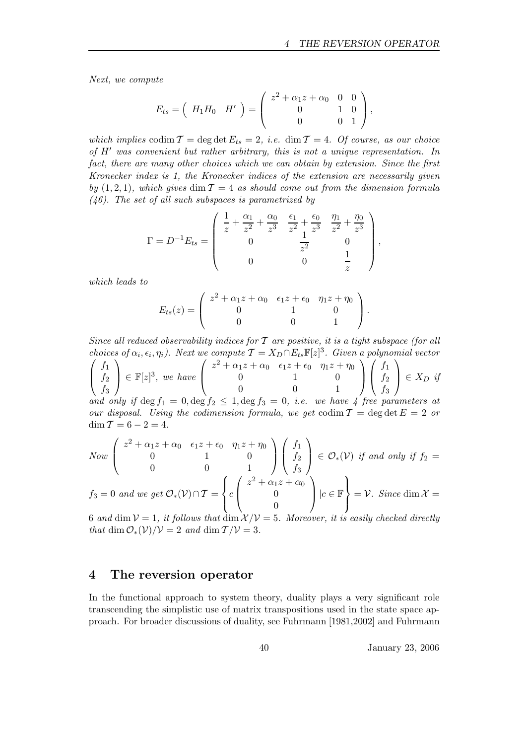*Next, we compute*

$$E_{ts} = \begin{pmatrix} H_1H_0 & H' \end{pmatrix} = \begin{pmatrix} z^2+\alpha_1 z+\alpha_0 & 0 & 0 \\ 0 & 1 & 0 \\ 0 & 0 & 1 \end{pmatrix},$$

*which implies* $\operatorname{codim}\mathcal{T} = \deg\det E_{ts} = 2$*, i.e.* $\dim\mathcal{T} = 4$*. Of course, as our choice of* $H'$ *was convenient but rather arbitrary, this is not a unique representation. In fact, there are many other choices which we can obtain by extension. Since the first Kronecker index is 1, the Kronecker indices of the extension are necessarily given by* $(1,2,1)$*, which gives* $\dim\mathcal{T} = 4$ *as should come out from the dimension formula (46). The set of all such subspaces is parametrized by*

$$\Gamma = D^{-1}E_{ts} = \begin{pmatrix} \dfrac{1}{z}+\dfrac{\alpha_1}{z^2}+\dfrac{\alpha_0}{z^3} & \dfrac{\epsilon_1}{z^2}+\dfrac{\epsilon_0}{z^3} & \dfrac{\eta_1}{z^2}+\dfrac{\eta_0}{z^3} \\ 0 & \dfrac{1}{z^2} & 0 \\ 0 & 0 & \dfrac{1}{z} \end{pmatrix},$$

*which leads to*

$$E_{ts}(z) = \begin{pmatrix} z^2+\alpha_1 z+\alpha_0 & \epsilon_1 z+\epsilon_0 & \eta_1 z+\eta_0 \\ 0 & 1 & 0 \\ 0 & 0 & 1 \end{pmatrix}.$$

*Since all reduced observability indices for* $\mathcal{T}$ *are positive, it is a tight subspace (for all choices of* $\alpha_i, \epsilon_i, \eta_i$*). Next we compute* $\mathcal{T} = X_D \cap E_{ts}\mathbb{F}[z]^3$*. Given a polynomial vector* $\begin{pmatrix} f_1 \\ f_2 \\ f_3 \end{pmatrix} \in \mathbb{F}[z]^3$*, we have* $\begin{pmatrix} z^2+\alpha_1 z+\alpha_0 & \epsilon_1 z+\epsilon_0 & \eta_1 z+\eta_0 \\ 0 & 1 & 0 \\ 0 & 0 & 1 \end{pmatrix}\begin{pmatrix} f_1 \\ f_2 \\ f_3 \end{pmatrix} \in X_D$ *if and only if* $\deg f_1 = 0, \deg f_2 \leq 1, \deg f_3 = 0$*, i.e. we have 4 free parameters at our disposal. Using the codimension formula, we get* $\operatorname{codim}\mathcal{T} = \deg\det E = 2$ *or* $\dim\mathcal{T} = 6-2 = 4$*.*

*Now* $\begin{pmatrix} z^2+\alpha_1 z+\alpha_0 & \epsilon_1 z+\epsilon_0 & \eta_1 z+\eta_0 \\ 0 & 1 & 0 \\ 0 & 0 & 1 \end{pmatrix}\begin{pmatrix} f_1 \\ f_2 \\ f_3 \end{pmatrix} \in \mathcal{O}_*(\mathcal{V})$ *if and only if* $f_2 = f_3 = 0$ *and we get* $\mathcal{O}_*(\mathcal{V}) \cap \mathcal{T} = \left\{ c\begin{pmatrix} z^2+\alpha_1 z+\alpha_0 \\ 0 \\ 0 \end{pmatrix} | c \in \mathbb{F} \right\} = \mathcal{V}$*. Since* $\dim\mathcal{X} = 6$ *and* $\dim\mathcal{V} = 1$*, it follows that* $\dim\mathcal{X}/\mathcal{V} = 5$*. Moreover, it is easily checked directly that* $\dim\mathcal{O}_*(\mathcal{V})/\mathcal{V} = 2$ *and* $\dim\mathcal{T}/\mathcal{V} = 3$*.*

## 4 The reversion operator

In the functional approach to system theory, duality plays a very significant role transcending the simplistic use of matrix transpositions used in the state space approach. For broader discussions of duality, see Fuhrmann [1981,2002] and Fuhrmann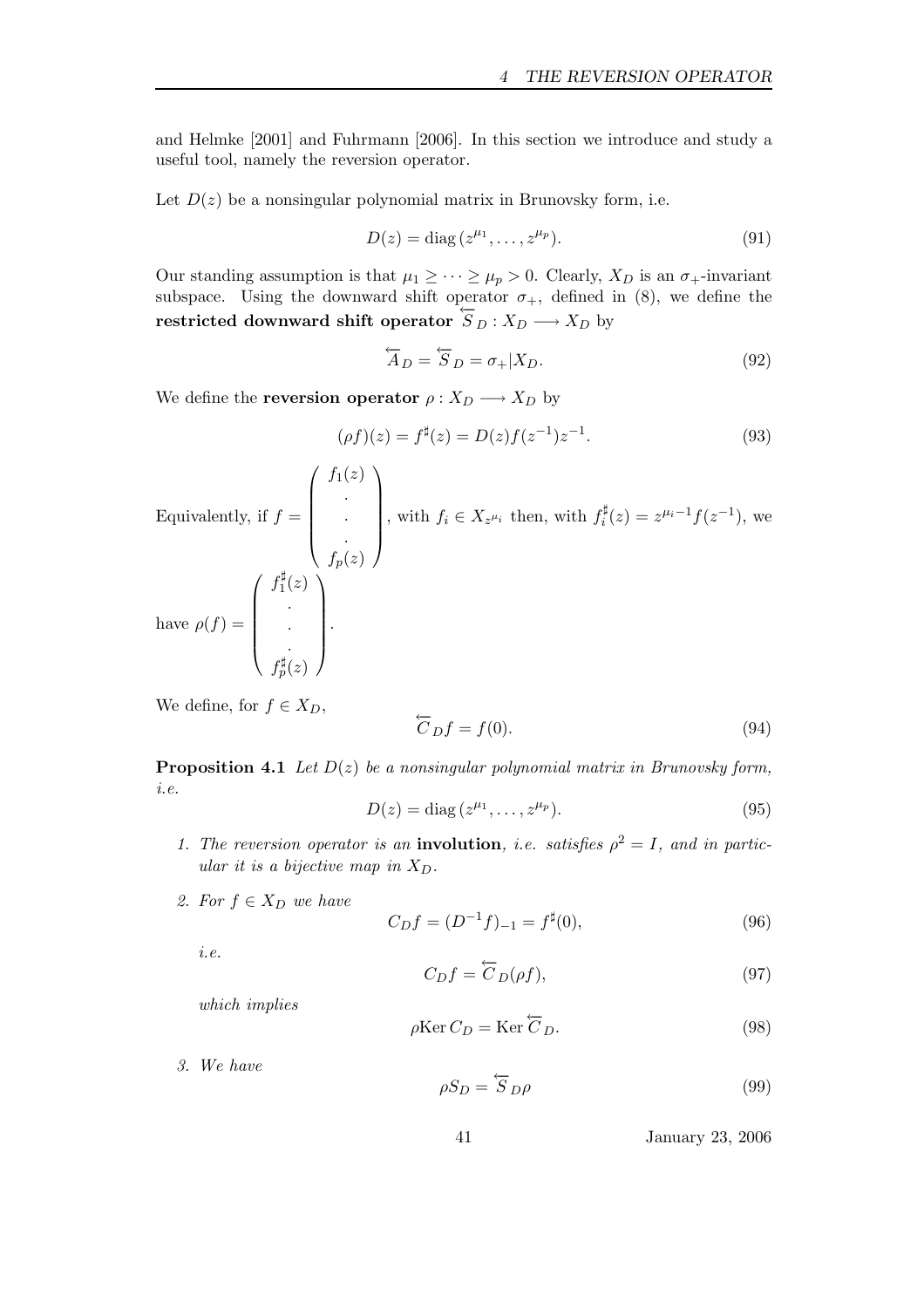and Helmke [2001] and Fuhrmann [2006]. In this section we introduce and study a useful tool, namely the reversion operator.

Let $D(z)$ be a nonsingular polynomial matrix in Brunovsky form, i.e.

$$D(z) = \mathrm{diag}\,(z^{\mu_1}, \ldots, z^{\mu_p}). \tag{91}$$

Our standing assumption is that $\mu_1 \geq \cdots \geq \mu_p > 0$. Clearly, $X_D$ is an $\sigma_+$-invariant subspace. Using the downward shift operator $\sigma_+$, defined in (8), we define the **restricted downward shift operator** $\overleftarrow{S}_D : X_D \longrightarrow X_D$ by

$$\overleftarrow{A}_D = \overleftarrow{S}_D = \sigma_+ | X_D. \tag{92}$$

We define the **reversion operator** $\rho : X_D \longrightarrow X_D$ by

$$(\rho f)(z) = f^\sharp(z) = D(z) f(z^{-1}) z^{-1}. \tag{93}$$

Equivalently, if $f = \begin{pmatrix} f_1(z) \\ . \\ . \\ . \\ f_p(z) \end{pmatrix}$, with $f_i \in X_{z^{\mu_i}}$ then, with $f_i^\sharp(z) = z^{\mu_i - 1} f(z^{-1})$, we have $\rho(f) = \begin{pmatrix} f_1^\sharp(z) \\ . \\ . \\ . \\ f_p^\sharp(z) \end{pmatrix}$.

We define, for $f \in X_D$,

$$\overleftarrow{C}_D f = f(0). \tag{94}$$

**Proposition 4.1** *Let $D(z)$ be a nonsingular polynomial matrix in Brunovsky form, i.e.*

$$D(z) = \mathrm{diag}\,(z^{\mu_1}, \ldots, z^{\mu_p}). \tag{95}$$

1. *The reversion operator is an* **involution**, *i.e. satisfies $\rho^2 = I$, and in particular it is a bijective map in $X_D$.*

2. *For $f \in X_D$ we have*

$$C_D f = (D^{-1} f)_{-1} = f^\sharp(0), \tag{96}$$

   *i.e.*

$$C_D f = \overleftarrow{C}_D (\rho f), \tag{97}$$

   *which implies*

$$\rho \mathrm{Ker}\, C_D = \mathrm{Ker}\, \overleftarrow{C}_D. \tag{98}$$

3. *We have*

$$\rho S_D = \overleftarrow{S}_D \rho \tag{99}$$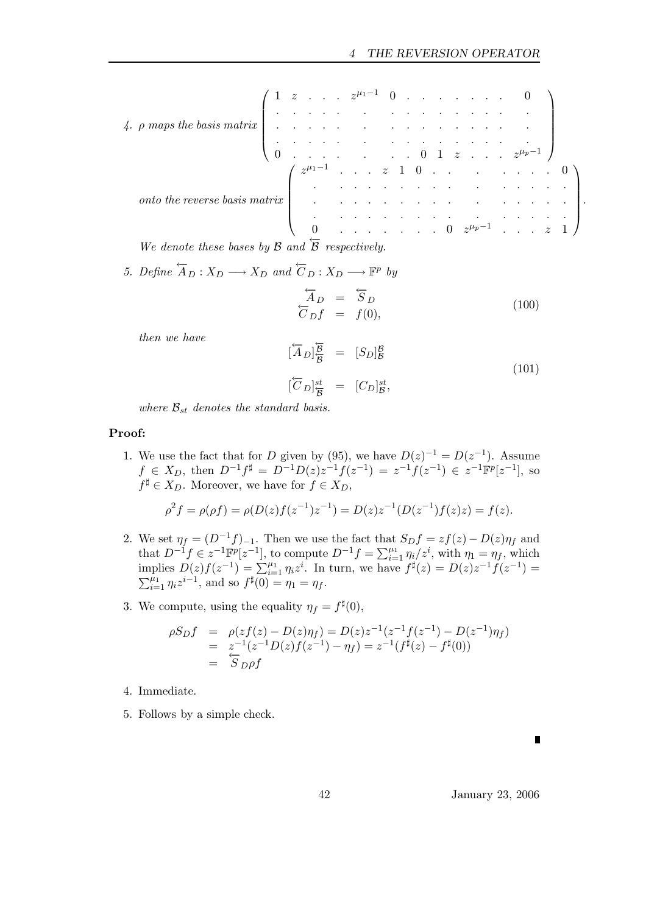4. $\rho$ *maps the basis matrix* $\begin{pmatrix} 1 & z & . & . & . & z^{\mu_1-1} & 0 & . & . & . & . & . & . & . & 0 \\ . & . & . & . & . & . & . & . & . & . & . & . & . & . & . \\ . & . & . & . & . & . & . & . & . & . & . & . & . & . & . \\ . & . & . & . & . & . & . & . & . & . & . & . & . & . & . \\ 0 & . & . & . & . & . & . & . & 0 & 1 & z & . & . & . & z^{\mu_p-1} \end{pmatrix}$

   *onto the reverse basis matrix* $\begin{pmatrix} z^{\mu_1-1} & . & . & . & z & 1 & 0 & . & . & . & . & . & . & . & 0 \\ . & . & . & . & . & . & . & . & . & . & . & . & . & . & . \\ . & . & . & . & . & . & . & . & . & . & . & . & . & . & . \\ . & . & . & . & . & . & . & . & . & . & . & . & . & . & . \\ 0 & . & . & . & . & . & . & . & 0 & z^{\mu_p-1} & . & . & . & z & 1 \end{pmatrix}$.

   *We denote these bases by* $\mathcal{B}$ *and* $\overleftarrow{\mathcal{B}}$ *respectively.*

5. *Define* $\overleftarrow{A}_D : X_D \longrightarrow X_D$ *and* $\overleftarrow{C}_D : X_D \longrightarrow \mathbb{F}^p$ *by*

$$\begin{aligned} \overleftarrow{A}_D &= \overleftarrow{S}_D \\ \overleftarrow{C}_D f &= f(0), \end{aligned} \tag{100}$$

   *then we have*

$$\begin{aligned} [\overleftarrow{A}_D]^{\overleftarrow{\mathcal{B}}}_{\overleftarrow{\mathcal{B}}} &= [S_D]^{\mathcal{B}}_{\mathcal{B}} \\ [\overleftarrow{C}_D]^{st}_{\overleftarrow{\mathcal{B}}} &= [C_D]^{st}_{\mathcal{B}}, \end{aligned} \tag{101}$$

   *where* $\mathcal{B}_{st}$ *denotes the standard basis.*

**Proof:**

1. We use the fact that for $D$ given by (95), we have $D(z)^{-1} = D(z^{-1})$. Assume $f \in X_D$, then $D^{-1}f^\sharp = D^{-1}D(z)z^{-1}f(z^{-1}) = z^{-1}f(z^{-1}) \in z^{-1}\mathbb{F}^p[z^{-1}]$, so $f^\sharp \in X_D$. Moreover, we have for $f \in X_D$,

$$\rho^2 f = \rho(\rho f) = \rho(D(z)f(z^{-1})z^{-1}) = D(z)z^{-1}(D(z^{-1})f(z)z) = f(z).$$

2. We set $\eta_f = (D^{-1}f)_{-1}$. Then we use the fact that $S_D f = zf(z) - D(z)\eta_f$ and that $D^{-1}f \in z^{-1}\mathbb{F}^p[z^{-1}]$, to compute $D^{-1}f = \sum_{i=1}^{\mu_1} \eta_i/z^i$, with $\eta_1 = \eta_f$, which implies $D(z)f(z^{-1}) = \sum_{i=1}^{\mu_1} \eta_i z^i$. In turn, we have $f^\sharp(z) = D(z)z^{-1}f(z^{-1}) = \sum_{i=1}^{\mu_1} \eta_i z^{i-1}$, and so $f^\sharp(0) = \eta_1 = \eta_f$.

3. We compute, using the equality $\eta_f = f^\sharp(0)$,

$$\begin{aligned} \rho S_D f &= \rho(zf(z) - D(z)\eta_f) = D(z)z^{-1}(z^{-1}f(z^{-1}) - D(z^{-1})\eta_f) \\ &= z^{-1}(z^{-1}D(z)f(z^{-1}) - \eta_f) = z^{-1}(f^\sharp(z) - f^\sharp(0)) \\ &= \overleftarrow{S}_D \rho f \end{aligned}$$

4. Immediate.

5. Follows by a simple check.

∎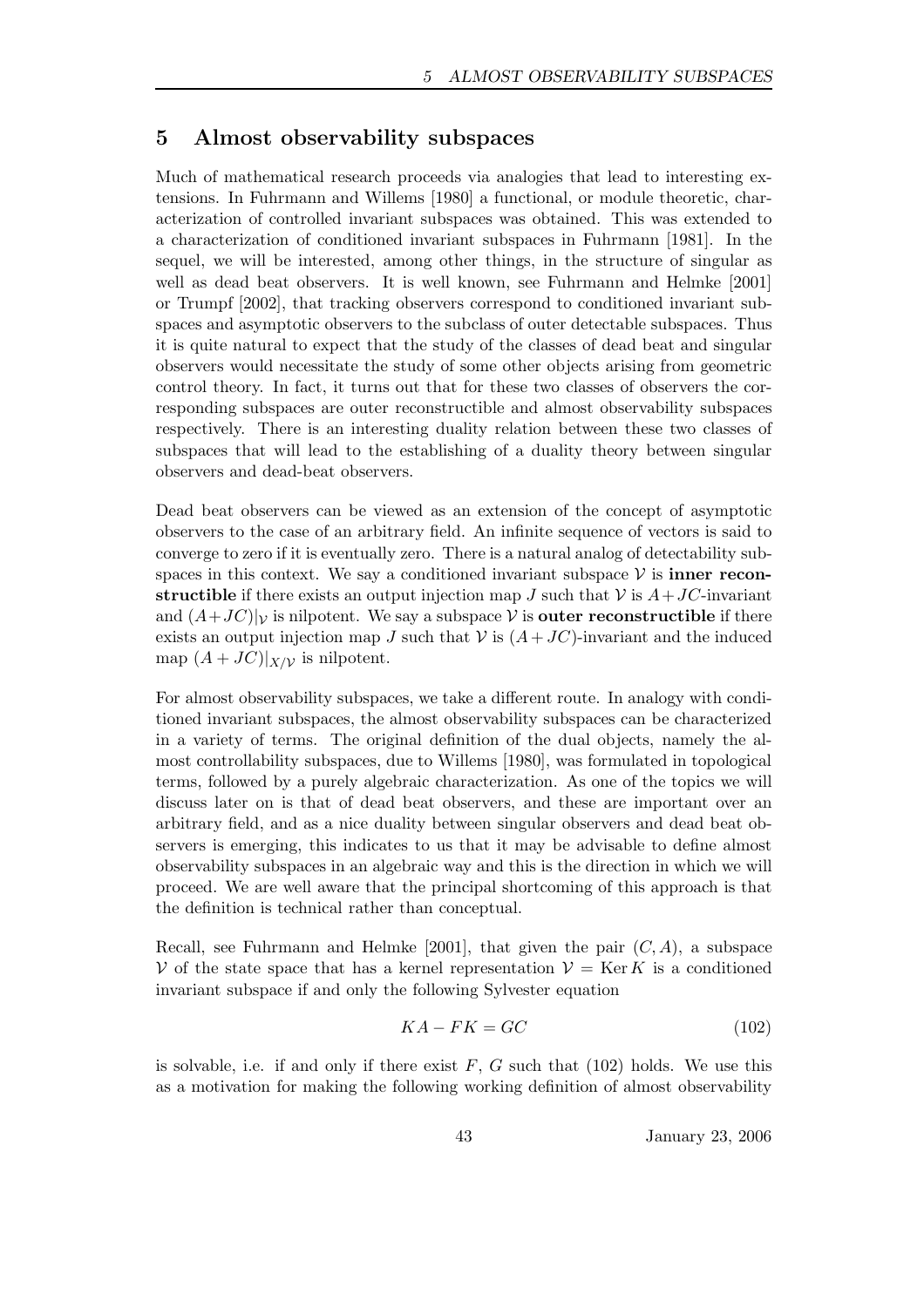## 5 Almost observability subspaces

Much of mathematical research proceeds via analogies that lead to interesting extensions. In Fuhrmann and Willems [1980] a functional, or module theoretic, characterization of controlled invariant subspaces was obtained. This was extended to a characterization of conditioned invariant subspaces in Fuhrmann [1981]. In the sequel, we will be interested, among other things, in the structure of singular as well as dead beat observers. It is well known, see Fuhrmann and Helmke [2001] or Trumpf [2002], that tracking observers correspond to conditioned invariant subspaces and asymptotic observers to the subclass of outer detectable subspaces. Thus it is quite natural to expect that the study of the classes of dead beat and singular observers would necessitate the study of some other objects arising from geometric control theory. In fact, it turns out that for these two classes of observers the corresponding subspaces are outer reconstructible and almost observability subspaces respectively. There is an interesting duality relation between these two classes of subspaces that will lead to the establishing of a duality theory between singular observers and dead-beat observers.

Dead beat observers can be viewed as an extension of the concept of asymptotic observers to the case of an arbitrary field. An infinite sequence of vectors is said to converge to zero if it is eventually zero. There is a natural analog of detectability subspaces in this context. We say a conditioned invariant subspace $\mathcal{V}$ is **inner reconstructible** if there exists an output injection map $J$ such that $\mathcal{V}$ is $A+JC$-invariant and $(A+JC)|_{\mathcal{V}}$ is nilpotent. We say a subspace $\mathcal{V}$ is **outer reconstructible** if there exists an output injection map $J$ such that $\mathcal{V}$ is $(A+JC)$-invariant and the induced map $(A+JC)|_{X/\mathcal{V}}$ is nilpotent.

For almost observability subspaces, we take a different route. In analogy with conditioned invariant subspaces, the almost observability subspaces can be characterized in a variety of terms. The original definition of the dual objects, namely the almost controllability subspaces, due to Willems [1980], was formulated in topological terms, followed by a purely algebraic characterization. As one of the topics we will discuss later on is that of dead beat observers, and these are important over an arbitrary field, and as a nice duality between singular observers and dead beat observers is emerging, this indicates to us that it may be advisable to define almost observability subspaces in an algebraic way and this is the direction in which we will proceed. We are well aware that the principal shortcoming of this approach is that the definition is technical rather than conceptual.

Recall, see Fuhrmann and Helmke [2001], that given the pair $(C, A)$, a subspace $\mathcal{V}$ of the state space that has a kernel representation $\mathcal{V} = \operatorname{Ker} K$ is a conditioned invariant subspace if and only the following Sylvester equation

$$KA - FK = GC \tag{102}$$

is solvable, i.e. if and only if there exist $F$, $G$ such that (102) holds. We use this as a motivation for making the following working definition of almost observability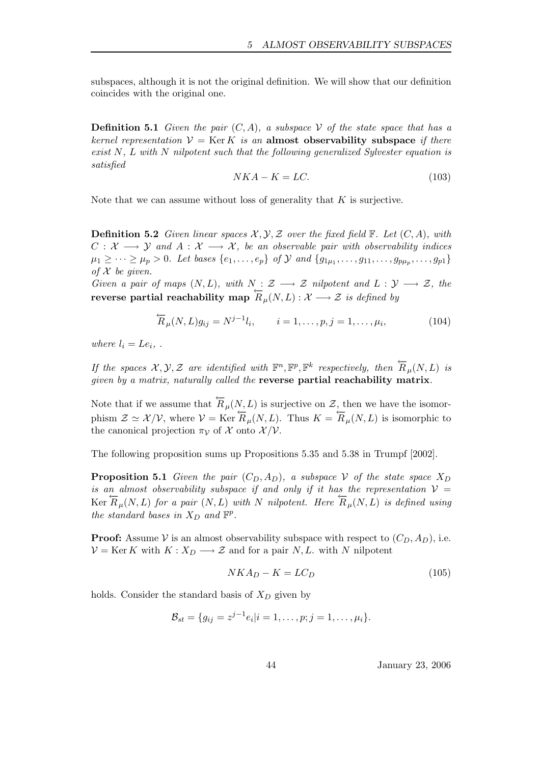subspaces, although it is not the original definition. We will show that our definition coincides with the original one.

**Definition 5.1** *Given the pair $(C, A)$, a subspace $\mathcal{V}$ of the state space that has a kernel representation $\mathcal{V} = \operatorname{Ker} K$ is an* **almost observability subspace** *if there exist $N$, $L$ with $N$ nilpotent such that the following generalized Sylvester equation is satisfied*

$$NKA - K = LC. \tag{103}$$

Note that we can assume without loss of generality that $K$ is surjective.

**Definition 5.2** *Given linear spaces $\mathcal{X}, \mathcal{Y}, \mathcal{Z}$ over the fixed field $\mathbb{F}$. Let $(C, A)$, with $C : \mathcal{X} \longrightarrow \mathcal{Y}$ and $A : \mathcal{X} \longrightarrow \mathcal{X}$, be an observable pair with observability indices $\mu_1 \geq \cdots \geq \mu_p > 0$. Let bases $\{e_1, \ldots, e_p\}$ of $\mathcal{Y}$ and $\{g_{1\mu_1}, \ldots, g_{11}, \ldots, g_{p\mu_p}, \ldots, g_{p1}\}$ of $\mathcal{X}$ be given.*

*Given a pair of maps $(N, L)$, with $N : \mathcal{Z} \longrightarrow \mathcal{Z}$ nilpotent and $L : \mathcal{Y} \longrightarrow \mathcal{Z}$, the* **reverse partial reachability map** $\overleftarrow{R}_\mu(N, L) : \mathcal{X} \longrightarrow \mathcal{Z}$ *is defined by*

$$\overleftarrow{R}_\mu(N, L) g_{ij} = N^{j-1} l_i, \qquad i = 1, \ldots, p, j = 1, \ldots, \mu_i, \tag{104}$$

*where $l_i = Le_i$, .*

*If the spaces $\mathcal{X}, \mathcal{Y}, \mathcal{Z}$ are identified with $\mathbb{F}^n, \mathbb{F}^p, \mathbb{F}^k$ respectively, then $\overleftarrow{R}_\mu(N, L)$ is given by a matrix, naturally called the* **reverse partial reachability matrix**.

Note that if we assume that $\overleftarrow{R}_\mu(N, L)$ is surjective on $\mathcal{Z}$, then we have the isomorphism $\mathcal{Z} \simeq \mathcal{X}/\mathcal{V}$, where $\mathcal{V} = \operatorname{Ker} \overleftarrow{R}_\mu(N, L)$. Thus $K = \overleftarrow{R}_\mu(N, L)$ is isomorphic to the canonical projection $\pi_\mathcal{V}$ of $\mathcal{X}$ onto $\mathcal{X}/\mathcal{V}$.

The following proposition sums up Propositions 5.35 and 5.38 in Trumpf [2002].

**Proposition 5.1** *Given the pair $(C_D, A_D)$, a subspace $\mathcal{V}$ of the state space $X_D$ is an almost observability subspace if and only if it has the representation $\mathcal{V} = \operatorname{Ker} \overleftarrow{R}_\mu(N, L)$ for a pair $(N, L)$ with $N$ nilpotent. Here $\overleftarrow{R}_\mu(N, L)$ is defined using the standard bases in $X_D$ and $\mathbb{F}^p$.*

**Proof:** Assume $\mathcal{V}$ is an almost observability subspace with respect to $(C_D, A_D)$, i.e. $\mathcal{V} = \operatorname{Ker} K$ with $K : X_D \longrightarrow \mathcal{Z}$ and for a pair $N, L$. with $N$ nilpotent

$$NKA_D - K = LC_D \tag{105}$$

holds. Consider the standard basis of $X_D$ given by

$$\mathcal{B}_{st} = \{g_{ij} = z^{j-1} e_i | i = 1, \ldots, p; j = 1, \ldots, \mu_i\}.$$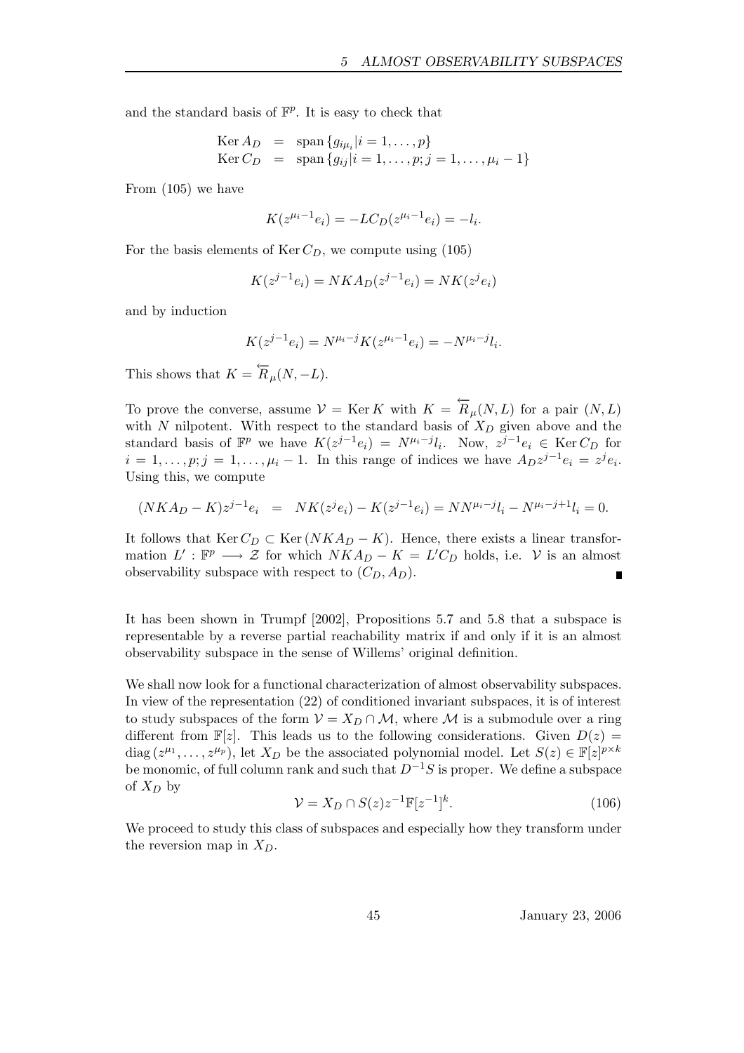and the standard basis of $\mathbb{F}^p$. It is easy to check that

$$\begin{aligned}
\operatorname{Ker} A_D &= \operatorname{span}\{g_{i\mu_i} | i = 1, \ldots, p\} \\
\operatorname{Ker} C_D &= \operatorname{span}\{g_{ij} | i = 1, \ldots, p; j = 1, \ldots, \mu_i - 1\}
\end{aligned}$$

From (105) we have

$$K(z^{\mu_i - 1} e_i) = -L C_D(z^{\mu_i - 1} e_i) = -l_i.$$

For the basis elements of $\operatorname{Ker} C_D$, we compute using (105)

$$K(z^{j-1} e_i) = NKA_D(z^{j-1} e_i) = NK(z^j e_i)$$

and by induction

$$K(z^{j-1} e_i) = N^{\mu_i - j} K(z^{\mu_i - 1} e_i) = -N^{\mu_i - j} l_i.$$

This shows that $K = \overleftarrow{R}_\mu(N, -L)$.

To prove the converse, assume $\mathcal{V} = \operatorname{Ker} K$ with $K = \overleftarrow{R}_\mu(N, L)$ for a pair $(N, L)$ with $N$ nilpotent. With respect to the standard basis of $X_D$ given above and the standard basis of $\mathbb{F}^p$ we have $K(z^{j-1} e_i) = N^{\mu_i - j} l_i$. Now, $z^{j-1} e_i \in \operatorname{Ker} C_D$ for $i = 1, \ldots, p; j = 1, \ldots, \mu_i - 1$. In this range of indices we have $A_D z^{j-1} e_i = z^j e_i$. Using this, we compute

$$(NKA_D - K) z^{j-1} e_i \;=\; NK(z^j e_i) - K(z^{j-1} e_i) = N N^{\mu_i - j} l_i - N^{\mu_i - j + 1} l_i = 0.$$

It follows that $\operatorname{Ker} C_D \subset \operatorname{Ker}(NKA_D - K)$. Hence, there exists a linear transformation $L' : \mathbb{F}^p \longrightarrow \mathcal{Z}$ for which $NKA_D - K = L' C_D$ holds, i.e. $\mathcal{V}$ is an almost observability subspace with respect to $(C_D, A_D)$. ∎

It has been shown in Trumpf [2002], Propositions 5.7 and 5.8 that a subspace is representable by a reverse partial reachability matrix if and only if it is an almost observability subspace in the sense of Willems' original definition.

We shall now look for a functional characterization of almost observability subspaces. In view of the representation (22) of conditioned invariant subspaces, it is of interest to study subspaces of the form $\mathcal{V} = X_D \cap \mathcal{M}$, where $\mathcal{M}$ is a submodule over a ring different from $\mathbb{F}[z]$. This leads us to the following considerations. Given $D(z) = \operatorname{diag}(z^{\mu_1}, \ldots, z^{\mu_p})$, let $X_D$ be the associated polynomial model. Let $S(z) \in \mathbb{F}[z]^{p \times k}$ be monomic, of full column rank and such that $D^{-1} S$ is proper. We define a subspace of $X_D$ by

$$\mathcal{V} = X_D \cap S(z) z^{-1} \mathbb{F}[z^{-1}]^k. \tag{106}$$

We proceed to study this class of subspaces and especially how they transform under the reversion map in $X_D$.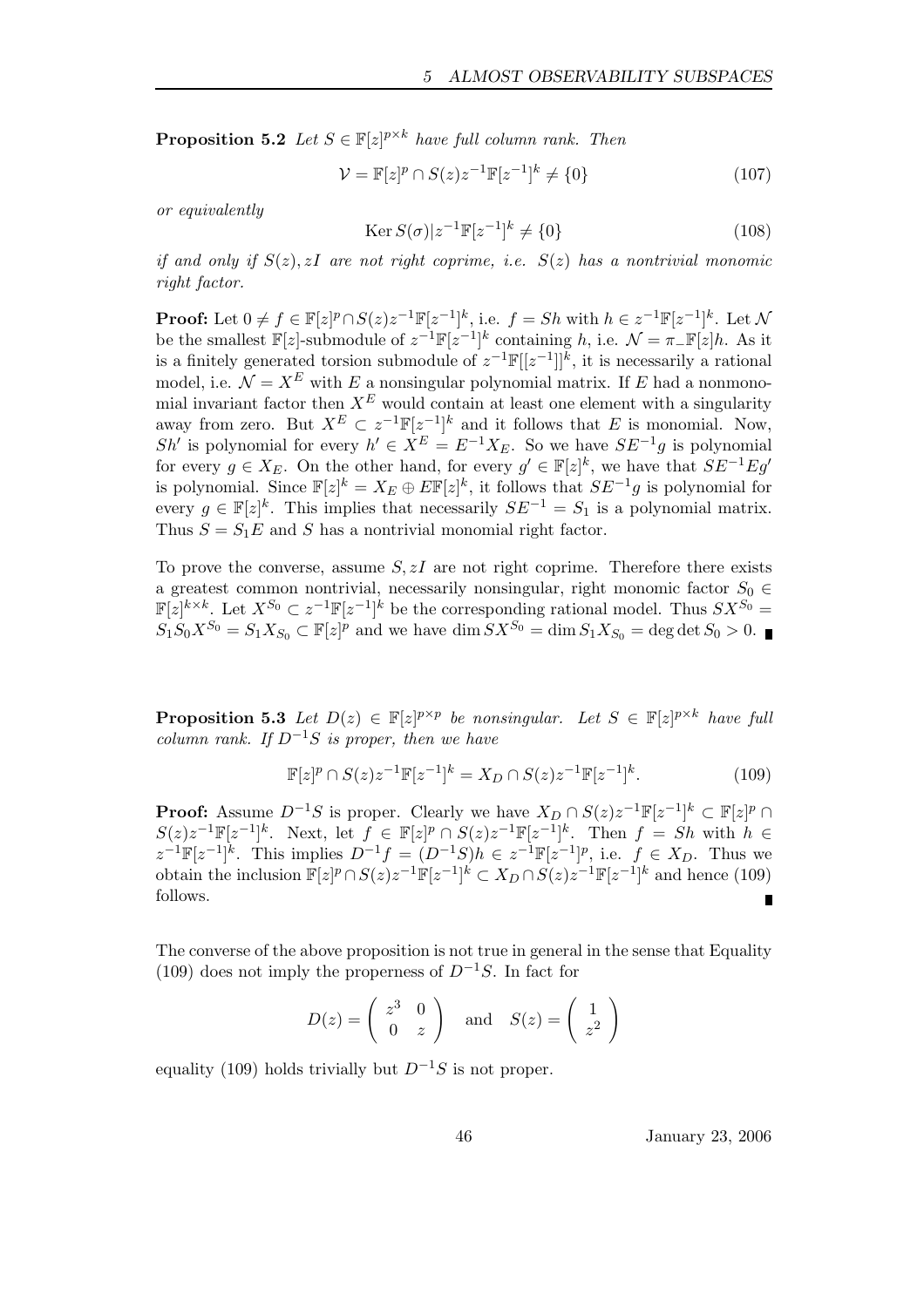**Proposition 5.2** *Let $S \in \mathbb{F}[z]^{p\times k}$ have full column rank. Then*

$$\mathcal{V} = \mathbb{F}[z]^p \cap S(z)z^{-1}\mathbb{F}[z^{-1}]^k \neq \{0\} \tag{107}$$

*or equivalently*

$$\operatorname{Ker} S(\sigma)|z^{-1}\mathbb{F}[z^{-1}]^k \neq \{0\} \tag{108}$$

*if and only if $S(z), zI$ are not right coprime, i.e. $S(z)$ has a nontrivial monomic right factor.*

**Proof:** Let $0 \neq f \in \mathbb{F}[z]^p \cap S(z)z^{-1}\mathbb{F}[z^{-1}]^k$, i.e. $f = Sh$ with $h \in z^{-1}\mathbb{F}[z^{-1}]^k$. Let $\mathcal{N}$ be the smallest $\mathbb{F}[z]$-submodule of $z^{-1}\mathbb{F}[z^{-1}]^k$ containing $h$, i.e. $\mathcal{N} = \pi_-\mathbb{F}[z]h$. As it is a finitely generated torsion submodule of $z^{-1}\mathbb{F}[[z^{-1}]]^k$, it is necessarily a rational model, i.e. $\mathcal{N} = X^E$ with $E$ a nonsingular polynomial matrix. If $E$ had a nonmonomial invariant factor then $X^E$ would contain at least one element with a singularity away from zero. But $X^E \subset z^{-1}\mathbb{F}[z^{-1}]^k$ and it follows that $E$ is monomial. Now, $Sh'$ is polynomial for every $h' \in X^E = E^{-1}X_E$. So we have $SE^{-1}g$ is polynomial for every $g \in X_E$. On the other hand, for every $g' \in \mathbb{F}[z]^k$, we have that $SE^{-1}Eg'$ is polynomial. Since $\mathbb{F}[z]^k = X_E \oplus E\mathbb{F}[z]^k$, it follows that $SE^{-1}g$ is polynomial for every $g \in \mathbb{F}[z]^k$. This implies that necessarily $SE^{-1} = S_1$ is a polynomial matrix. Thus $S = S_1E$ and $S$ has a nontrivial monomial right factor.

To prove the converse, assume $S, zI$ are not right coprime. Therefore there exists a greatest common nontrivial, necessarily nonsingular, right monomic factor $S_0 \in \mathbb{F}[z]^{k\times k}$. Let $X^{S_0} \subset z^{-1}\mathbb{F}[z^{-1}]^k$ be the corresponding rational model. Thus $SX^{S_0} = S_1S_0X^{S_0} = S_1X_{S_0} \subset \mathbb{F}[z]^p$ and we have $\dim SX^{S_0} = \dim S_1X_{S_0} = \deg\det S_0 > 0$. ∎

**Proposition 5.3** *Let $D(z) \in \mathbb{F}[z]^{p\times p}$ be nonsingular. Let $S \in \mathbb{F}[z]^{p\times k}$ have full column rank. If $D^{-1}S$ is proper, then we have*

$$\mathbb{F}[z]^p \cap S(z)z^{-1}\mathbb{F}[z^{-1}]^k = X_D \cap S(z)z^{-1}\mathbb{F}[z^{-1}]^k. \tag{109}$$

**Proof:** Assume $D^{-1}S$ is proper. Clearly we have $X_D \cap S(z)z^{-1}\mathbb{F}[z^{-1}]^k \subset \mathbb{F}[z]^p \cap S(z)z^{-1}\mathbb{F}[z^{-1}]^k$. Next, let $f \in \mathbb{F}[z]^p \cap S(z)z^{-1}\mathbb{F}[z^{-1}]^k$. Then $f = Sh$ with $h \in z^{-1}\mathbb{F}[z^{-1}]^k$. This implies $D^{-1}f = (D^{-1}S)h \in z^{-1}\mathbb{F}[z^{-1}]^p$, i.e. $f \in X_D$. Thus we obtain the inclusion $\mathbb{F}[z]^p \cap S(z)z^{-1}\mathbb{F}[z^{-1}]^k \subset X_D \cap S(z)z^{-1}\mathbb{F}[z^{-1}]^k$ and hence (109) follows. ∎

The converse of the above proposition is not true in general in the sense that Equality (109) does not imply the properness of $D^{-1}S$. In fact for

$$D(z) = \begin{pmatrix} z^3 & 0 \\ 0 & z \end{pmatrix} \quad \text{and} \quad S(z) = \begin{pmatrix} 1 \\ z^2 \end{pmatrix}$$

equality (109) holds trivially but $D^{-1}S$ is not proper.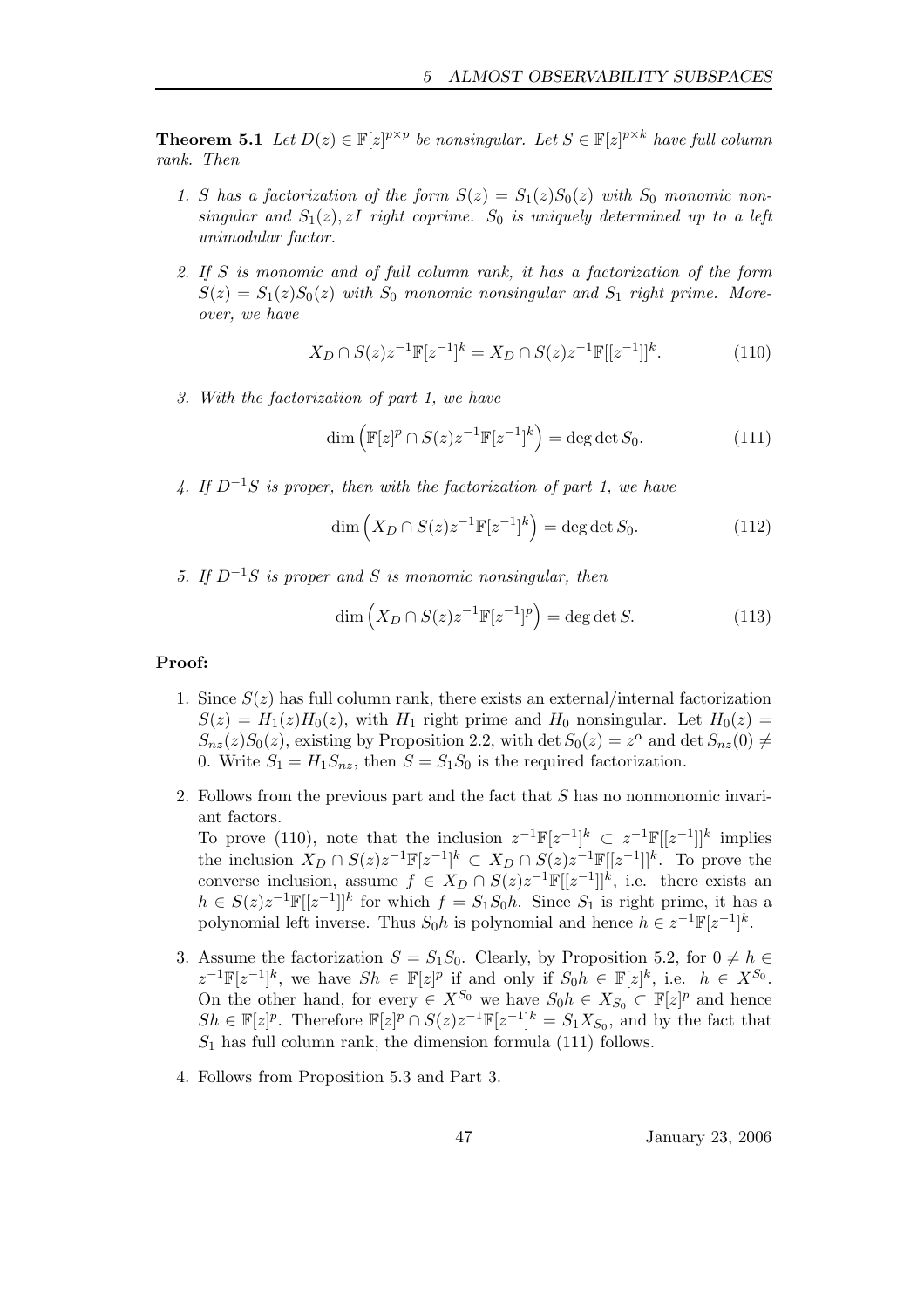**Theorem 5.1** *Let $D(z) \in \mathbb{F}[z]^{p\times p}$ be nonsingular. Let $S \in \mathbb{F}[z]^{p\times k}$ have full column rank. Then*

1. *$S$ has a factorization of the form $S(z) = S_1(z)S_0(z)$ with $S_0$ monomic nonsingular and $S_1(z), zI$ right coprime. $S_0$ is uniquely determined up to a left unimodular factor.*

2. *If $S$ is monomic and of full column rank, it has a factorization of the form $S(z) = S_1(z)S_0(z)$ with $S_0$ monomic nonsingular and $S_1$ right prime. Moreover, we have*

$$X_D \cap S(z)z^{-1}\mathbb{F}[z^{-1}]^k = X_D \cap S(z)z^{-1}\mathbb{F}[[z^{-1}]]^k. \tag{110}$$

3. *With the factorization of part 1, we have*

$$\dim\left(\mathbb{F}[z]^p \cap S(z)z^{-1}\mathbb{F}[z^{-1}]^k\right) = \deg\det S_0. \tag{111}$$

4. *If $D^{-1}S$ is proper, then with the factorization of part 1, we have*

$$\dim\left(X_D \cap S(z)z^{-1}\mathbb{F}[z^{-1}]^k\right) = \deg\det S_0. \tag{112}$$

5. *If $D^{-1}S$ is proper and $S$ is monomic nonsingular, then*

$$\dim\left(X_D \cap S(z)z^{-1}\mathbb{F}[z^{-1}]^p\right) = \deg\det S. \tag{113}$$

**Proof:**

1. Since $S(z)$ has full column rank, there exists an external/internal factorization $S(z) = H_1(z)H_0(z)$, with $H_1$ right prime and $H_0$ nonsingular. Let $H_0(z) = S_{nz}(z)S_0(z)$, existing by Proposition 2.2, with $\det S_0(z) = z^\alpha$ and $\det S_{nz}(0) \neq 0$. Write $S_1 = H_1 S_{nz}$, then $S = S_1 S_0$ is the required factorization.

2. Follows from the previous part and the fact that $S$ has no nonmonomic invariant factors.
   To prove (110), note that the inclusion $z^{-1}\mathbb{F}[z^{-1}]^k \subset z^{-1}\mathbb{F}[[z^{-1}]]^k$ implies the inclusion $X_D \cap S(z)z^{-1}\mathbb{F}[z^{-1}]^k \subset X_D \cap S(z)z^{-1}\mathbb{F}[[z^{-1}]]^k$. To prove the converse inclusion, assume $f \in X_D \cap S(z)z^{-1}\mathbb{F}[[z^{-1}]]^k$, i.e. there exists an $h \in S(z)z^{-1}\mathbb{F}[[z^{-1}]]^k$ for which $f = S_1S_0h$. Since $S_1$ is right prime, it has a polynomial left inverse. Thus $S_0h$ is polynomial and hence $h \in z^{-1}\mathbb{F}[z^{-1}]^k$.

3. Assume the factorization $S = S_1S_0$. Clearly, by Proposition 5.2, for $0 \neq h \in z^{-1}\mathbb{F}[z^{-1}]^k$, we have $Sh \in \mathbb{F}[z]^p$ if and only if $S_0h \in \mathbb{F}[z]^k$, i.e. $h \in X^{S_0}$. On the other hand, for every $\in X^{S_0}$ we have $S_0h \in X_{S_0} \subset \mathbb{F}[z]^p$ and hence $Sh \in \mathbb{F}[z]^p$. Therefore $\mathbb{F}[z]^p \cap S(z)z^{-1}\mathbb{F}[z^{-1}]^k = S_1X_{S_0}$, and by the fact that $S_1$ has full column rank, the dimension formula (111) follows.

4. Follows from Proposition 5.3 and Part 3.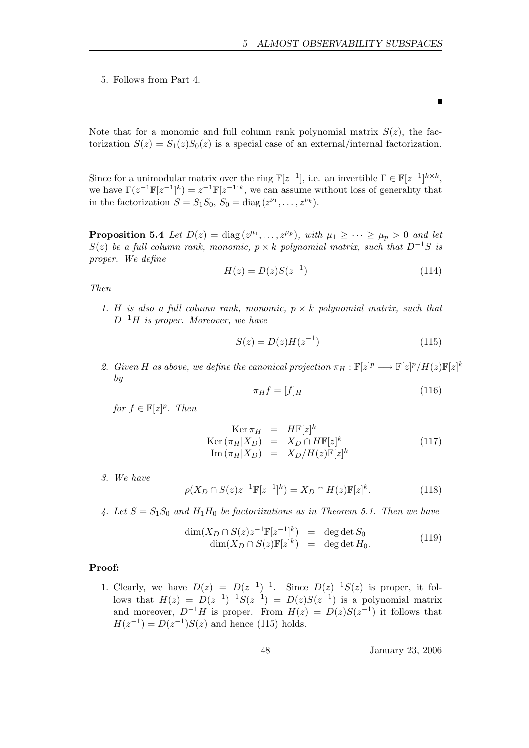5. Follows from Part 4.

∎

Note that for a monomic and full column rank polynomial matrix $S(z)$, the factorization $S(z) = S_1(z)S_0(z)$ is a special case of an external/internal factorization.

Since for a unimodular matrix over the ring $\mathbb{F}[z^{-1}]$, i.e. an invertible $\Gamma \in \mathbb{F}[z^{-1}]^{k\times k}$, we have $\Gamma(z^{-1}\mathbb{F}[z^{-1}]^k) = z^{-1}\mathbb{F}[z^{-1}]^k$, we can assume without loss of generality that in the factorization $S = S_1S_0$, $S_0 = \mathrm{diag}\,(z^{\nu_1}, \ldots, z^{\nu_k})$.

**Proposition 5.4** *Let $D(z) = \mathrm{diag}\,(z^{\mu_1}, \ldots, z^{\mu_p})$, with $\mu_1 \geq \cdots \geq \mu_p > 0$ and let $S(z)$ be a full column rank, monomic, $p \times k$ polynomial matrix, such that $D^{-1}S$ is proper. We define*

$$H(z) = D(z)S(z^{-1}) \tag{114}$$

*Then*

1. *$H$ is also a full column rank, monomic, $p \times k$ polynomial matrix, such that $D^{-1}H$ is proper. Moreover, we have*
$$S(z) = D(z)H(z^{-1}) \tag{115}$$

2. *Given $H$ as above, we define the canonical projection $\pi_H : \mathbb{F}[z]^p \longrightarrow \mathbb{F}[z]^p/H(z)\mathbb{F}[z]^k$ by*
$$\pi_H f = [f]_H \tag{116}$$
*for $f \in \mathbb{F}[z]^p$. Then*
$$\begin{array}{rcl} \mathrm{Ker}\,\pi_H & = & H\mathbb{F}[z]^k \\ \mathrm{Ker}\,(\pi_H|X_D) & = & X_D \cap H\mathbb{F}[z]^k \\ \mathrm{Im}\,(\pi_H|X_D) & = & X_D/H(z)\mathbb{F}[z]^k \end{array} \tag{117}$$

3. *We have*
$$\rho(X_D \cap S(z)z^{-1}\mathbb{F}[z^{-1}]^k) = X_D \cap H(z)\mathbb{F}[z]^k. \tag{118}$$

4. *Let $S = S_1S_0$ and $H_1H_0$ be factoriizations as in Theorem 5.1. Then we have*
$$\begin{array}{rcl} \dim(X_D \cap S(z)z^{-1}\mathbb{F}[z^{-1}]^k) & = & \deg\det S_0 \\ \dim(X_D \cap S(z)\mathbb{F}[z]^k) & = & \deg\det H_0. \end{array} \tag{119}$$

**Proof:**

1. Clearly, we have $D(z) = D(z^{-1})^{-1}$. Since $D(z)^{-1}S(z)$ is proper, it follows that $H(z) = D(z^{-1})^{-1}S(z^{-1}) = D(z)S(z^{-1})$ is a polynomial matrix and moreover, $D^{-1}H$ is proper. From $H(z) = D(z)S(z^{-1})$ it follows that $H(z^{-1}) = D(z^{-1})S(z)$ and hence (115) holds.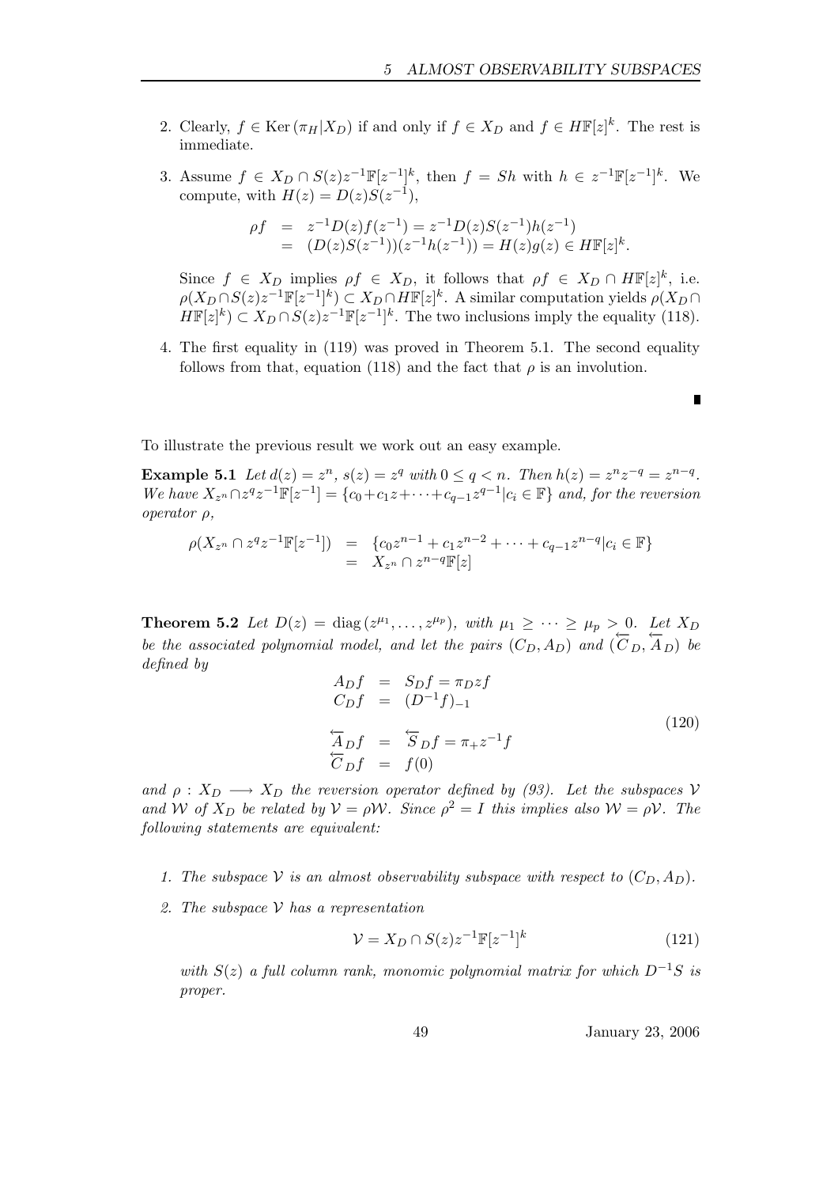2. Clearly, $f \in \mathrm{Ker}\,(\pi_H|X_D)$ if and only if $f \in X_D$ and $f \in H\mathbb{F}[z]^k$. The rest is immediate.

3. Assume $f \in X_D \cap S(z)z^{-1}\mathbb{F}[z^{-1}]^k$, then $f = Sh$ with $h \in z^{-1}\mathbb{F}[z^{-1}]^k$. We compute, with $H(z) = D(z)S(z^{-1})$,

$$
\begin{aligned}
\rho f &= z^{-1}D(z)f(z^{-1}) = z^{-1}D(z)S(z^{-1})h(z^{-1}) \\
&= (D(z)S(z^{-1}))(z^{-1}h(z^{-1})) = H(z)g(z) \in H\mathbb{F}[z]^k.
\end{aligned}
$$

Since $f \in X_D$ implies $\rho f \in X_D$, it follows that $\rho f \in X_D \cap H\mathbb{F}[z]^k$, i.e. $\rho(X_D \cap S(z)z^{-1}\mathbb{F}[z^{-1}]^k) \subset X_D \cap H\mathbb{F}[z]^k$. A similar computation yields $\rho(X_D \cap H\mathbb{F}[z]^k) \subset X_D \cap S(z)z^{-1}\mathbb{F}[z^{-1}]^k$. The two inclusions imply the equality (118).

4. The first equality in (119) was proved in Theorem 5.1. The second equality follows from that, equation (118) and the fact that $\rho$ is an involution.

∎

To illustrate the previous result we work out an easy example.

**Example 5.1** *Let $d(z) = z^n$, $s(z) = z^q$ with $0 \le q < n$. Then $h(z) = z^n z^{-q} = z^{n-q}$. We have $X_{z^n} \cap z^q z^{-1}\mathbb{F}[z^{-1}] = \{c_0 + c_1 z + \cdots + c_{q-1}z^{q-1} | c_i \in \mathbb{F}\}$ and, for the reversion operator $\rho$,*

$$
\begin{aligned}
\rho(X_{z^n} \cap z^q z^{-1}\mathbb{F}[z^{-1}]) &= \{c_0 z^{n-1} + c_1 z^{n-2} + \cdots + c_{q-1}z^{n-q} | c_i \in \mathbb{F}\} \\
&= X_{z^n} \cap z^{n-q}\mathbb{F}[z]
\end{aligned}
$$

**Theorem 5.2** *Let $D(z) = \mathrm{diag}\,(z^{\mu_1}, \ldots, z^{\mu_p})$, with $\mu_1 \ge \cdots \ge \mu_p > 0$. Let $X_D$ be the associated polynomial model, and let the pairs $(C_D, A_D)$ and $(\overleftarrow{C}_D, \overleftarrow{A}_D)$ be defined by*

$$
\begin{aligned}
A_D f &= S_D f = \pi_D z f \\
C_D f &= (D^{-1}f)_{-1} \\
\\
\overleftarrow{A}_D f &= \overleftarrow{S}_D f = \pi_+ z^{-1} f \\
\overleftarrow{C}_D f &= f(0)
\end{aligned}
\tag{120}
$$

*and $\rho : X_D \longrightarrow X_D$ the reversion operator defined by (93). Let the subspaces $\mathcal{V}$ and $\mathcal{W}$ of $X_D$ be related by $\mathcal{V} = \rho\mathcal{W}$. Since $\rho^2 = I$ this implies also $\mathcal{W} = \rho\mathcal{V}$. The following statements are equivalent:*

1. *The subspace $\mathcal{V}$ is an almost observability subspace with respect to $(C_D, A_D)$.*

2. *The subspace $\mathcal{V}$ has a representation*

$$
\mathcal{V} = X_D \cap S(z)z^{-1}\mathbb{F}[z^{-1}]^k
\tag{121}
$$

*with $S(z)$ a full column rank, monomic polynomial matrix for which $D^{-1}S$ is proper.*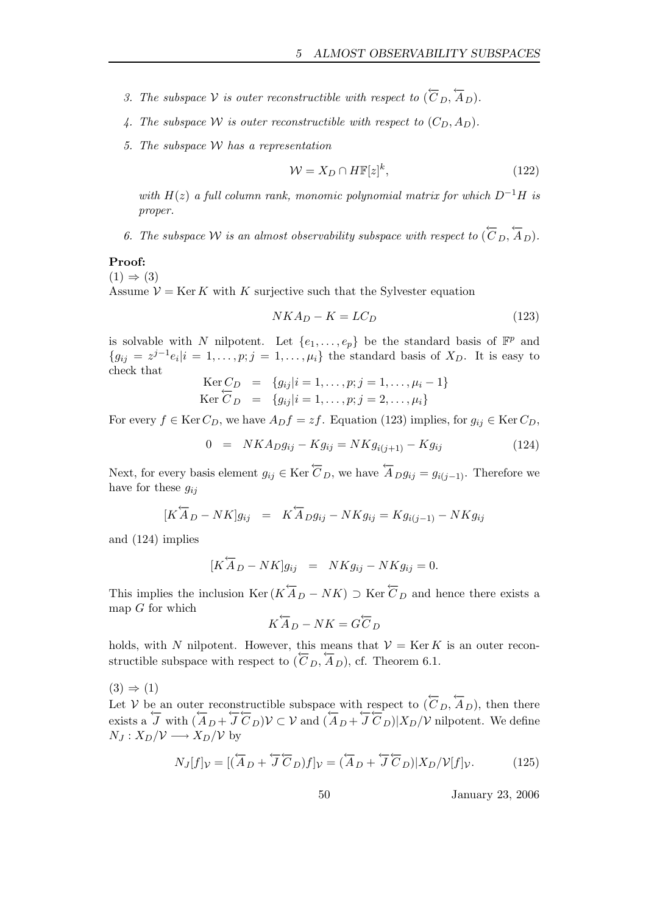3. *The subspace $\mathcal{V}$ is outer reconstructible with respect to $(\overleftarrow{C}_D, \overleftarrow{A}_D)$.*
4. *The subspace $\mathcal{W}$ is outer reconstructible with respect to $(C_D, A_D)$.*
5. *The subspace $\mathcal{W}$ has a representation*

$$\mathcal{W} = X_D \cap H\mathbb{F}[z]^k, \tag{122}$$

   *with $H(z)$ a full column rank, monomic polynomial matrix for which $D^{-1}H$ is proper.*

6. *The subspace $\mathcal{W}$ is an almost observability subspace with respect to $(\overleftarrow{C}_D, \overleftarrow{A}_D)$.*

**Proof:**

$(1) \Rightarrow (3)$

Assume $\mathcal{V} = \operatorname{Ker} K$ with $K$ surjective such that the Sylvester equation

$$NKA_D - K = LC_D \tag{123}$$

is solvable with $N$ nilpotent. Let $\{e_1, \dots, e_p\}$ be the standard basis of $\mathbb{F}^p$ and $\{g_{ij} = z^{j-1}e_i | i = 1, \dots, p; j = 1, \dots, \mu_i\}$ the standard basis of $X_D$. It is easy to check that

$$\begin{aligned} \operatorname{Ker} C_D &= \{g_{ij} | i = 1, \dots, p; j = 1, \dots, \mu_i - 1\} \\ \operatorname{Ker} \overleftarrow{C}_D &= \{g_{ij} | i = 1, \dots, p; j = 2, \dots, \mu_i\} \end{aligned}$$

For every $f \in \operatorname{Ker} C_D$, we have $A_D f = zf$. Equation (123) implies, for $g_{ij} \in \operatorname{Ker} C_D$,

$$0 \;=\; NKA_D g_{ij} - Kg_{ij} = NKg_{i(j+1)} - Kg_{ij} \tag{124}$$

Next, for every basis element $g_{ij} \in \operatorname{Ker} \overleftarrow{C}_D$, we have $\overleftarrow{A}_D g_{ij} = g_{i(j-1)}$. Therefore we have for these $g_{ij}$

$$[K\overleftarrow{A}_D - NK]g_{ij} \;=\; K\overleftarrow{A}_D g_{ij} - NKg_{ij} = Kg_{i(j-1)} - NKg_{ij}$$

and (124) implies

$$[K\overleftarrow{A}_D - NK]g_{ij} \;=\; NKg_{ij} - NKg_{ij} = 0.$$

This implies the inclusion $\operatorname{Ker}(K\overleftarrow{A}_D - NK) \supset \operatorname{Ker} \overleftarrow{C}_D$ and hence there exists a map $G$ for which

$$K\overleftarrow{A}_D - NK = G\overleftarrow{C}_D$$

holds, with $N$ nilpotent. However, this means that $\mathcal{V} = \operatorname{Ker} K$ is an outer reconstructible subspace with respect to $(\overleftarrow{C}_D, \overleftarrow{A}_D)$, cf. Theorem 6.1.

$(3) \Rightarrow (1)$

Let $\mathcal{V}$ be an outer reconstructible subspace with respect to $(\overleftarrow{C}_D, \overleftarrow{A}_D)$, then there exists a $\overleftarrow{J}$ with $(\overleftarrow{A}_D + \overleftarrow{J}\overleftarrow{C}_D)\mathcal{V} \subset \mathcal{V}$ and $(\overleftarrow{A}_D + \overleftarrow{J}\overleftarrow{C}_D)|X_D/\mathcal{V}$ nilpotent. We define $N_J : X_D/\mathcal{V} \longrightarrow X_D/\mathcal{V}$ by

$$N_J[f]_{\mathcal{V}} = [(\overleftarrow{A}_D + \overleftarrow{J}\overleftarrow{C}_D)f]_{\mathcal{V}} = (\overleftarrow{A}_D + \overleftarrow{J}\overleftarrow{C}_D)|X_D/\mathcal{V}[f]_{\mathcal{V}}. \tag{125}$$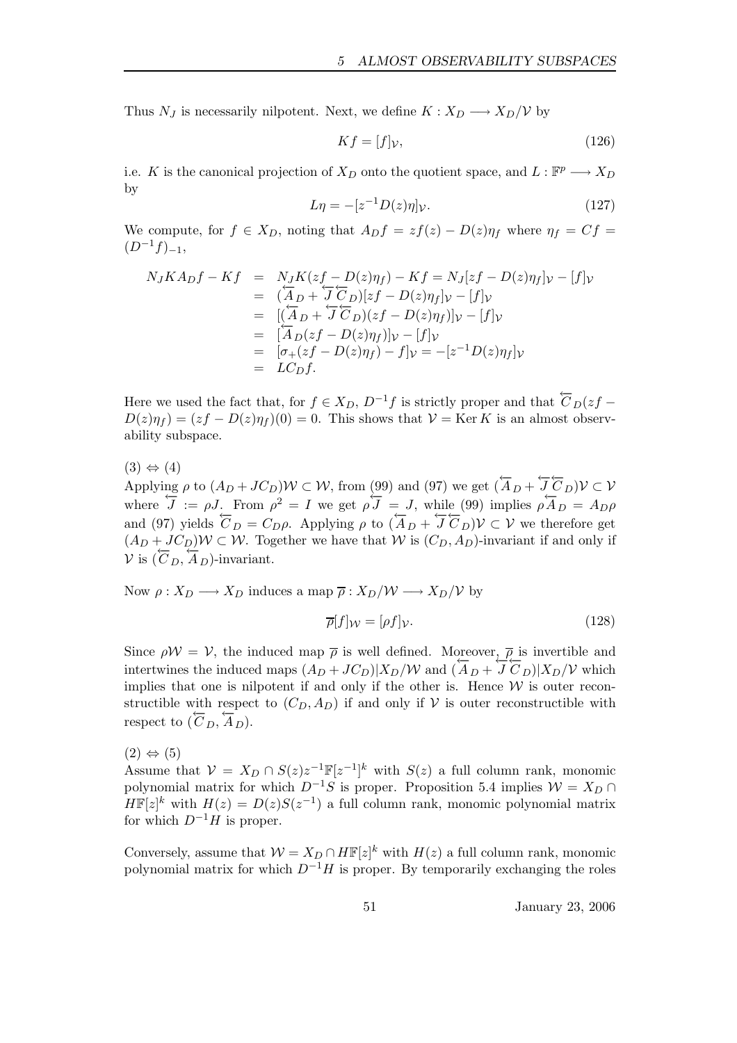Thus $N_J$ is necessarily nilpotent. Next, we define $K : X_D \longrightarrow X_D/\mathcal{V}$ by

$$Kf = [f]_\mathcal{V}, \tag{126}$$

i.e. $K$ is the canonical projection of $X_D$ onto the quotient space, and $L : \mathbb{F}^p \longrightarrow X_D$ by

$$L\eta = -[z^{-1}D(z)\eta]_\mathcal{V}. \tag{127}$$

We compute, for $f \in X_D$, noting that $A_D f = zf(z) - D(z)\eta_f$ where $\eta_f = Cf = (D^{-1}f)_{-1}$,

$$\begin{aligned}
N_J K A_D f - Kf &= N_J K(zf - D(z)\eta_f) - Kf = N_J[zf - D(z)\eta_f]_\mathcal{V} - [f]_\mathcal{V} \\
&= (\overleftarrow{A}_D + \overleftarrow{J}\,\overleftarrow{C}_D)[zf - D(z)\eta_f]_\mathcal{V} - [f]_\mathcal{V} \\
&= [(\overleftarrow{A}_D + \overleftarrow{J}\,\overleftarrow{C}_D)(zf - D(z)\eta_f)]_\mathcal{V} - [f]_\mathcal{V} \\
&= [\overleftarrow{A}_D(zf - D(z)\eta_f)]_\mathcal{V} - [f]_\mathcal{V} \\
&= [\sigma_+(zf - D(z)\eta_f) - f]_\mathcal{V} = -[z^{-1}D(z)\eta_f]_\mathcal{V} \\
&= LC_D f.
\end{aligned}$$

Here we used the fact that, for $f \in X_D$, $D^{-1}f$ is strictly proper and that $\overleftarrow{C}_D(zf - D(z)\eta_f) = (zf - D(z)\eta_f)(0) = 0$. This shows that $\mathcal{V} = \operatorname{Ker} K$ is an almost observability subspace.

$(3) \Leftrightarrow (4)$
Applying $\rho$ to $(A_D + JC_D)\mathcal{W} \subset \mathcal{W}$, from (99) and (97) we get $(\overleftarrow{A}_D + \overleftarrow{J}\,\overleftarrow{C}_D)\mathcal{V} \subset \mathcal{V}$ where $\overleftarrow{J} := \rho J$. From $\rho^2 = I$ we get $\rho\overleftarrow{J} = J$, while (99) implies $\rho\overleftarrow{A}_D = A_D\rho$ and (97) yields $\overleftarrow{C}_D = C_D\rho$. Applying $\rho$ to $(\overleftarrow{A}_D + \overleftarrow{J}\,\overleftarrow{C}_D)\mathcal{V} \subset \mathcal{V}$ we therefore get $(A_D + JC_D)\mathcal{W} \subset \mathcal{W}$. Together we have that $\mathcal{W}$ is $(C_D, A_D)$-invariant if and only if $\mathcal{V}$ is $(\overleftarrow{C}_D, \overleftarrow{A}_D)$-invariant.

Now $\rho : X_D \longrightarrow X_D$ induces a map $\overline{\rho} : X_D/\mathcal{W} \longrightarrow X_D/\mathcal{V}$ by

$$\overline{\rho}[f]_\mathcal{W} = [\rho f]_\mathcal{V}. \tag{128}$$

Since $\rho\mathcal{W} = \mathcal{V}$, the induced map $\overline{\rho}$ is well defined. Moreover, $\overline{\rho}$ is invertible and intertwines the induced maps $(A_D + JC_D)|X_D/\mathcal{W}$ and $(\overleftarrow{A}_D + \overleftarrow{J}\,\overleftarrow{C}_D)|X_D/\mathcal{V}$ which implies that one is nilpotent if and only if the other is. Hence $\mathcal{W}$ is outer reconstructible with respect to $(C_D, A_D)$ if and only if $\mathcal{V}$ is outer reconstructible with respect to $(\overleftarrow{C}_D, \overleftarrow{A}_D)$.

$(2) \Leftrightarrow (5)$
Assume that $\mathcal{V} = X_D \cap S(z)z^{-1}\mathbb{F}[z^{-1}]^k$ with $S(z)$ a full column rank, monomic polynomial matrix for which $D^{-1}S$ is proper. Proposition 5.4 implies $\mathcal{W} = X_D \cap H\mathbb{F}[z]^k$ with $H(z) = D(z)S(z^{-1})$ a full column rank, monomic polynomial matrix for which $D^{-1}H$ is proper.

Conversely, assume that $\mathcal{W} = X_D \cap H\mathbb{F}[z]^k$ with $H(z)$ a full column rank, monomic polynomial matrix for which $D^{-1}H$ is proper. By temporarily exchanging the roles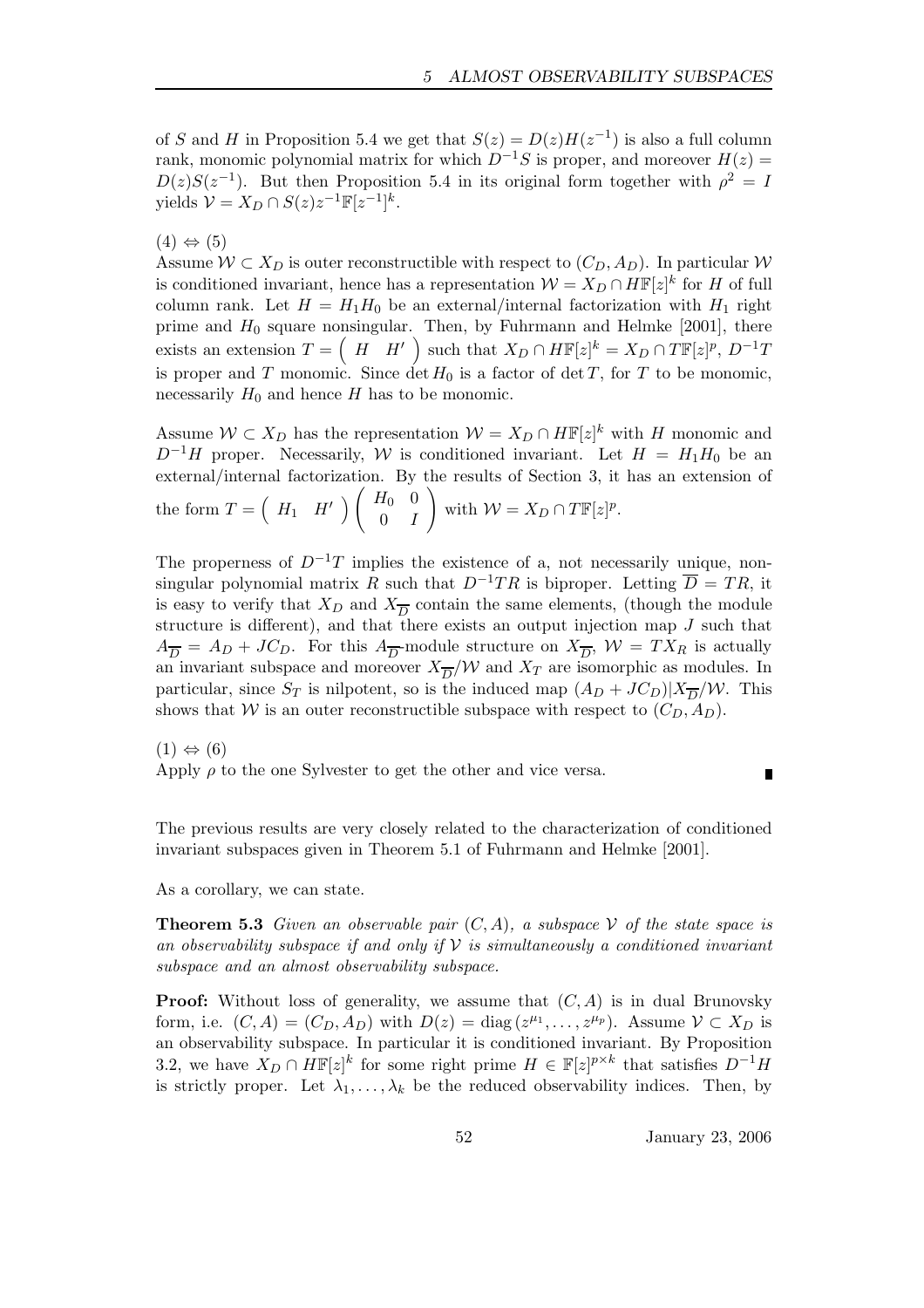of $S$ and $H$ in Proposition 5.4 we get that $S(z) = D(z)H(z^{-1})$ is also a full column rank, monomic polynomial matrix for which $D^{-1}S$ is proper, and moreover $H(z) = D(z)S(z^{-1})$. But then Proposition 5.4 in its original form together with $\rho^2 = I$ yields $\mathcal{V} = X_D \cap S(z)z^{-1}\mathbb{F}[z^{-1}]^k$.

$(4) \Leftrightarrow (5)$
Assume $\mathcal{W} \subset X_D$ is outer reconstructible with respect to $(C_D, A_D)$. In particular $\mathcal{W}$ is conditioned invariant, hence has a representation $\mathcal{W} = X_D \cap H\mathbb{F}[z]^k$ for $H$ of full column rank. Let $H = H_1 H_0$ be an external/internal factorization with $H_1$ right prime and $H_0$ square nonsingular. Then, by Fuhrmann and Helmke [2001], there exists an extension $T = \begin{pmatrix} H & H' \end{pmatrix}$ such that $X_D \cap H\mathbb{F}[z]^k = X_D \cap T\mathbb{F}[z]^p$, $D^{-1}T$ is proper and $T$ monomic. Since $\det H_0$ is a factor of $\det T$, for $T$ to be monomic, necessarily $H_0$ and hence $H$ has to be monomic.

Assume $\mathcal{W} \subset X_D$ has the representation $\mathcal{W} = X_D \cap H\mathbb{F}[z]^k$ with $H$ monomic and $D^{-1}H$ proper. Necessarily, $\mathcal{W}$ is conditioned invariant. Let $H = H_1 H_0$ be an external/internal factorization. By the results of Section 3, it has an extension of the form $T = \begin{pmatrix} H_1 & H' \end{pmatrix} \begin{pmatrix} H_0 & 0 \\ 0 & I \end{pmatrix}$ with $\mathcal{W} = X_D \cap T\mathbb{F}[z]^p$.

The properness of $D^{-1}T$ implies the existence of a, not necessarily unique, nonsingular polynomial matrix $R$ such that $D^{-1}TR$ is biproper. Letting $\overline{D} = TR$, it is easy to verify that $X_D$ and $X_{\overline{D}}$ contain the same elements, (though the module structure is different), and that there exists an output injection map $J$ such that $A_{\overline{D}} = A_D + JC_D$. For this $A_{\overline{D}}$-module structure on $X_{\overline{D}}$, $\mathcal{W} = TX_R$ is actually an invariant subspace and moreover $X_{\overline{D}}/\mathcal{W}$ and $X_T$ are isomorphic as modules. In particular, since $S_T$ is nilpotent, so is the induced map $(A_D + JC_D)|X_{\overline{D}}/\mathcal{W}$. This shows that $\mathcal{W}$ is an outer reconstructible subspace with respect to $(C_D, A_D)$.

$(1) \Leftrightarrow (6)$
Apply $\rho$ to the one Sylvester to get the other and vice versa. ∎

The previous results are very closely related to the characterization of conditioned invariant subspaces given in Theorem 5.1 of Fuhrmann and Helmke [2001].

As a corollary, we can state.

**Theorem 5.3** *Given an observable pair $(C, A)$, a subspace $\mathcal{V}$ of the state space is an observability subspace if and only if $\mathcal{V}$ is simultaneously a conditioned invariant subspace and an almost observability subspace.*

**Proof:** Without loss of generality, we assume that $(C, A)$ is in dual Brunovsky form, i.e. $(C, A) = (C_D, A_D)$ with $D(z) = \mathrm{diag}\,(z^{\mu_1}, \ldots, z^{\mu_p})$. Assume $\mathcal{V} \subset X_D$ is an observability subspace. In particular it is conditioned invariant. By Proposition 3.2, we have $X_D \cap H\mathbb{F}[z]^k$ for some right prime $H \in \mathbb{F}[z]^{p\times k}$ that satisfies $D^{-1}H$ is strictly proper. Let $\lambda_1, \ldots, \lambda_k$ be the reduced observability indices. Then, by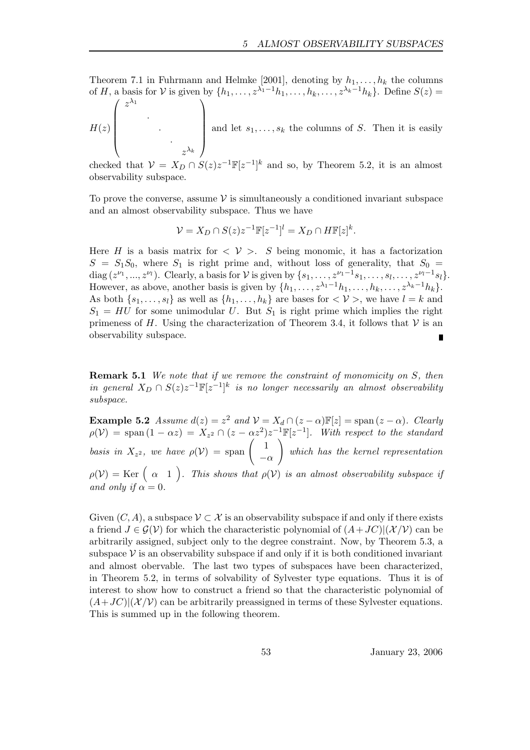Theorem 7.1 in Fuhrmann and Helmke [2001], denoting by $h_1, \ldots, h_k$ the columns of $H$, a basis for $\mathcal{V}$ is given by $\{h_1, \ldots, z^{\lambda_1 - 1}h_1, \ldots, h_k, \ldots, z^{\lambda_k - 1}h_k\}$. Define $S(z) = H(z)\begin{pmatrix} z^{\lambda_1} & & & & \\ & \cdot & & & \\ & & \cdot & & \\ & & & \cdot & \\ & & & & z^{\lambda_k} \end{pmatrix}$ and let $s_1, \ldots, s_k$ the columns of $S$. Then it is easily checked that $\mathcal{V} = X_D \cap S(z)z^{-1}\mathbb{F}[z^{-1}]^k$ and so, by Theorem 5.2, it is an almost observability subspace.

To prove the converse, assume $\mathcal{V}$ is simultaneously a conditioned invariant subspace and an almost observability subspace. Thus we have

$$\mathcal{V} = X_D \cap S(z)z^{-1}\mathbb{F}[z^{-1}]^l = X_D \cap H\mathbb{F}[z]^k.$$

Here $H$ is a basis matrix for $< \mathcal{V} >$. $S$ being monomic, it has a factorization $S = S_1 S_0$, where $S_1$ is right prime and, without loss of generality, that $S_0 = \mathrm{diag}\,(z^{\nu_1}, ..., z^{\nu_l})$. Clearly, a basis for $\mathcal{V}$ is given by $\{s_1, \ldots, z^{\nu_1 - 1}s_1, \ldots, s_l, \ldots, z^{\nu_l - 1}s_l\}$. However, as above, another basis is given by $\{h_1, \ldots, z^{\lambda_1 - 1}h_1, \ldots, h_k, \ldots, z^{\lambda_k - 1}h_k\}$. As both $\{s_1, \ldots, s_l\}$ as well as $\{h_1, \ldots, h_k\}$ are bases for $< \mathcal{V} >$, we have $l = k$ and $S_1 = HU$ for some unimodular $U$. But $S_1$ is right prime which implies the right primeness of $H$. Using the characterization of Theorem 3.4, it follows that $\mathcal{V}$ is an observability subspace. ∎

**Remark 5.1** *We note that if we remove the constraint of monomicity on $S$, then in general $X_D \cap S(z)z^{-1}\mathbb{F}[z^{-1}]^k$ is no longer necessarily an almost observability subspace.*

**Example 5.2** *Assume $d(z) = z^2$ and $\mathcal{V} = X_d \cap (z - \alpha)\mathbb{F}[z] = \mathrm{span}\,(z - \alpha)$. Clearly $\rho(\mathcal{V}) = \mathrm{span}\,(1 - \alpha z) = X_{z^2} \cap (z - \alpha z^2)z^{-1}\mathbb{F}[z^{-1}]$. With respect to the standard basis in $X_{z^2}$, we have $\rho(\mathcal{V}) = \mathrm{span}\begin{pmatrix} 1 \\ -\alpha \end{pmatrix}$ which has the kernel representation $\rho(\mathcal{V}) = \mathrm{Ker}\begin{pmatrix} \alpha & 1 \end{pmatrix}$. This shows that $\rho(\mathcal{V})$ is an almost observability subspace if and only if $\alpha = 0$.*

Given $(C, A)$, a subspace $\mathcal{V} \subset \mathcal{X}$ is an observability subspace if and only if there exists a friend $J \in \mathcal{G}(\mathcal{V})$ for which the characteristic polynomial of $(A + JC)|(\mathcal{X}/\mathcal{V})$ can be arbitrarily assigned, subject only to the degree constraint. Now, by Theorem 5.3, a subspace $\mathcal{V}$ is an observability subspace if and only if it is both conditioned invariant and almost obervable. The last two types of subspaces have been characterized, in Theorem 5.2, in terms of solvability of Sylvester type equations. Thus it is of interest to show how to construct a friend so that the characteristic polynomial of $(A + JC)|(\mathcal{X}/\mathcal{V})$ can be arbitrarily preassigned in terms of these Sylvester equations. This is summed up in the following theorem.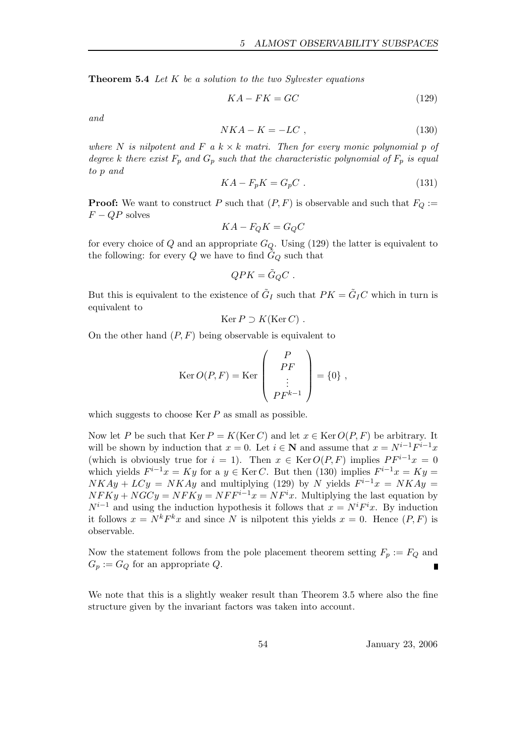**Theorem 5.4** *Let $K$ be a solution to the two Sylvester equations*

$$KA - FK = GC \tag{129}$$

*and*

$$NKA - K = -LC \ , \tag{130}$$

*where $N$ is nilpotent and $F$ a $k \times k$ matri. Then for every monic polynomial $p$ of degree $k$ there exist $F_p$ and $G_p$ such that the characteristic polynomial of $F_p$ is equal to $p$ and*

$$KA - F_p K = G_p C \ . \tag{131}$$

**Proof:** We want to construct $P$ such that $(P, F)$ is observable and such that $F_Q := F - QP$ solves

$$KA - F_Q K = G_Q C$$

for every choice of $Q$ and an appropriate $G_Q$. Using (129) the latter is equivalent to the following: for every $Q$ we have to find $\tilde{G}_Q$ such that

$$QPK = \tilde{G}_Q C \ .$$

But this is equivalent to the existence of $\tilde{G}_I$ such that $PK = \tilde{G}_I C$ which in turn is equivalent to

$$\operatorname{Ker} P \supset K(\operatorname{Ker} C) \ .$$

On the other hand $(P, F)$ being observable is equivalent to

$$\operatorname{Ker} O(P,F) = \operatorname{Ker} \begin{pmatrix} P \\ PF \\ \vdots \\ PF^{k-1} \end{pmatrix} = \{0\} \ ,$$

which suggests to choose $\operatorname{Ker} P$ as small as possible.

Now let $P$ be such that $\operatorname{Ker} P = K(\operatorname{Ker} C)$ and let $x \in \operatorname{Ker} O(P, F)$ be arbitrary. It will be shown by induction that $x = 0$. Let $i \in \mathbf{N}$ and assume that $x = N^{i-1} F^{i-1} x$ (which is obviously true for $i = 1$). Then $x \in \operatorname{Ker} O(P, F)$ implies $PF^{i-1}x = 0$ which yields $F^{i-1}x = Ky$ for a $y \in \operatorname{Ker} C$. But then (130) implies $F^{i-1}x = Ky = NKAy + LCy = NKAy$ and multiplying (129) by $N$ yields $F^{i-1}x = NKAy = NFKy + NGCy = NFKy = NFF^{i-1}x = NF^i x$. Multiplying the last equation by $N^{i-1}$ and using the induction hypothesis it follows that $x = N^i F^i x$. By induction it follows $x = N^k F^k x$ and since $N$ is nilpotent this yields $x = 0$. Hence $(P, F)$ is observable.

Now the statement follows from the pole placement theorem setting $F_p := F_Q$ and $G_p := G_Q$ for an appropriate $Q$. ∎

We note that this is a slightly weaker result than Theorem 3.5 where also the fine structure given by the invariant factors was taken into account.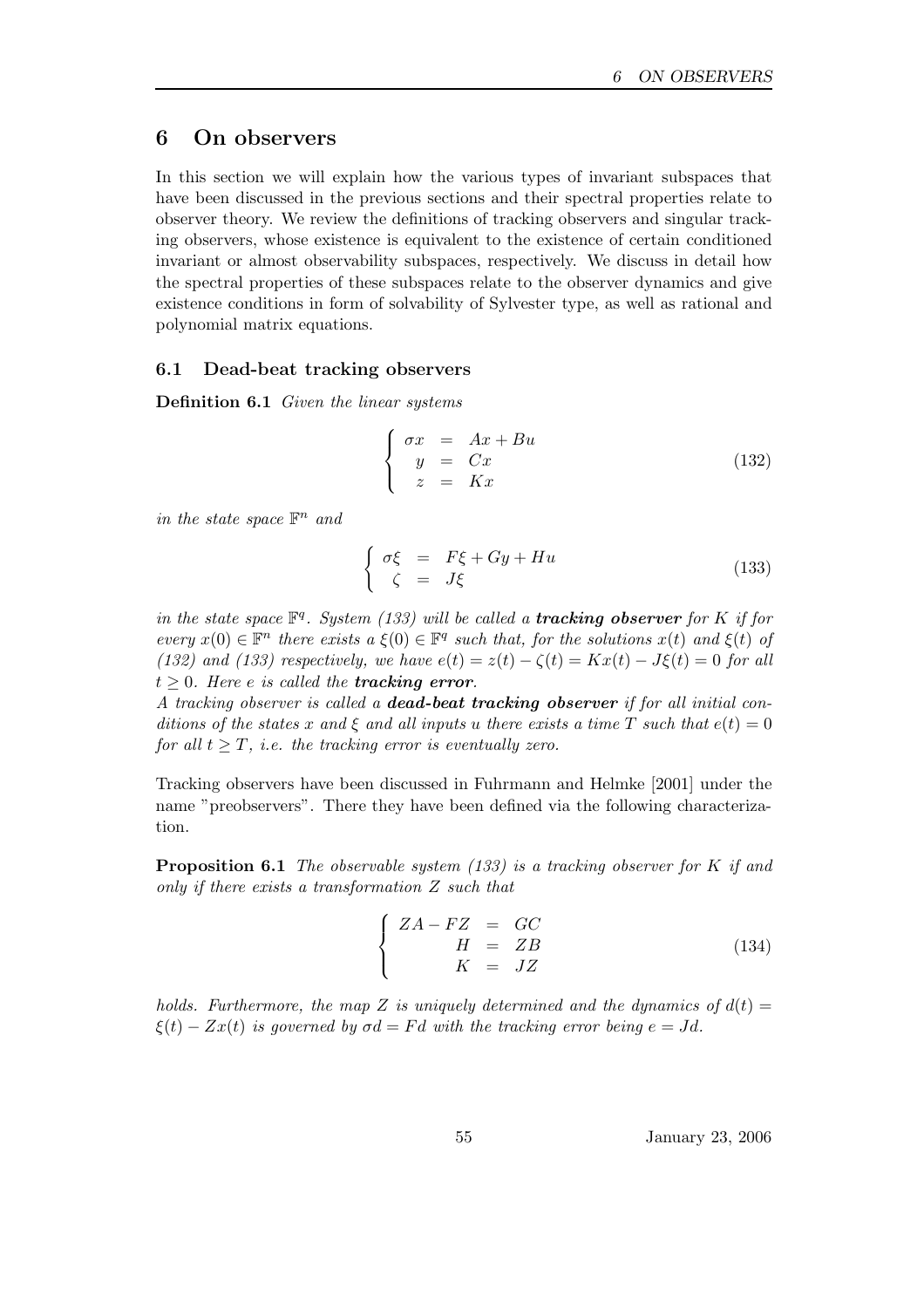## 6 On observers

In this section we will explain how the various types of invariant subspaces that have been discussed in the previous sections and their spectral properties relate to observer theory. We review the definitions of tracking observers and singular tracking observers, whose existence is equivalent to the existence of certain conditioned invariant or almost observability subspaces, respectively. We discuss in detail how the spectral properties of these subspaces relate to the observer dynamics and give existence conditions in form of solvability of Sylvester type, as well as rational and polynomial matrix equations.

### 6.1 Dead-beat tracking observers

**Definition 6.1** *Given the linear systems*

$$\left\{ \begin{array}{rcl} \sigma x &=& Ax + Bu \\ y &=& Cx \\ z &=& Kx \end{array} \right. \tag{132}$$

*in the state space* $\mathbb{F}^n$ *and*

$$\left\{ \begin{array}{rcl} \sigma \xi &=& F\xi + Gy + Hu \\ \zeta &=& J\xi \end{array} \right. \tag{133}$$

*in the state space* $\mathbb{F}^q$*. System (133) will be called a* ***tracking observer*** *for* $K$ *if for every* $x(0) \in \mathbb{F}^n$ *there exists a* $\xi(0) \in \mathbb{F}^q$ *such that, for the solutions* $x(t)$ *and* $\xi(t)$ *of (132) and (133) respectively, we have* $e(t) = z(t) - \zeta(t) = Kx(t) - J\xi(t) = 0$ *for all* $t \geq 0$*. Here* $e$ *is called the* ***tracking error****.*
*A tracking observer is called a* ***dead-beat tracking observer*** *if for all initial conditions of the states* $x$ *and* $\xi$ *and all inputs* $u$ *there exists a time* $T$ *such that* $e(t) = 0$ *for all* $t \geq T$*, i.e. the tracking error is eventually zero.*

Tracking observers have been discussed in Fuhrmann and Helmke [2001] under the name "preobservers". There they have been defined via the following characterization.

**Proposition 6.1** *The observable system (133) is a tracking observer for* $K$ *if and only if there exists a transformation* $Z$ *such that*

$$\left\{ \begin{array}{rcl} ZA - FZ &=& GC \\ H &=& ZB \\ K &=& JZ \end{array} \right. \tag{134}$$

*holds. Furthermore, the map* $Z$ *is uniquely determined and the dynamics of* $d(t) = \xi(t) - Zx(t)$ *is governed by* $\sigma d = Fd$ *with the tracking error being* $e = Jd$*.*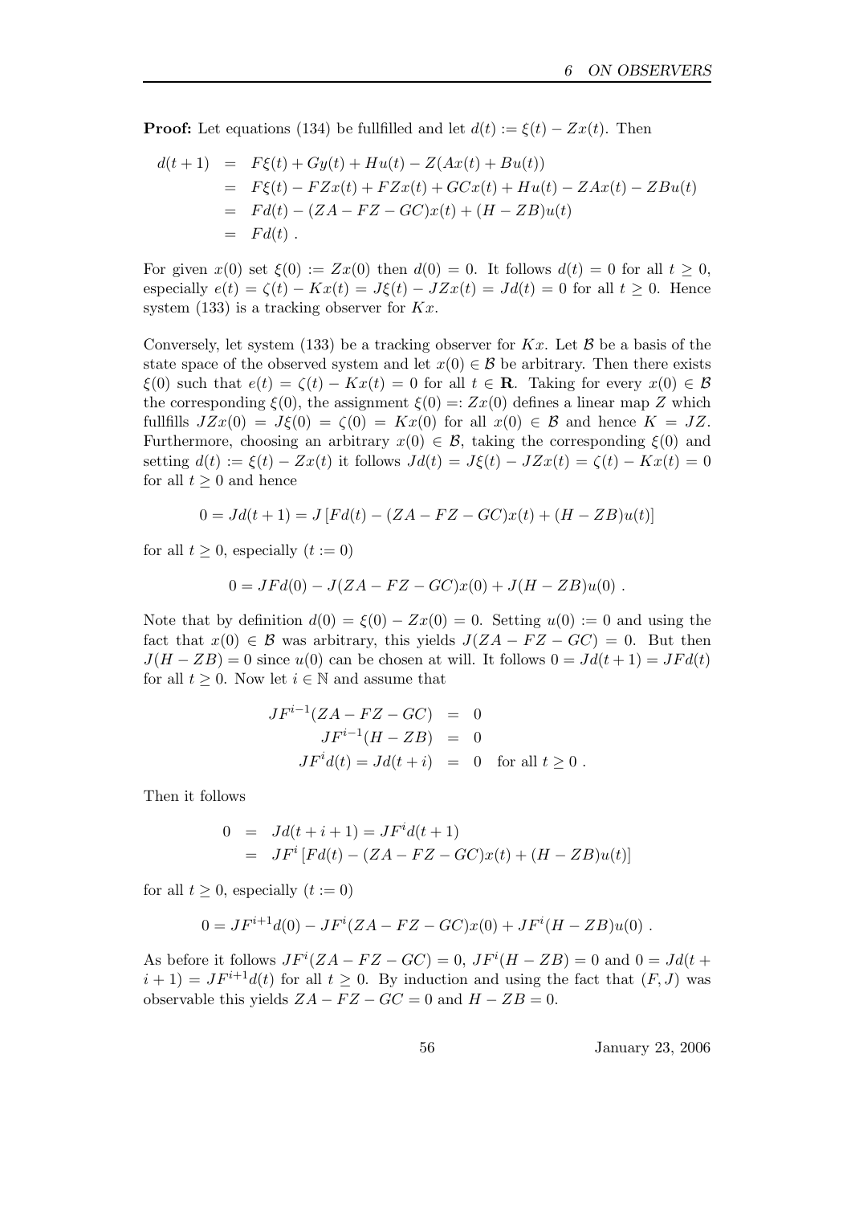**Proof:** Let equations (134) be fullfilled and let $d(t) := \xi(t) - Zx(t)$. Then

$$
\begin{aligned}
d(t+1) &= F\xi(t) + Gy(t) + Hu(t) - Z(Ax(t) + Bu(t)) \\
&= F\xi(t) - FZx(t) + FZx(t) + GCx(t) + Hu(t) - ZAx(t) - ZBu(t) \\
&= Fd(t) - (ZA - FZ - GC)x(t) + (H - ZB)u(t) \\
&= Fd(t) \; .
\end{aligned}
$$

For given $x(0)$ set $\xi(0) := Zx(0)$ then $d(0) = 0$. It follows $d(t) = 0$ for all $t \geq 0$, especially $e(t) = \zeta(t) - Kx(t) = J\xi(t) - JZx(t) = Jd(t) = 0$ for all $t \geq 0$. Hence system (133) is a tracking observer for $Kx$.

Conversely, let system (133) be a tracking observer for $Kx$. Let $\mathcal{B}$ be a basis of the state space of the observed system and let $x(0) \in \mathcal{B}$ be arbitrary. Then there exists $\xi(0)$ such that $e(t) = \zeta(t) - Kx(t) = 0$ for all $t \in \mathbf{R}$. Taking for every $x(0) \in \mathcal{B}$ the corresponding $\xi(0)$, the assignment $\xi(0) =: Zx(0)$ defines a linear map $Z$ which fullfills $JZx(0) = J\xi(0) = \zeta(0) = Kx(0)$ for all $x(0) \in \mathcal{B}$ and hence $K = JZ$. Furthermore, choosing an arbitrary $x(0) \in \mathcal{B}$, taking the corresponding $\xi(0)$ and setting $d(t) := \xi(t) - Zx(t)$ it follows $Jd(t) = J\xi(t) - JZx(t) = \zeta(t) - Kx(t) = 0$ for all $t \geq 0$ and hence

$$
0 = Jd(t+1) = J\left[Fd(t) - (ZA - FZ - GC)x(t) + (H - ZB)u(t)\right]
$$

for all $t \geq 0$, especially $(t := 0)$

$$
0 = JFd(0) - J(ZA - FZ - GC)x(0) + J(H - ZB)u(0) \; .
$$

Note that by definition $d(0) = \xi(0) - Zx(0) = 0$. Setting $u(0) := 0$ and using the fact that $x(0) \in \mathcal{B}$ was arbitrary, this yields $J(ZA - FZ - GC) = 0$. But then $J(H - ZB) = 0$ since $u(0)$ can be chosen at will. It follows $0 = Jd(t+1) = JFd(t)$ for all $t \geq 0$. Now let $i \in \mathbb{N}$ and assume that

$$
\begin{aligned}
JF^{i-1}(ZA - FZ - GC) &= 0 \\
JF^{i-1}(H - ZB) &= 0 \\
JF^{i}d(t) = Jd(t+i) &= 0 \quad \text{for all } t \geq 0 \; .
\end{aligned}
$$

Then it follows

$$
\begin{aligned}
0 &= Jd(t+i+1) = JF^{i}d(t+1) \\
&= JF^{i}\left[Fd(t) - (ZA - FZ - GC)x(t) + (H - ZB)u(t)\right]
\end{aligned}
$$

for all $t \geq 0$, especially $(t := 0)$

$$
0 = JF^{i+1}d(0) - JF^{i}(ZA - FZ - GC)x(0) + JF^{i}(H - ZB)u(0) \; .
$$

As before it follows $JF^{i}(ZA - FZ - GC) = 0$, $JF^{i}(H - ZB) = 0$ and $0 = Jd(t + i + 1) = JF^{i+1}d(t)$ for all $t \geq 0$. By induction and using the fact that $(F, J)$ was observable this yields $ZA - FZ - GC = 0$ and $H - ZB = 0$.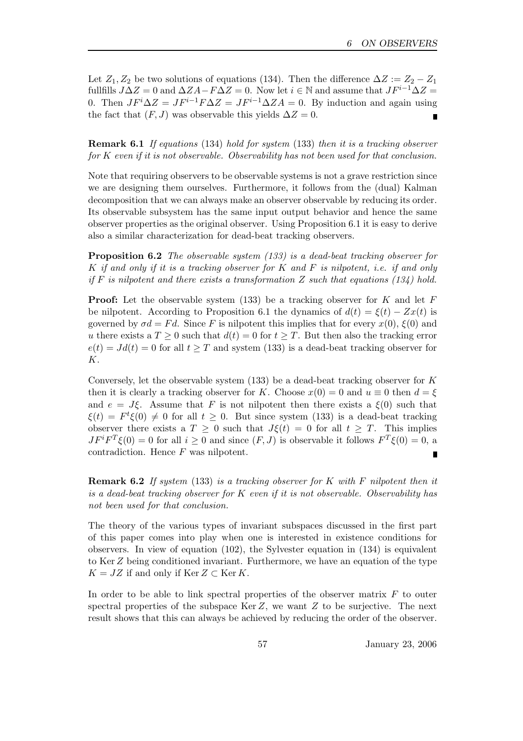Let $Z_1, Z_2$ be two solutions of equations (134). Then the difference $\Delta Z := Z_2 - Z_1$ fullfills $J\Delta Z = 0$ and $\Delta Z A - F\Delta Z = 0$. Now let $i \in \mathbb{N}$ and assume that $JF^{i-1}\Delta Z = 0$. Then $JF^i\Delta Z = JF^{i-1}F\Delta Z = JF^{i-1}\Delta Z A = 0$. By induction and again using the fact that $(F, J)$ was observable this yields $\Delta Z = 0$. ∎

**Remark 6.1** *If equations* (134) *hold for system* (133) *then it is a tracking observer for* $K$ *even if it is not observable. Observability has not been used for that conclusion.*

Note that requiring observers to be observable systems is not a grave restriction since we are designing them ourselves. Furthermore, it follows from the (dual) Kalman decomposition that we can always make an observer observable by reducing its order. Its observable subsystem has the same input output behavior and hence the same observer properties as the original observer. Using Proposition 6.1 it is easy to derive also a similar characterization for dead-beat tracking observers.

**Proposition 6.2** *The observable system (133) is a dead-beat tracking observer for* $K$ *if and only if it is a tracking observer for* $K$ *and* $F$ *is nilpotent, i.e. if and only if* $F$ *is nilpotent and there exists a transformation* $Z$ *such that equations (134) hold.*

**Proof:** Let the observable system (133) be a tracking observer for $K$ and let $F$ be nilpotent. According to Proposition 6.1 the dynamics of $d(t) = \xi(t) - Zx(t)$ is governed by $\sigma d = Fd$. Since $F$ is nilpotent this implies that for every $x(0)$, $\xi(0)$ and $u$ there exists a $T \geq 0$ such that $d(t) = 0$ for $t \geq T$. But then also the tracking error $e(t) = Jd(t) = 0$ for all $t \geq T$ and system (133) is a dead-beat tracking observer for $K$.

Conversely, let the observable system (133) be a dead-beat tracking observer for $K$ then it is clearly a tracking observer for $K$. Choose $x(0) = 0$ and $u \equiv 0$ then $d = \xi$ and $e = J\xi$. Assume that $F$ is not nilpotent then there exists a $\xi(0)$ such that $\xi(t) = F^t\xi(0) \neq 0$ for all $t \geq 0$. But since system (133) is a dead-beat tracking observer there exists a $T \geq 0$ such that $J\xi(t) = 0$ for all $t \geq T$. This implies $JF^iF^T\xi(0) = 0$ for all $i \geq 0$ and since $(F, J)$ is observable it follows $F^T\xi(0) = 0$, a contradiction. Hence $F$ was nilpotent. ∎

**Remark 6.2** *If system* (133) *is a tracking observer for* $K$ *with* $F$ *nilpotent then it is a dead-beat tracking observer for* $K$ *even if it is not observable. Observability has not been used for that conclusion.*

The theory of the various types of invariant subspaces discussed in the first part of this paper comes into play when one is interested in existence conditions for observers. In view of equation (102), the Sylvester equation in (134) is equivalent to $\operatorname{Ker} Z$ being conditioned invariant. Furthermore, we have an equation of the type $K = JZ$ if and only if $\operatorname{Ker} Z \subset \operatorname{Ker} K$.

In order to be able to link spectral properties of the observer matrix $F$ to outer spectral properties of the subspace $\operatorname{Ker} Z$, we want $Z$ to be surjective. The next result shows that this can always be achieved by reducing the order of the observer.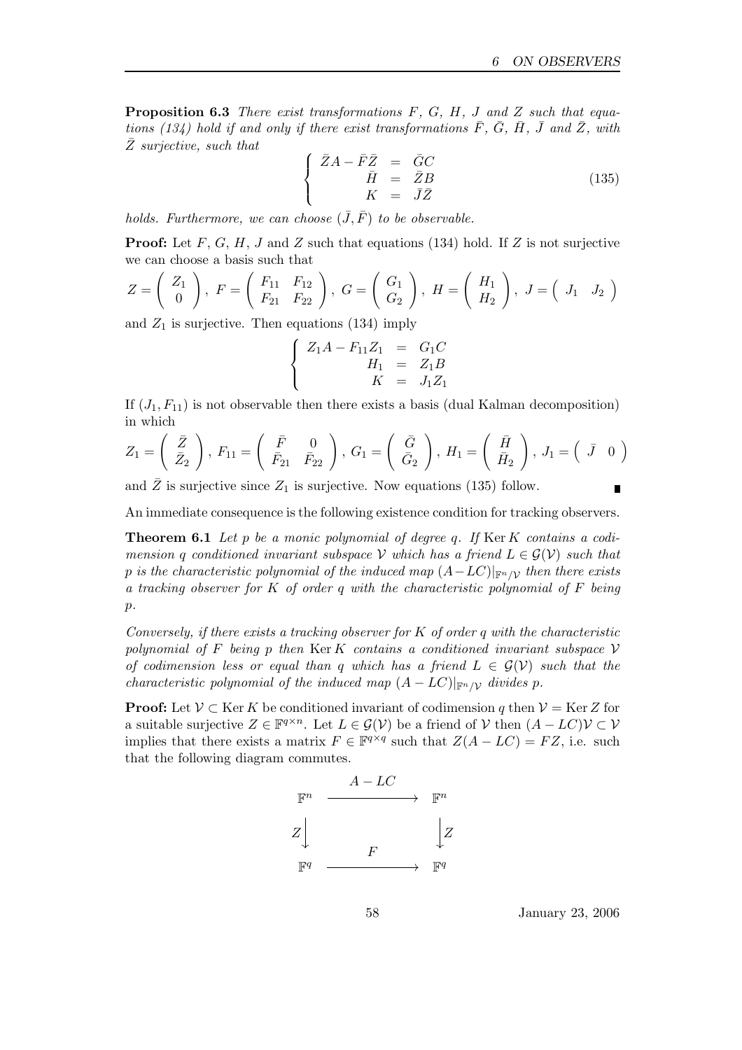**Proposition 6.3** *There exist transformations $F$, $G$, $H$, $J$ and $Z$ such that equations (134) hold if and only if there exist transformations $\bar{F}$, $\bar{G}$, $\bar{H}$, $\bar{J}$ and $\bar{Z}$, with $\bar{Z}$ surjective, such that*

$$\left\{ \begin{array}{rcl} \bar{Z}A - \bar{F}\bar{Z} & = & \bar{G}C \\ \bar{H} & = & \bar{Z}B \\ K & = & \bar{J}\bar{Z} \end{array} \right. \tag{135}$$

*holds. Furthermore, we can choose $(\bar{J}, \bar{F})$ to be observable.*

**Proof:** Let $F$, $G$, $H$, $J$ and $Z$ such that equations (134) hold. If $Z$ is not surjective we can choose a basis such that

$$Z = \begin{pmatrix} Z_1 \\ 0 \end{pmatrix},\ F = \begin{pmatrix} F_{11} & F_{12} \\ F_{21} & F_{22} \end{pmatrix},\ G = \begin{pmatrix} G_1 \\ G_2 \end{pmatrix},\ H = \begin{pmatrix} H_1 \\ H_2 \end{pmatrix},\ J = \begin{pmatrix} J_1 & J_2 \end{pmatrix}$$

and $Z_1$ is surjective. Then equations (134) imply

$$\left\{ \begin{array}{rcl} Z_1 A - F_{11} Z_1 & = & G_1 C \\ H_1 & = & Z_1 B \\ K & = & J_1 Z_1 \end{array} \right.$$

If $(J_1, F_{11})$ is not observable then there exists a basis (dual Kalman decomposition) in which

$$Z_1 = \begin{pmatrix} \bar{Z} \\ \bar{Z}_2 \end{pmatrix},\ F_{11} = \begin{pmatrix} \bar{F} & 0 \\ \bar{F}_{21} & \bar{F}_{22} \end{pmatrix},\ G_1 = \begin{pmatrix} \bar{G} \\ \bar{G}_2 \end{pmatrix},\ H_1 = \begin{pmatrix} \bar{H} \\ \bar{H}_2 \end{pmatrix},\ J_1 = \begin{pmatrix} \bar{J} & 0 \end{pmatrix}$$

and $\bar{Z}$ is surjective since $Z_1$ is surjective. Now equations (135) follow. ∎

An immediate consequence is the following existence condition for tracking observers.

**Theorem 6.1** *Let $p$ be a monic polynomial of degree $q$. If $\operatorname{Ker} K$ contains a codimension $q$ conditioned invariant subspace $\mathcal{V}$ which has a friend $L \in \mathcal{G}(\mathcal{V})$ such that $p$ is the characteristic polynomial of the induced map $(A - LC)|_{\mathbb{F}^n/\mathcal{V}}$ then there exists a tracking observer for $K$ of order $q$ with the characteristic polynomial of $F$ being $p$.*

*Conversely, if there exists a tracking observer for $K$ of order $q$ with the characteristic polynomial of $F$ being $p$ then $\operatorname{Ker} K$ contains a conditioned invariant subspace $\mathcal{V}$ of codimension less or equal than $q$ which has a friend $L \in \mathcal{G}(\mathcal{V})$ such that the characteristic polynomial of the induced map $(A - LC)|_{\mathbb{F}^n/\mathcal{V}}$ divides $p$.*

**Proof:** Let $\mathcal{V} \subset \operatorname{Ker} K$ be conditioned invariant of codimension $q$ then $\mathcal{V} = \operatorname{Ker} Z$ for a suitable surjective $Z \in \mathbb{F}^{q \times n}$. Let $L \in \mathcal{G}(\mathcal{V})$ be a friend of $\mathcal{V}$ then $(A - LC)\mathcal{V} \subset \mathcal{V}$ implies that there exists a matrix $F \in \mathbb{F}^{q \times q}$ such that $Z(A - LC) = FZ$, i.e. such that the following diagram commutes.

$$\begin{array}{ccc} \mathbb{F}^n & \xrightarrow{\quad A - LC \quad} & \mathbb{F}^n \\ Z \big\downarrow & & \big\downarrow Z \\ \mathbb{F}^q & \xrightarrow{\quad F \quad} & \mathbb{F}^q \end{array}$$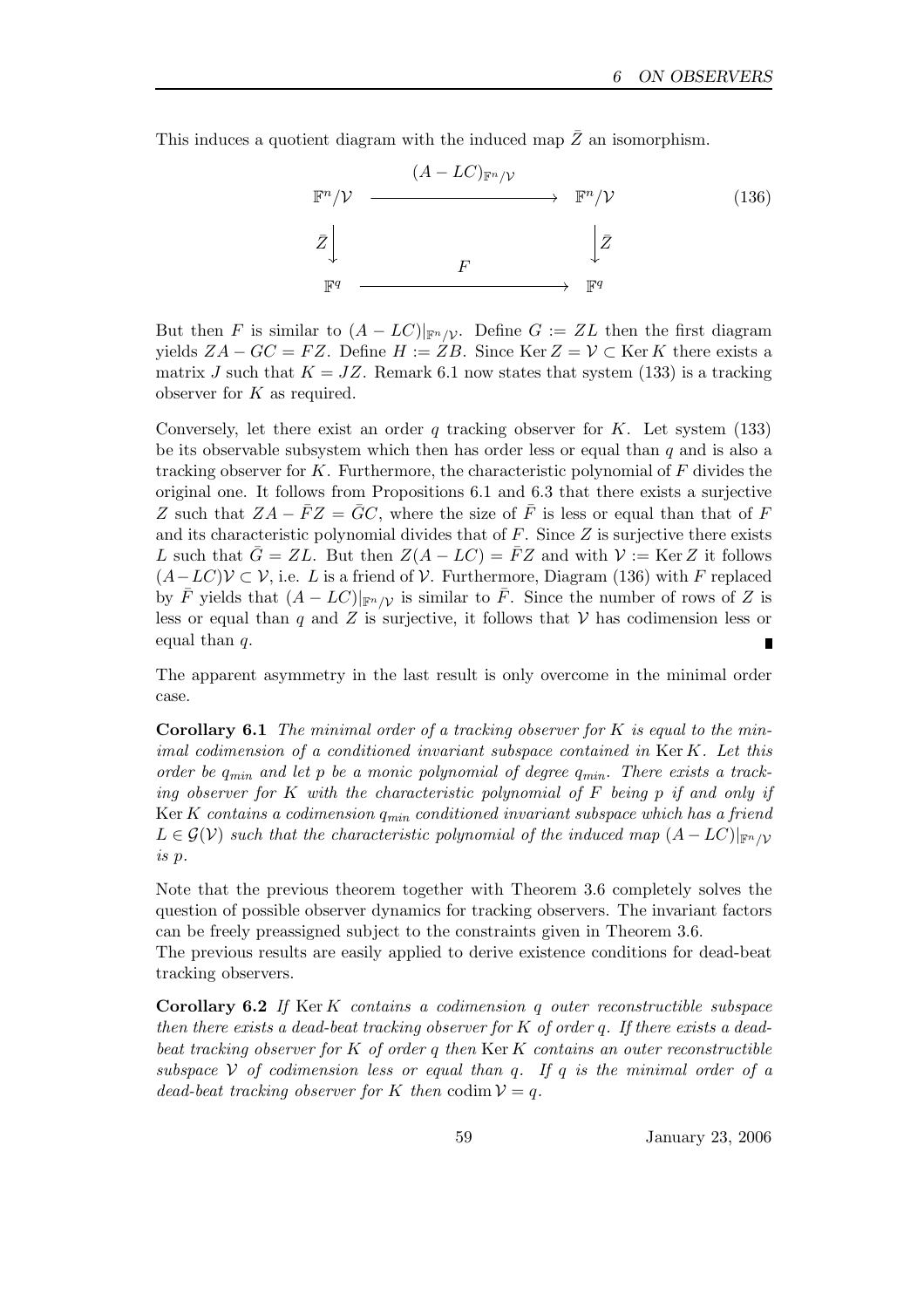This induces a quotient diagram with the induced map $\bar{Z}$ an isomorphism.

$$\begin{array}{ccc} \mathbb{F}^n/\mathcal{V} & \xrightarrow{\quad (A-LC)_{\mathbb{F}^n/\mathcal{V}} \quad} & \mathbb{F}^n/\mathcal{V} \\ \bar{Z}\big\downarrow & & \big\downarrow\bar{Z} \\ \mathbb{F}^q & \xrightarrow{\quad F \quad} & \mathbb{F}^q \end{array} \tag{136}$$

But then $F$ is similar to $(A-LC)|_{\mathbb{F}^n/\mathcal{V}}$. Define $G := ZL$ then the first diagram yields $ZA - GC = FZ$. Define $H := ZB$. Since $\operatorname{Ker} Z = \mathcal{V} \subset \operatorname{Ker} K$ there exists a matrix $J$ such that $K = JZ$. Remark 6.1 now states that system (133) is a tracking observer for $K$ as required.

Conversely, let there exist an order $q$ tracking observer for $K$. Let system (133) be its observable subsystem which then has order less or equal than $q$ and is also a tracking observer for $K$. Furthermore, the characteristic polynomial of $F$ divides the original one. It follows from Propositions 6.1 and 6.3 that there exists a surjective $Z$ such that $ZA - \bar{F}Z = \bar{G}C$, where the size of $\bar{F}$ is less or equal than that of $F$ and its characteristic polynomial divides that of $F$. Since $Z$ is surjective there exists $L$ such that $\bar{G} = ZL$. But then $Z(A-LC) = \bar{F}Z$ and with $\mathcal{V} := \operatorname{Ker} Z$ it follows $(A-LC)\mathcal{V} \subset \mathcal{V}$, i.e. $L$ is a friend of $\mathcal{V}$. Furthermore, Diagram (136) with $F$ replaced by $\bar{F}$ yields that $(A-LC)|_{\mathbb{F}^n/\mathcal{V}}$ is similar to $\bar{F}$. Since the number of rows of $Z$ is less or equal than $q$ and $Z$ is surjective, it follows that $\mathcal{V}$ has codimension less or equal than $q$. ∎

The apparent asymmetry in the last result is only overcome in the minimal order case.

**Corollary 6.1** *The minimal order of a tracking observer for $K$ is equal to the minimal codimension of a conditioned invariant subspace contained in $\operatorname{Ker} K$. Let this order be $q_{min}$ and let $p$ be a monic polynomial of degree $q_{min}$. There exists a tracking observer for $K$ with the characteristic polynomial of $F$ being $p$ if and only if $\operatorname{Ker} K$ contains a codimension $q_{min}$ conditioned invariant subspace which has a friend $L \in \mathcal{G}(\mathcal{V})$ such that the characteristic polynomial of the induced map $(A-LC)|_{\mathbb{F}^n/\mathcal{V}}$ is $p$.*

Note that the previous theorem together with Theorem 3.6 completely solves the question of possible observer dynamics for tracking observers. The invariant factors can be freely preassigned subject to the constraints given in Theorem 3.6.
The previous results are easily applied to derive existence conditions for dead-beat tracking observers.

**Corollary 6.2** *If $\operatorname{Ker} K$ contains a codimension $q$ outer reconstructible subspace then there exists a dead-beat tracking observer for $K$ of order $q$. If there exists a dead-beat tracking observer for $K$ of order $q$ then $\operatorname{Ker} K$ contains an outer reconstructible subspace $\mathcal{V}$ of codimension less or equal than $q$. If $q$ is the minimal order of a dead-beat tracking observer for $K$ then $\operatorname{codim} \mathcal{V} = q$.*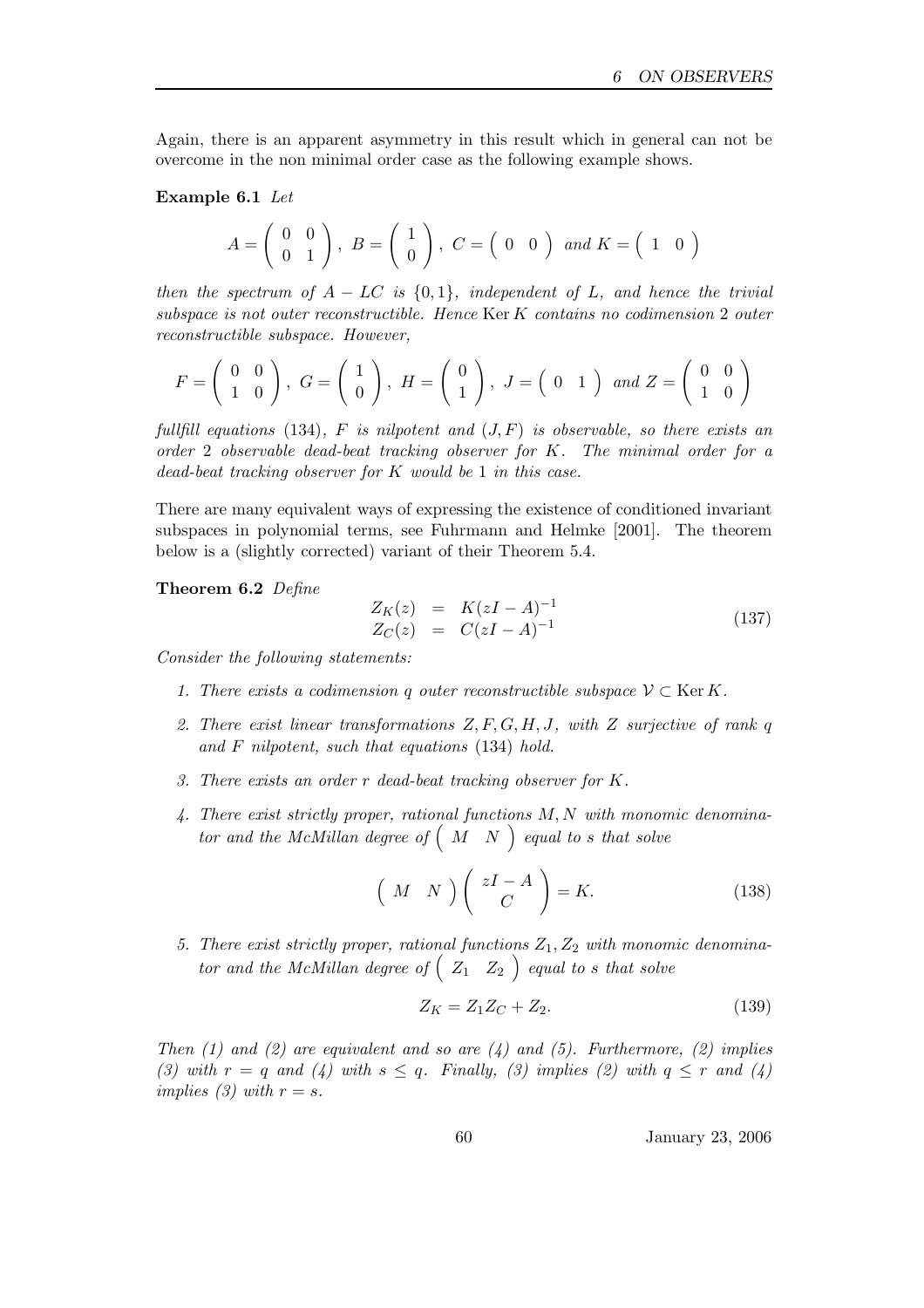Again, there is an apparent asymmetry in this result which in general can not be overcome in the non minimal order case as the following example shows.

**Example 6.1** *Let*

$$A = \begin{pmatrix} 0 & 0 \\ 0 & 1 \end{pmatrix},\ B = \begin{pmatrix} 1 \\ 0 \end{pmatrix},\ C = \begin{pmatrix} 0 & 0 \end{pmatrix} \text{ and } K = \begin{pmatrix} 1 & 0 \end{pmatrix}$$

*then the spectrum of $A - LC$ is $\{0, 1\}$, independent of $L$, and hence the trivial subspace is not outer reconstructible. Hence $\operatorname{Ker} K$ contains no codimension 2 outer reconstructible subspace. However,*

$$F = \begin{pmatrix} 0 & 0 \\ 1 & 0 \end{pmatrix},\ G = \begin{pmatrix} 1 \\ 0 \end{pmatrix},\ H = \begin{pmatrix} 0 \\ 1 \end{pmatrix},\ J = \begin{pmatrix} 0 & 1 \end{pmatrix} \text{ and } Z = \begin{pmatrix} 0 & 0 \\ 1 & 0 \end{pmatrix}$$

*fullfill equations (134), $F$ is nilpotent and $(J, F)$ is observable, so there exists an order 2 observable dead-beat tracking observer for $K$. The minimal order for a dead-beat tracking observer for $K$ would be 1 in this case.*

There are many equivalent ways of expressing the existence of conditioned invariant subspaces in polynomial terms, see Fuhrmann and Helmke [2001]. The theorem below is a (slightly corrected) variant of their Theorem 5.4.

**Theorem 6.2** *Define*

$$\begin{array}{rcl} Z_K(z) & = & K(zI - A)^{-1} \\ Z_C(z) & = & C(zI - A)^{-1} \end{array} \tag{137}$$

*Consider the following statements:*

1. *There exists a codimension $q$ outer reconstructible subspace $\mathcal{V} \subset \operatorname{Ker} K$.*
2. *There exist linear transformations $Z, F, G, H, J$, with $Z$ surjective of rank $q$ and $F$ nilpotent, such that equations (134) hold.*
3. *There exists an order $r$ dead-beat tracking observer for $K$.*
4. *There exist strictly proper, rational functions $M, N$ with monomic denominator and the McMillan degree of $\begin{pmatrix} M & N \end{pmatrix}$ equal to $s$ that solve*

$$\begin{pmatrix} M & N \end{pmatrix} \begin{pmatrix} zI - A \\ C \end{pmatrix} = K. \tag{138}$$

5. *There exist strictly proper, rational functions $Z_1, Z_2$ with monomic denominator and the McMillan degree of $\begin{pmatrix} Z_1 & Z_2 \end{pmatrix}$ equal to $s$ that solve*

$$Z_K = Z_1 Z_C + Z_2. \tag{139}$$

*Then (1) and (2) are equivalent and so are (4) and (5). Furthermore, (2) implies (3) with $r = q$ and (4) with $s \leq q$. Finally, (3) implies (2) with $q \leq r$ and (4) implies (3) with $r = s$.*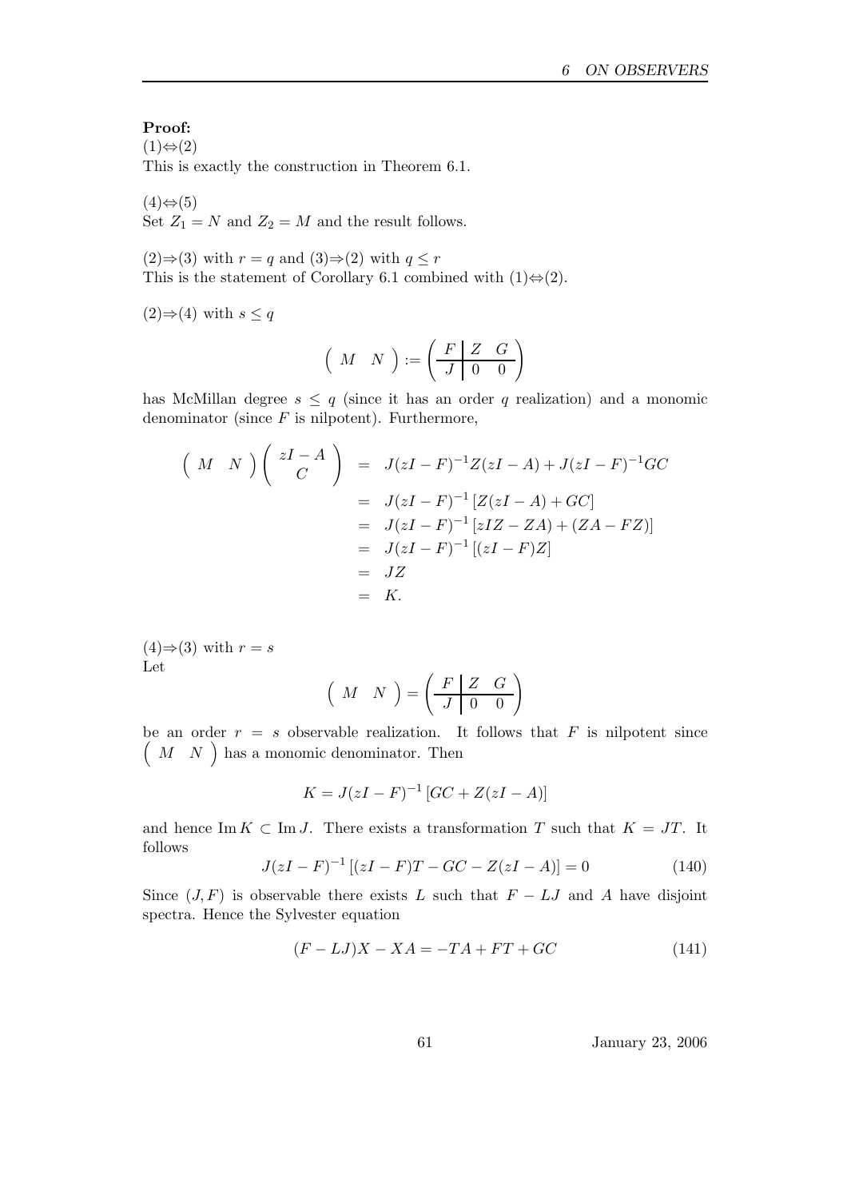**Proof:**
(1)⇔(2)
This is exactly the construction in Theorem 6.1.

(4)⇔(5)
Set $Z_1 = N$ and $Z_2 = M$ and the result follows.

(2)⇒(3) with $r = q$ and (3)⇒(2) with $q \leq r$
This is the statement of Corollary 6.1 combined with (1)⇔(2).

(2)⇒(4) with $s \leq q$

$$\left( \begin{array}{cc} M & N \end{array} \right) := \left( \begin{array}{c|cc} F & Z & G \\ \hline J & 0 & 0 \end{array} \right)$$

has McMillan degree $s \leq q$ (since it has an order $q$ realization) and a monomic denominator (since $F$ is nilpotent). Furthermore,

$$\begin{aligned}
\left( \begin{array}{cc} M & N \end{array} \right) \left( \begin{array}{c} zI - A \\ C \end{array} \right) &= J(zI-F)^{-1}Z(zI-A) + J(zI-F)^{-1}GC \\
&= J(zI-F)^{-1}\left[Z(zI-A) + GC\right] \\
&= J(zI-F)^{-1}\left[zIZ - ZA) + (ZA - FZ)\right] \\
&= J(zI-F)^{-1}\left[(zI-F)Z\right] \\
&= JZ \\
&= K.
\end{aligned}$$

(4)⇒(3) with $r = s$
Let

$$\left( \begin{array}{cc} M & N \end{array} \right) = \left( \begin{array}{c|cc} F & Z & G \\ \hline J & 0 & 0 \end{array} \right)$$

be an order $r = s$ observable realization. It follows that $F$ is nilpotent since $\left( \begin{array}{cc} M & N \end{array} \right)$ has a monomic denominator. Then

$$K = J(zI-F)^{-1}\left[GC + Z(zI-A)\right]$$

and hence $\operatorname{Im} K \subset \operatorname{Im} J$. There exists a transformation $T$ such that $K = JT$. It follows

$$J(zI-F)^{-1}\left[(zI-F)T - GC - Z(zI-A)\right] = 0 \tag{140}$$

Since $(J, F)$ is observable there exists $L$ such that $F - LJ$ and $A$ have disjoint spectra. Hence the Sylvester equation

$$(F - LJ)X - XA = -TA + FT + GC \tag{141}$$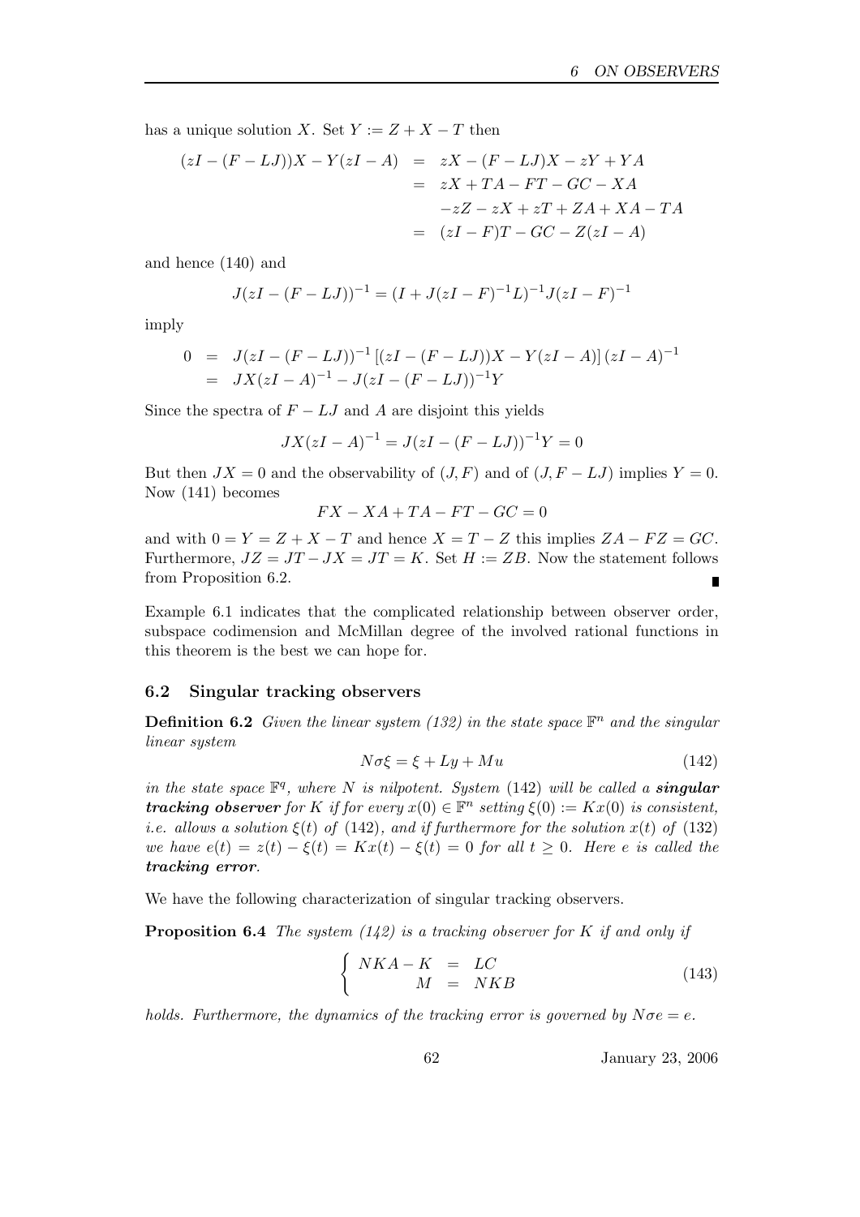has a unique solution $X$. Set $Y := Z + X - T$ then

$$
\begin{aligned}
(zI - (F - LJ))X - Y(zI - A) &= zX - (F - LJ)X - zY + YA \\
&= zX + TA - FT - GC - XA \\
&\quad -zZ - zX + zT + ZA + XA - TA \\
&= (zI - F)T - GC - Z(zI - A)
\end{aligned}
$$

and hence (140) and

$$
J(zI - (F - LJ))^{-1} = (I + J(zI - F)^{-1}L)^{-1}J(zI - F)^{-1}
$$

imply

$$
\begin{aligned}
0 &= J(zI - (F - LJ))^{-1}\left[(zI - (F - LJ))X - Y(zI - A)\right](zI - A)^{-1} \\
&= JX(zI - A)^{-1} - J(zI - (F - LJ))^{-1}Y
\end{aligned}
$$

Since the spectra of $F - LJ$ and $A$ are disjoint this yields

$$
JX(zI - A)^{-1} = J(zI - (F - LJ))^{-1}Y = 0
$$

But then $JX = 0$ and the observability of $(J, F)$ and of $(J, F - LJ)$ implies $Y = 0$. Now (141) becomes

$$
FX - XA + TA - FT - GC = 0
$$

and with $0 = Y = Z + X - T$ and hence $X = T - Z$ this implies $ZA - FZ = GC$. Furthermore, $JZ = JT - JX = JT = K$. Set $H := ZB$. Now the statement follows from Proposition 6.2. ∎

Example 6.1 indicates that the complicated relationship between observer order, subspace codimension and McMillan degree of the involved rational functions in this theorem is the best we can hope for.

### 6.2 Singular tracking observers

**Definition 6.2** *Given the linear system (132) in the state space $\mathbb{F}^n$ and the singular linear system*

$$
N\sigma\xi = \xi + Ly + Mu \tag{142}
$$

*in the state space $\mathbb{F}^q$, where $N$ is nilpotent. System* (142) *will be called a* ***singular tracking observer*** *for $K$ if for every $x(0) \in \mathbb{F}^n$ setting $\xi(0) := Kx(0)$ is consistent, i.e. allows a solution $\xi(t)$ of* (142)*, and if furthermore for the solution $x(t)$ of* (132) *we have $e(t) = z(t) - \xi(t) = Kx(t) - \xi(t) = 0$ for all $t \geq 0$. Here $e$ is called the* ***tracking error****.*

We have the following characterization of singular tracking observers.

**Proposition 6.4** *The system (142) is a tracking observer for $K$ if and only if*

$$
\left\{
\begin{aligned}
NKA - K &= LC \\
M &= NKB
\end{aligned}
\right. \tag{143}
$$

*holds. Furthermore, the dynamics of the tracking error is governed by $N\sigma e = e$.*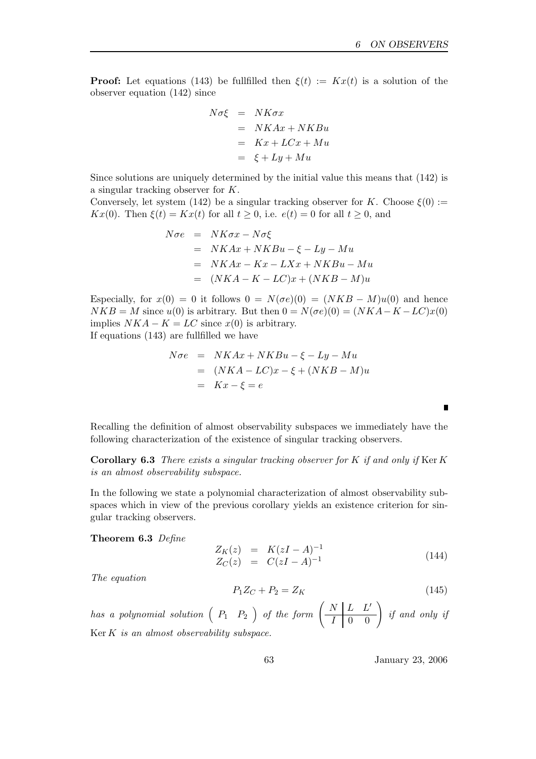**Proof:** Let equations (143) be fullfilled then $\xi(t) := Kx(t)$ is a solution of the observer equation (142) since

$$
\begin{aligned}
N\sigma\xi &= NK\sigma x \\
&= NKAx + NKBu \\
&= Kx + LCx + Mu \\
&= \xi + Ly + Mu
\end{aligned}
$$

Since solutions are uniquely determined by the initial value this means that (142) is a singular tracking observer for $K$.

Conversely, let system (142) be a singular tracking observer for $K$. Choose $\xi(0) := Kx(0)$. Then $\xi(t) = Kx(t)$ for all $t \geq 0$, i.e. $e(t) = 0$ for all $t \geq 0$, and

$$
\begin{aligned}
N\sigma e &= NK\sigma x - N\sigma\xi \\
&= NKAx + NKBu - \xi - Ly - Mu \\
&= NKAx - Kx - LXx + NKBu - Mu \\
&= (NKA - K - LC)x + (NKB - M)u
\end{aligned}
$$

Especially, for $x(0) = 0$ it follows $0 = N(\sigma e)(0) = (NKB - M)u(0)$ and hence $NKB = M$ since $u(0)$ is arbitrary. But then $0 = N(\sigma e)(0) = (NKA - K - LC)x(0)$ implies $NKA - K = LC$ since $x(0)$ is arbitrary.

If equations (143) are fullfilled we have

$$
\begin{aligned}
N\sigma e &= NKAx + NKBu - \xi - Ly - Mu \\
&= (NKA - LC)x - \xi + (NKB - M)u \\
&= Kx - \xi = e
\end{aligned}
$$

∎

Recalling the definition of almost observability subspaces we immediately have the following characterization of the existence of singular tracking observers.

**Corollary 6.3** *There exists a singular tracking observer for $K$ if and only if* $\operatorname{Ker} K$ *is an almost observability subspace.*

In the following we state a polynomial characterization of almost observability subspaces which in view of the previous corollary yields an existence criterion for singular tracking observers.

**Theorem 6.3** *Define*

$$
\begin{aligned}
Z_K(z) &= K(zI - A)^{-1} \\
Z_C(z) &= C(zI - A)^{-1}
\end{aligned}
\tag{144}
$$

*The equation*

$$
P_1 Z_C + P_2 = Z_K \tag{145}
$$

*has a polynomial solution* $\begin{pmatrix} P_1 & P_2 \end{pmatrix}$ *of the form* $\left(\begin{array}{c|cc} N & L & L' \\ \hline I & 0 & 0 \end{array}\right)$ *if and only if* $\operatorname{Ker} K$ *is an almost observability subspace.*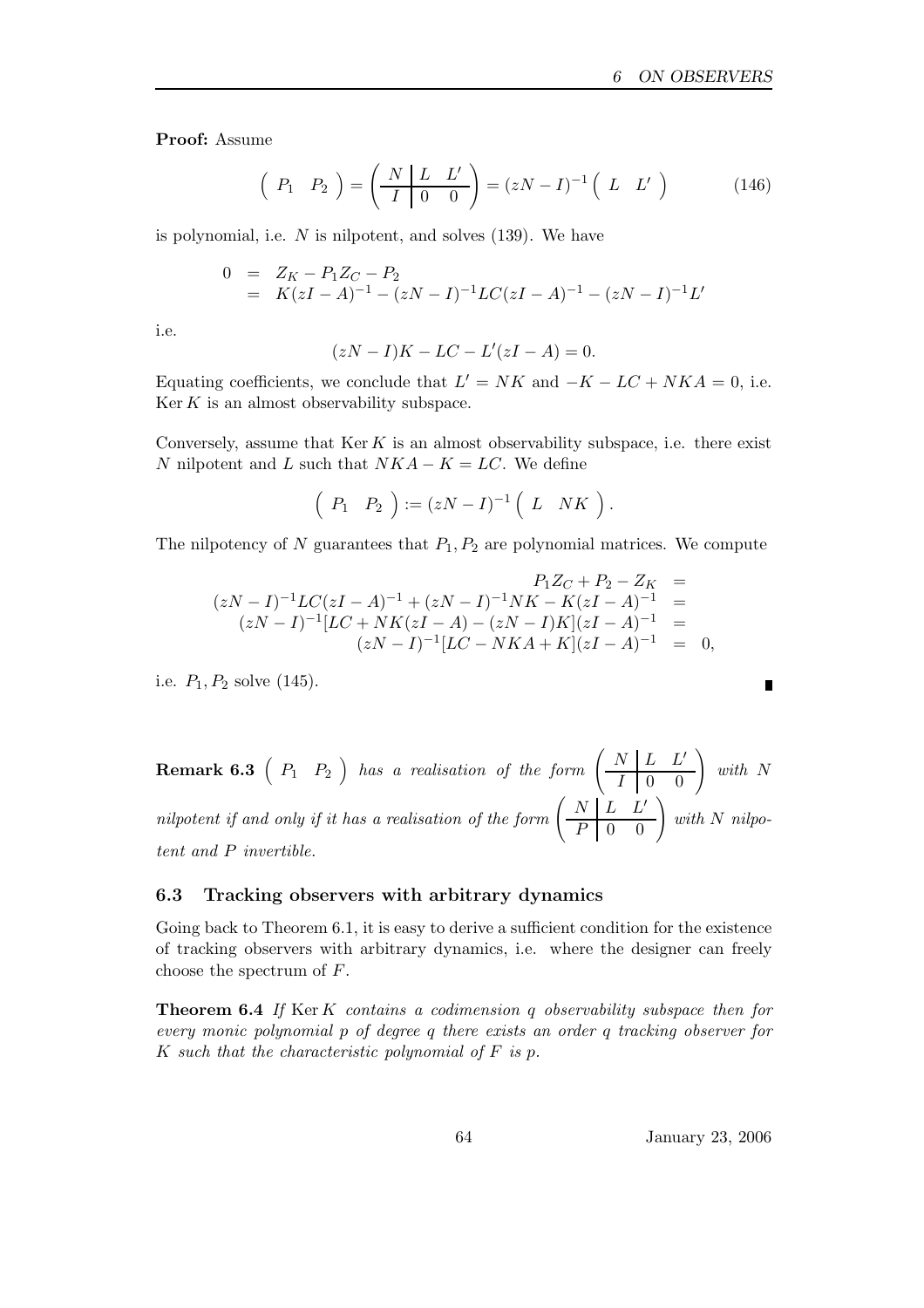**Proof:** Assume

$$\begin{pmatrix} P_1 & P_2 \end{pmatrix} = \left(\begin{array}{c|cc} N & L & L' \\ \hline I & 0 & 0 \end{array}\right) = (zN - I)^{-1} \begin{pmatrix} L & L' \end{pmatrix} \tag{146}$$

is polynomial, i.e. $N$ is nilpotent, and solves (139). We have

$$\begin{aligned} 0 &= Z_K - P_1 Z_C - P_2 \\ &= K(zI - A)^{-1} - (zN - I)^{-1} LC(zI - A)^{-1} - (zN - I)^{-1} L' \end{aligned}$$

i.e.

$$(zN - I)K - LC - L'(zI - A) = 0.$$

Equating coefficients, we conclude that $L' = NK$ and $-K - LC + NKA = 0$, i.e. $\operatorname{Ker} K$ is an almost observability subspace.

Conversely, assume that $\operatorname{Ker} K$ is an almost observability subspace, i.e. there exist $N$ nilpotent and $L$ such that $NKA - K = LC$. We define

$$\begin{pmatrix} P_1 & P_2 \end{pmatrix} := (zN - I)^{-1} \begin{pmatrix} L & NK \end{pmatrix}.$$

The nilpotency of $N$ guarantees that $P_1, P_2$ are polynomial matrices. We compute

$$\begin{aligned} P_1 Z_C + P_2 - Z_K &= \\ (zN - I)^{-1} LC(zI - A)^{-1} + (zN - I)^{-1} NK - K(zI - A)^{-1} &= \\ (zN - I)^{-1}[LC + NK(zI - A) - (zN - I)K](zI - A)^{-1} &= \\ (zN - I)^{-1}[LC - NKA + K](zI - A)^{-1} &= 0, \end{aligned}$$

i.e. $P_1, P_2$ solve (145). ∎

**Remark 6.3** *$\begin{pmatrix} P_1 & P_2 \end{pmatrix}$ has a realisation of the form $\left(\begin{array}{c|cc} N & L & L' \\ \hline I & 0 & 0 \end{array}\right)$ with $N$ nilpotent if and only if it has a realisation of the form $\left(\begin{array}{c|cc} N & L & L' \\ \hline P & 0 & 0 \end{array}\right)$ with $N$ nilpotent and $P$ invertible.*

### 6.3 Tracking observers with arbitrary dynamics

Going back to Theorem 6.1, it is easy to derive a sufficient condition for the existence of tracking observers with arbitrary dynamics, i.e. where the designer can freely choose the spectrum of $F$.

**Theorem 6.4** *If $\operatorname{Ker} K$ contains a codimension $q$ observability subspace then for every monic polynomial $p$ of degree $q$ there exists an order $q$ tracking observer for $K$ such that the characteristic polynomial of $F$ is $p$.*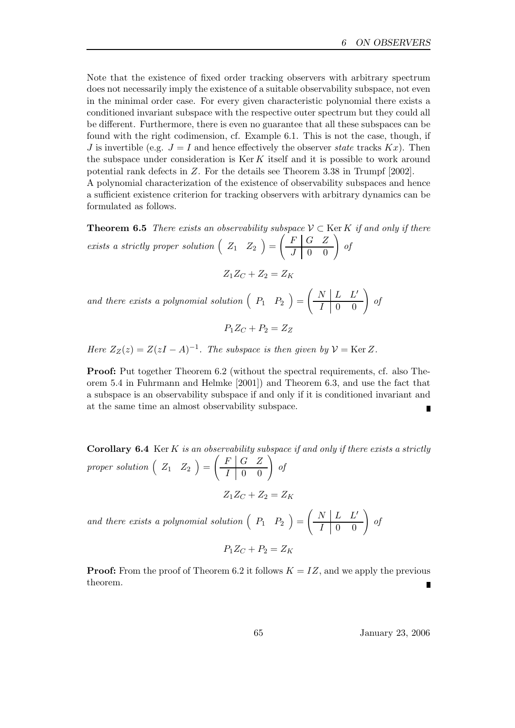Note that the existence of fixed order tracking observers with arbitrary spectrum does not necessarily imply the existence of a suitable observability subspace, not even in the minimal order case. For every given characteristic polynomial there exists a conditioned invariant subspace with the respective outer spectrum but they could all be different. Furthermore, there is even no guarantee that all these subspaces can be found with the right codimension, cf. Example 6.1. This is not the case, though, if $J$ is invertible (e.g. $J = I$ and hence effectively the observer *state* tracks $Kx$). Then the subspace under consideration is $\operatorname{Ker} K$ itself and it is possible to work around potential rank defects in $Z$. For the details see Theorem 3.38 in Trumpf [2002].
A polynomial characterization of the existence of observability subspaces and hence a sufficient existence criterion for tracking observers with arbitrary dynamics can be formulated as follows.

**Theorem 6.5** *There exists an observability subspace $\mathcal{V} \subset \operatorname{Ker} K$ if and only if there exists a strictly proper solution $\begin{pmatrix} Z_1 & Z_2 \end{pmatrix} = \left(\begin{array}{c|cc} F & G & Z \\ \hline J & 0 & 0 \end{array}\right)$ of*

$$Z_1 Z_C + Z_2 = Z_K$$

*and there exists a polynomial solution $\begin{pmatrix} P_1 & P_2 \end{pmatrix} = \left(\begin{array}{c|cc} N & L & L' \\ \hline I & 0 & 0 \end{array}\right)$ of*

$$P_1 Z_C + P_2 = Z_Z$$

*Here $Z_Z(z) = Z(zI - A)^{-1}$. The subspace is then given by $\mathcal{V} = \operatorname{Ker} Z$.*

**Proof:** Put together Theorem 6.2 (without the spectral requirements, cf. also Theorem 5.4 in Fuhrmann and Helmke [2001]) and Theorem 6.3, and use the fact that a subspace is an observability subspace if and only if it is conditioned invariant and at the same time an almost observability subspace. ∎

**Corollary 6.4** *$\operatorname{Ker} K$ is an observability subspace if and only if there exists a strictly proper solution $\begin{pmatrix} Z_1 & Z_2 \end{pmatrix} = \left(\begin{array}{c|cc} F & G & Z \\ \hline I & 0 & 0 \end{array}\right)$ of*

$$Z_1 Z_C + Z_2 = Z_K$$

*and there exists a polynomial solution $\begin{pmatrix} P_1 & P_2 \end{pmatrix} = \left(\begin{array}{c|cc} N & L & L' \\ \hline I & 0 & 0 \end{array}\right)$ of*

$$P_1 Z_C + P_2 = Z_K$$

**Proof:** From the proof of Theorem 6.2 it follows $K = IZ$, and we apply the previous theorem. ∎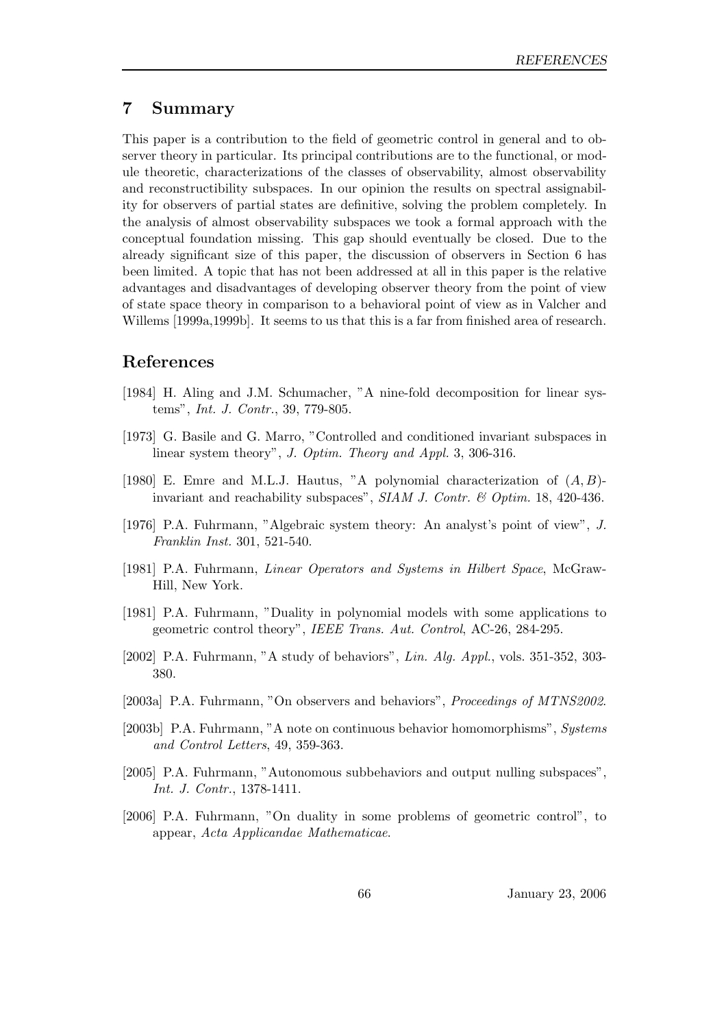## 7 Summary

This paper is a contribution to the field of geometric control in general and to observer theory in particular. Its principal contributions are to the functional, or module theoretic, characterizations of the classes of observability, almost observability and reconstructibility subspaces. In our opinion the results on spectral assignability for observers of partial states are definitive, solving the problem completely. In the analysis of almost observability subspaces we took a formal approach with the conceptual foundation missing. This gap should eventually be closed. Due to the already significant size of this paper, the discussion of observers in Section 6 has been limited. A topic that has not been addressed at all in this paper is the relative advantages and disadvantages of developing observer theory from the point of view of state space theory in comparison to a behavioral point of view as in Valcher and Willems [1999a,1999b]. It seems to us that this is a far from finished area of research.

## References

[1984] H. Aling and J.M. Schumacher, "A nine-fold decomposition for linear systems", *Int. J. Contr.*, 39, 779-805.

[1973] G. Basile and G. Marro, "Controlled and conditioned invariant subspaces in linear system theory", *J. Optim. Theory and Appl.* 3, 306-316.

[1980] E. Emre and M.L.J. Hautus, "A polynomial characterization of $(A, B)$-invariant and reachability subspaces", *SIAM J. Contr. & Optim.* 18, 420-436.

[1976] P.A. Fuhrmann, "Algebraic system theory: An analyst's point of view", *J. Franklin Inst.* 301, 521-540.

[1981] P.A. Fuhrmann, *Linear Operators and Systems in Hilbert Space*, McGraw-Hill, New York.

[1981] P.A. Fuhrmann, "Duality in polynomial models with some applications to geometric control theory", *IEEE Trans. Aut. Control*, AC-26, 284-295.

[2002] P.A. Fuhrmann, "A study of behaviors", *Lin. Alg. Appl.*, vols. 351-352, 303-380.

[2003a] P.A. Fuhrmann, "On observers and behaviors", *Proceedings of MTNS2002*.

[2003b] P.A. Fuhrmann, "A note on continuous behavior homomorphisms", *Systems and Control Letters*, 49, 359-363.

[2005] P.A. Fuhrmann, "Autonomous subbehaviors and output nulling subspaces", *Int. J. Contr.*, 1378-1411.

[2006] P.A. Fuhrmann, "On duality in some problems of geometric control", to appear, *Acta Applicandae Mathematicae*.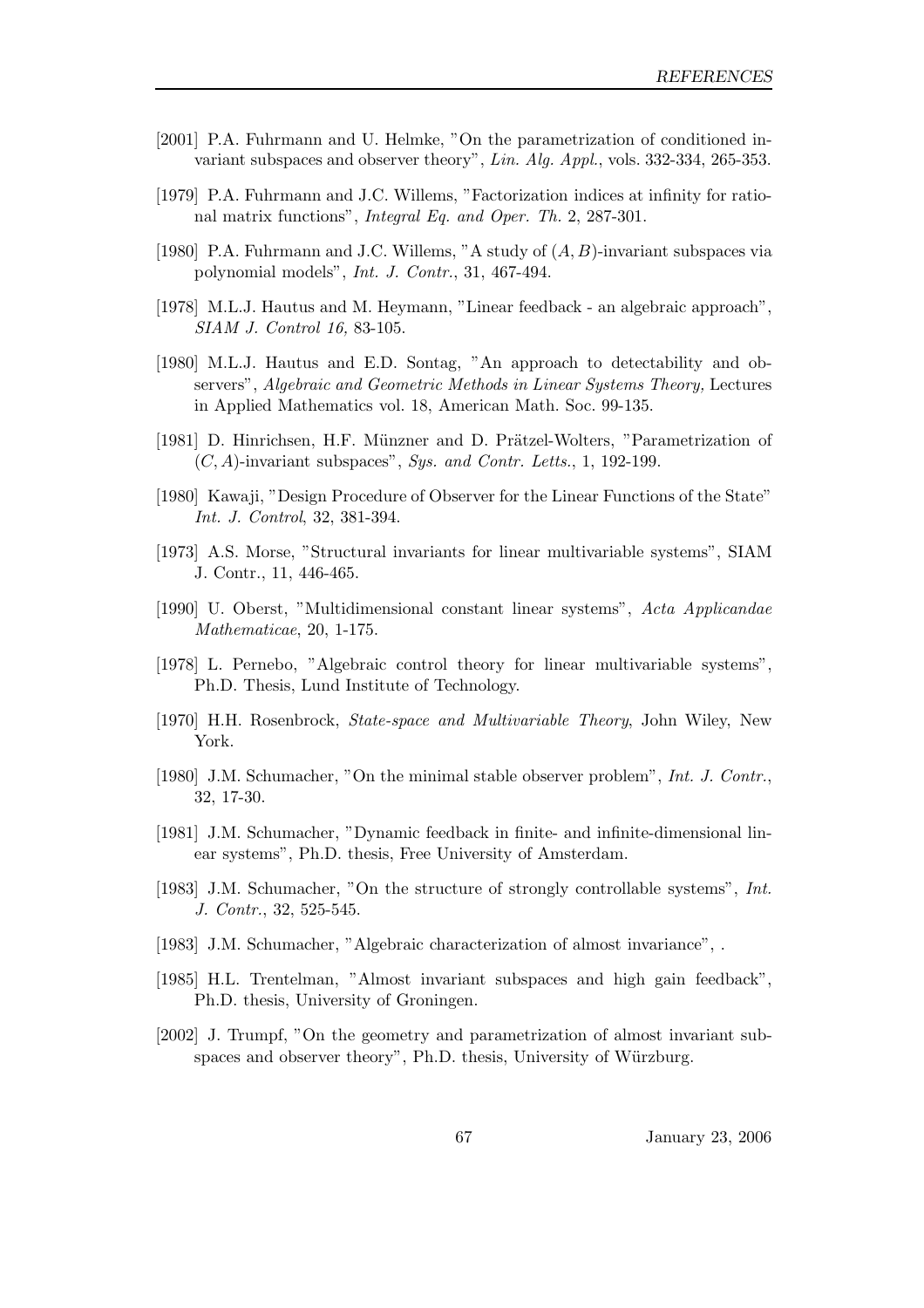[2001] P.A. Fuhrmann and U. Helmke, "On the parametrization of conditioned invariant subspaces and observer theory", *Lin. Alg. Appl.*, vols. 332-334, 265-353.

[1979] P.A. Fuhrmann and J.C. Willems, "Factorization indices at infinity for rational matrix functions", *Integral Eq. and Oper. Th.* 2, 287-301.

[1980] P.A. Fuhrmann and J.C. Willems, "A study of $(A, B)$-invariant subspaces via polynomial models", *Int. J. Contr.*, 31, 467-494.

[1978] M.L.J. Hautus and M. Heymann, "Linear feedback - an algebraic approach", *SIAM J. Control 16,* 83-105.

[1980] M.L.J. Hautus and E.D. Sontag, "An approach to detectability and observers", *Algebraic and Geometric Methods in Linear Systems Theory,* Lectures in Applied Mathematics vol. 18, American Math. Soc. 99-135.

[1981] D. Hinrichsen, H.F. Münzner and D. Prätzel-Wolters, "Parametrization of $(C, A)$-invariant subspaces", *Sys. and Contr. Letts.*, 1, 192-199.

[1980] Kawaji, "Design Procedure of Observer for the Linear Functions of the State" *Int. J. Control*, 32, 381-394.

[1973] A.S. Morse, "Structural invariants for linear multivariable systems", SIAM J. Contr., 11, 446-465.

[1990] U. Oberst, "Multidimensional constant linear systems", *Acta Applicandae Mathematicae*, 20, 1-175.

[1978] L. Pernebo, "Algebraic control theory for linear multivariable systems", Ph.D. Thesis, Lund Institute of Technology.

[1970] H.H. Rosenbrock, *State-space and Multivariable Theory*, John Wiley, New York.

[1980] J.M. Schumacher, "On the minimal stable observer problem", *Int. J. Contr.*, 32, 17-30.

[1981] J.M. Schumacher, "Dynamic feedback in finite- and infinite-dimensional linear systems", Ph.D. thesis, Free University of Amsterdam.

[1983] J.M. Schumacher, "On the structure of strongly controllable systems", *Int. J. Contr.*, 32, 525-545.

[1983] J.M. Schumacher, "Algebraic characterization of almost invariance", .

[1985] H.L. Trentelman, "Almost invariant subspaces and high gain feedback", Ph.D. thesis, University of Groningen.

[2002] J. Trumpf, "On the geometry and parametrization of almost invariant subspaces and observer theory", Ph.D. thesis, University of Würzburg.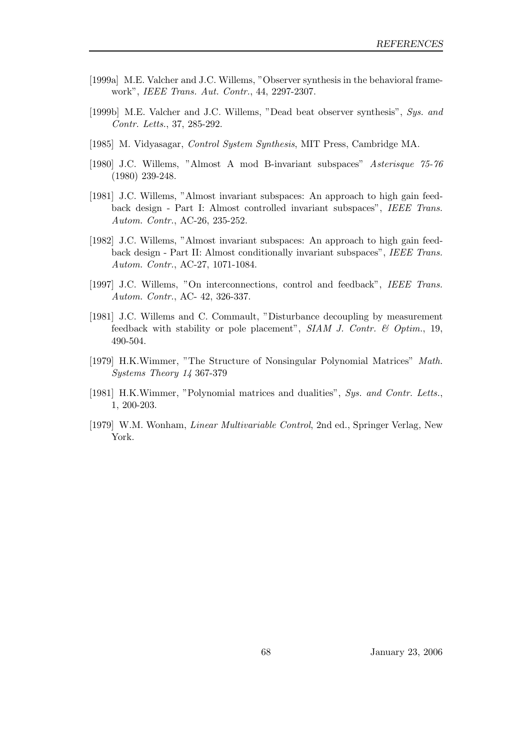[1999a] M.E. Valcher and J.C. Willems, "Observer synthesis in the behavioral framework", *IEEE Trans. Aut. Contr.*, 44, 2297-2307.

[1999b] M.E. Valcher and J.C. Willems, "Dead beat observer synthesis", *Sys. and Contr. Letts.*, 37, 285-292.

[1985] M. Vidyasagar, *Control System Synthesis*, MIT Press, Cambridge MA.

[1980] J.C. Willems, "Almost A mod B-invariant subspaces" *Asterisque 75-76* (1980) 239-248.

[1981] J.C. Willems, "Almost invariant subspaces: An approach to high gain feedback design - Part I: Almost controlled invariant subspaces", *IEEE Trans. Autom. Contr.*, AC-26, 235-252.

[1982] J.C. Willems, "Almost invariant subspaces: An approach to high gain feedback design - Part II: Almost conditionally invariant subspaces", *IEEE Trans. Autom. Contr.*, AC-27, 1071-1084.

[1997] J.C. Willems, "On interconnections, control and feedback", *IEEE Trans. Autom. Contr.*, AC- 42, 326-337.

[1981] J.C. Willems and C. Commault, "Disturbance decoupling by measurement feedback with stability or pole placement", *SIAM J. Contr. & Optim.*, 19, 490-504.

[1979] H.K.Wimmer, "The Structure of Nonsingular Polynomial Matrices" *Math. Systems Theory 14* 367-379

[1981] H.K.Wimmer, "Polynomial matrices and dualities", *Sys. and Contr. Letts.*, 1, 200-203.

[1979] W.M. Wonham, *Linear Multivariable Control*, 2nd ed., Springer Verlag, New York.